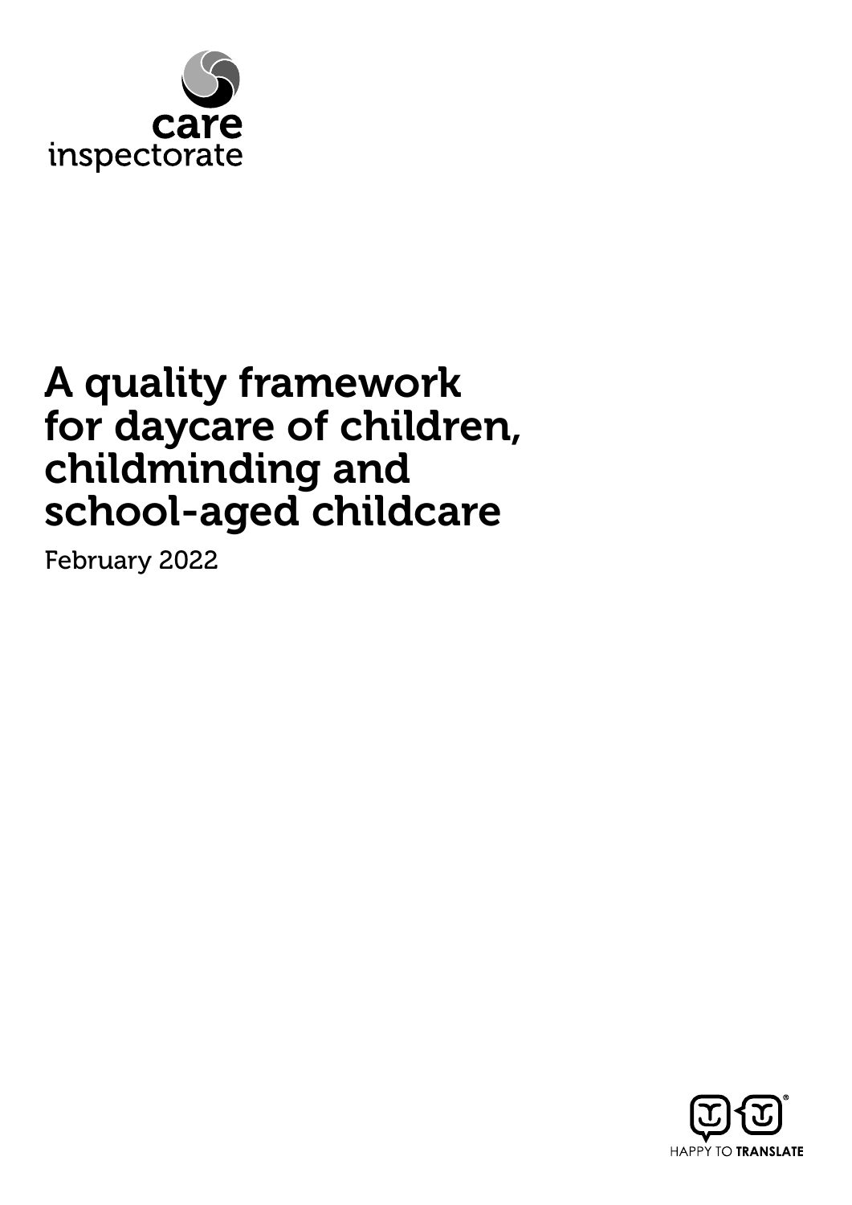care inspectorate

# A quality framework for daycare of children, childminding and school-aged childcare

February 2022

HAPPY TO TRANSLATE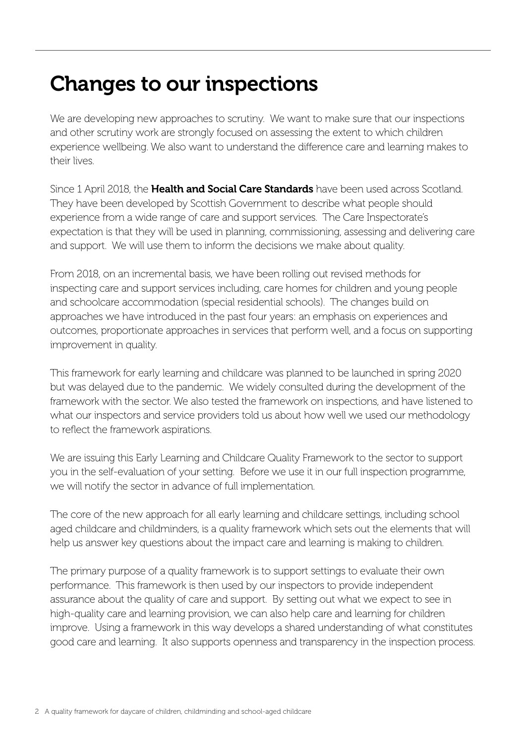# Changes to our inspections

We are developing new approaches to scrutiny. We want to make sure that our inspections and other scrutiny work are strongly focused on assessing the extent to which children experience wellbeing. We also want to understand the difference care and learning makes to their lives.

Since 1 April 2018, the **Health and Social Care Standards** have been used across Scotland. They have been developed by Scottish Government to describe what people should experience from a wide range of care and support services. The Care Inspectorate's expectation is that they will be used in planning, commissioning, assessing and delivering care and support. We will use them to inform the decisions we make about quality.

From 2018, on an incremental basis, we have been rolling out revised methods for inspecting care and support services including, care homes for children and young people and schoolcare accommodation (special residential schools). The changes build on approaches we have introduced in the past four years: an emphasis on experiences and outcomes, proportionate approaches in services that perform well, and a focus on supporting improvement in quality.

This framework for early learning and childcare was planned to be launched in spring 2020 but was delayed due to the pandemic. We widely consulted during the development of the framework with the sector. We also tested the framework on inspections, and have listened to what our inspectors and service providers told us about how well we used our methodology to reflect the framework aspirations.

We are issuing this Early Learning and Childcare Quality Framework to the sector to support you in the self-evaluation of your setting. Before we use it in our full inspection programme, we will notify the sector in advance of full implementation.

The core of the new approach for all early learning and childcare settings, including school aged childcare and childminders, is a quality framework which sets out the elements that will help us answer key questions about the impact care and learning is making to children.

The primary purpose of a quality framework is to support settings to evaluate their own performance. This framework is then used by our inspectors to provide independent assurance about the quality of care and support. By setting out what we expect to see in high-quality care and learning provision, we can also help care and learning for children improve. Using a framework in this way develops a shared understanding of what constitutes good care and learning. It also supports openness and transparency in the inspection process.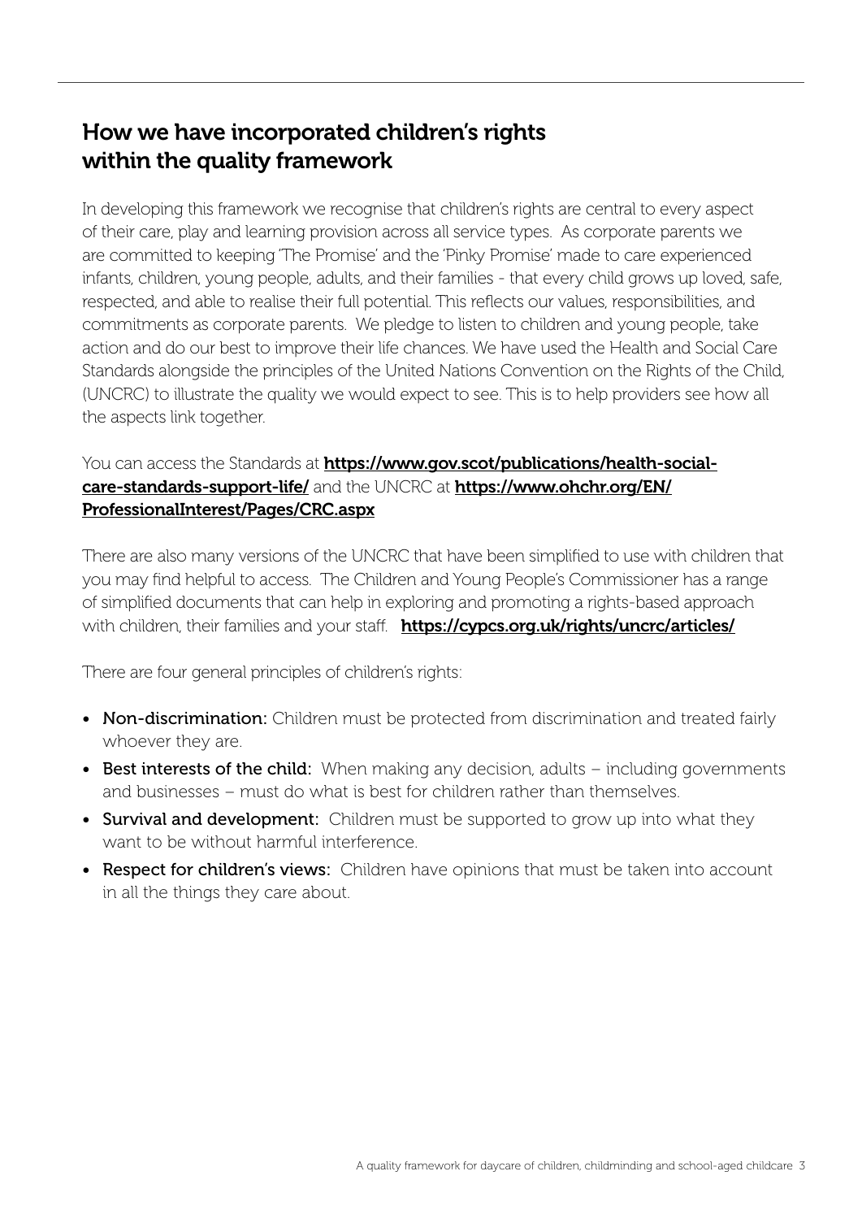## How we have incorporated children's rights within the quality framework

In developing this framework we recognise that children's rights are central to every aspect of their care, play and learning provision across all service types. As corporate parents we are committed to keeping 'The Promise' and the 'Pinky Promise' made to care experienced infants, children, young people, adults, and their families - that every child grows up loved, safe, respected, and able to realise their full potential. This reflects our values, responsibilities, and commitments as corporate parents. We pledge to listen to children and young people, take action and do our best to improve their life chances. We have used the Health and Social Care Standards alongside the principles of the United Nations Convention on the Rights of the Child, (UNCRC) to illustrate the quality we would expect to see. This is to help providers see how all the aspects link together.

You can access the Standards at **https://www.gov.scot/publications/health-social-care-standards-support-life/** and the UNCRC at **https://www.ohchr.org/EN/ProfessionalInterest/Pages/CRC.aspx**

There are also many versions of the UNCRC that have been simplified to use with children that you may find helpful to access. The Children and Young People's Commissioner has a range of simplified documents that can help in exploring and promoting a rights-based approach with children, their families and your staff. **https://cypcs.org.uk/rights/uncrc/articles/**

There are four general principles of children's rights:

- **Non-discrimination:** Children must be protected from discrimination and treated fairly whoever they are.
- **Best interests of the child:** When making any decision, adults – including governments and businesses – must do what is best for children rather than themselves.
- **Survival and development:** Children must be supported to grow up into what they want to be without harmful interference.
- **Respect for children's views:** Children have opinions that must be taken into account in all the things they care about.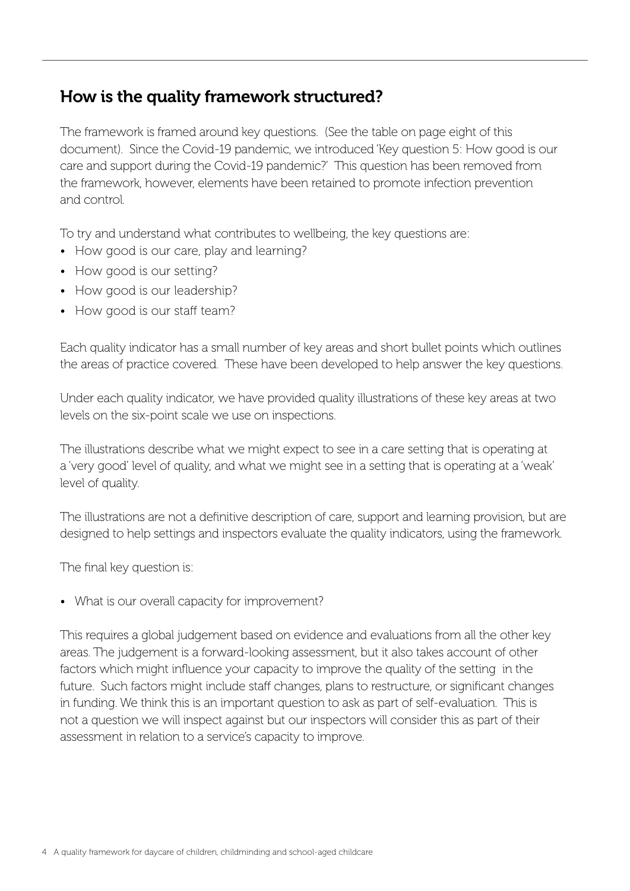## How is the quality framework structured?

The framework is framed around key questions. (See the table on page eight of this document). Since the Covid-19 pandemic, we introduced 'Key question 5: How good is our care and support during the Covid-19 pandemic?' This question has been removed from the framework, however, elements have been retained to promote infection prevention and control.

To try and understand what contributes to wellbeing, the key questions are:

- How good is our care, play and learning?
- How good is our setting?
- How good is our leadership?
- How good is our staff team?

Each quality indicator has a small number of key areas and short bullet points which outlines the areas of practice covered. These have been developed to help answer the key questions.

Under each quality indicator, we have provided quality illustrations of these key areas at two levels on the six-point scale we use on inspections.

The illustrations describe what we might expect to see in a care setting that is operating at a 'very good' level of quality, and what we might see in a setting that is operating at a 'weak' level of quality.

The illustrations are not a definitive description of care, support and learning provision, but are designed to help settings and inspectors evaluate the quality indicators, using the framework.

The final key question is:

- What is our overall capacity for improvement?

This requires a global judgement based on evidence and evaluations from all the other key areas. The judgement is a forward-looking assessment, but it also takes account of other factors which might influence your capacity to improve the quality of the setting in the future. Such factors might include staff changes, plans to restructure, or significant changes in funding. We think this is an important question to ask as part of self-evaluation. This is not a question we will inspect against but our inspectors will consider this as part of their assessment in relation to a service's capacity to improve.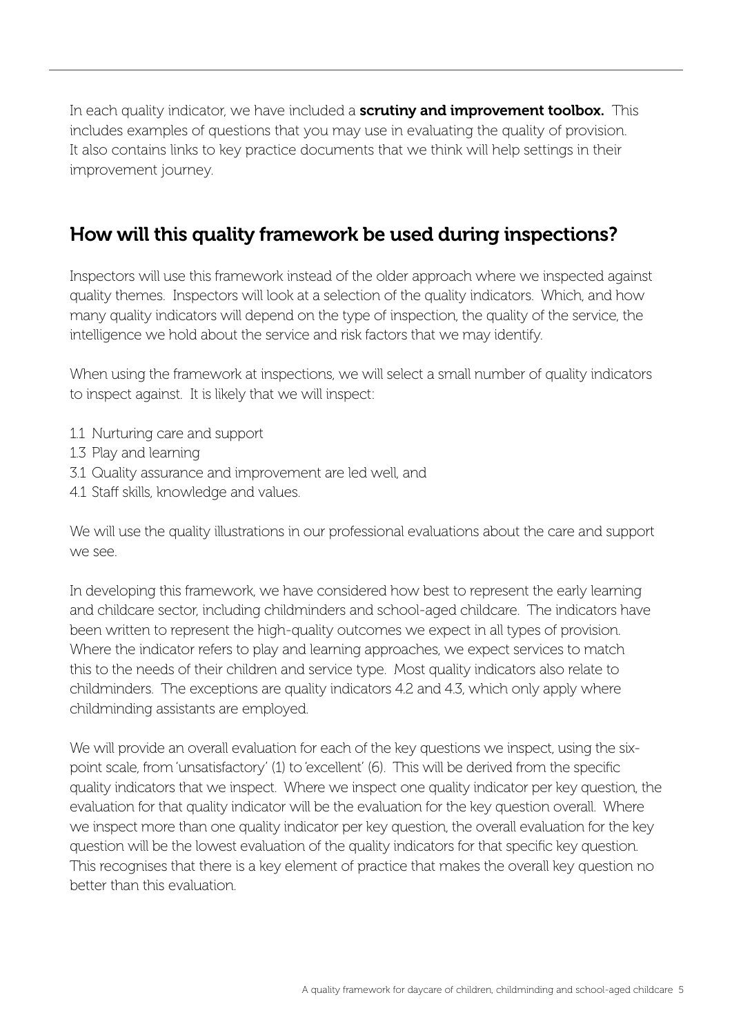In each quality indicator, we have included a **scrutiny and improvement toolbox.** This includes examples of questions that you may use in evaluating the quality of provision. It also contains links to key practice documents that we think will help settings in their improvement journey.

## How will this quality framework be used during inspections?

Inspectors will use this framework instead of the older approach where we inspected against quality themes. Inspectors will look at a selection of the quality indicators. Which, and how many quality indicators will depend on the type of inspection, the quality of the service, the intelligence we hold about the service and risk factors that we may identify.

When using the framework at inspections, we will select a small number of quality indicators to inspect against. It is likely that we will inspect:

- 1.1 Nurturing care and support
- 1.3 Play and learning
- 3.1 Quality assurance and improvement are led well, and
- 4.1 Staff skills, knowledge and values.

We will use the quality illustrations in our professional evaluations about the care and support we see.

In developing this framework, we have considered how best to represent the early learning and childcare sector, including childminders and school-aged childcare. The indicators have been written to represent the high-quality outcomes we expect in all types of provision. Where the indicator refers to play and learning approaches, we expect services to match this to the needs of their children and service type. Most quality indicators also relate to childminders. The exceptions are quality indicators 4.2 and 4.3, which only apply where childminding assistants are employed.

We will provide an overall evaluation for each of the key questions we inspect, using the six-point scale, from 'unsatisfactory' (1) to 'excellent' (6). This will be derived from the specific quality indicators that we inspect. Where we inspect one quality indicator per key question, the evaluation for that quality indicator will be the evaluation for the key question overall. Where we inspect more than one quality indicator per key question, the overall evaluation for the key question will be the lowest evaluation of the quality indicators for that specific key question. This recognises that there is a key element of practice that makes the overall key question no better than this evaluation.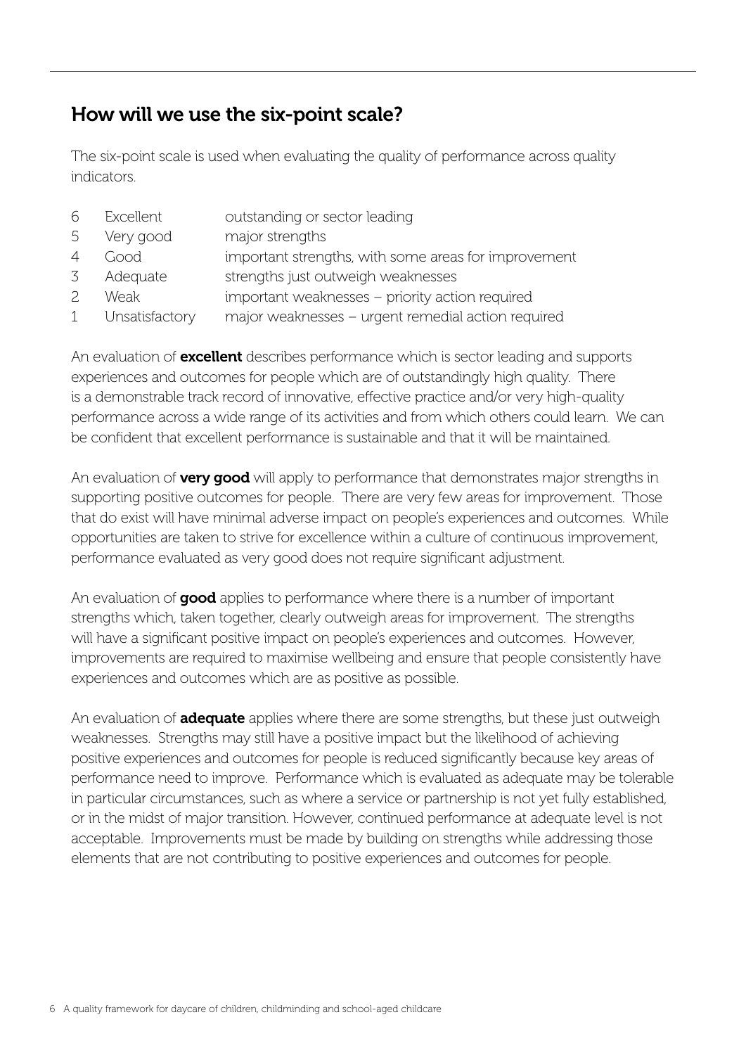## How will we use the six-point scale?

The six-point scale is used when evaluating the quality of performance across quality indicators.

| | | |
|---|---|---|
| 6 | Excellent | outstanding or sector leading |
| 5 | Very good | major strengths |
| 4 | Good | important strengths, with some areas for improvement |
| 3 | Adequate | strengths just outweigh weaknesses |
| 2 | Weak | important weaknesses – priority action required |
| 1 | Unsatisfactory | major weaknesses – urgent remedial action required |

An evaluation of **excellent** describes performance which is sector leading and supports experiences and outcomes for people which are of outstandingly high quality. There is a demonstrable track record of innovative, effective practice and/or very high-quality performance across a wide range of its activities and from which others could learn. We can be confident that excellent performance is sustainable and that it will be maintained.

An evaluation of **very good** will apply to performance that demonstrates major strengths in supporting positive outcomes for people. There are very few areas for improvement. Those that do exist will have minimal adverse impact on people's experiences and outcomes. While opportunities are taken to strive for excellence within a culture of continuous improvement, performance evaluated as very good does not require significant adjustment.

An evaluation of **good** applies to performance where there is a number of important strengths which, taken together, clearly outweigh areas for improvement. The strengths will have a significant positive impact on people's experiences and outcomes. However, improvements are required to maximise wellbeing and ensure that people consistently have experiences and outcomes which are as positive as possible.

An evaluation of **adequate** applies where there are some strengths, but these just outweigh weaknesses. Strengths may still have a positive impact but the likelihood of achieving positive experiences and outcomes for people is reduced significantly because key areas of performance need to improve. Performance which is evaluated as adequate may be tolerable in particular circumstances, such as where a service or partnership is not yet fully established, or in the midst of major transition. However, continued performance at adequate level is not acceptable. Improvements must be made by building on strengths while addressing those elements that are not contributing to positive experiences and outcomes for people.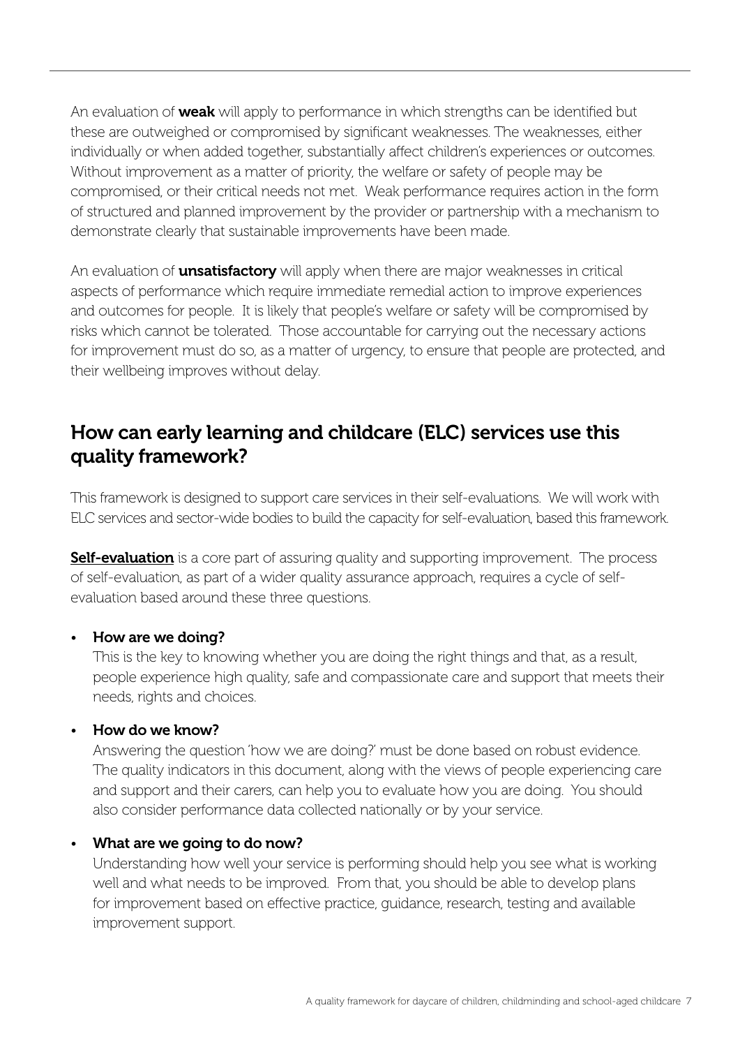An evaluation of **weak** will apply to performance in which strengths can be identified but these are outweighed or compromised by significant weaknesses. The weaknesses, either individually or when added together, substantially affect children's experiences or outcomes. Without improvement as a matter of priority, the welfare or safety of people may be compromised, or their critical needs not met. Weak performance requires action in the form of structured and planned improvement by the provider or partnership with a mechanism to demonstrate clearly that sustainable improvements have been made.

An evaluation of **unsatisfactory** will apply when there are major weaknesses in critical aspects of performance which require immediate remedial action to improve experiences and outcomes for people. It is likely that people's welfare or safety will be compromised by risks which cannot be tolerated. Those accountable for carrying out the necessary actions for improvement must do so, as a matter of urgency, to ensure that people are protected, and their wellbeing improves without delay.

## How can early learning and childcare (ELC) services use this quality framework?

This framework is designed to support care services in their self-evaluations. We will work with ELC services and sector-wide bodies to build the capacity for self-evaluation, based this framework.

**Self-evaluation** is a core part of assuring quality and supporting improvement. The process of self-evaluation, as part of a wider quality assurance approach, requires a cycle of self-evaluation based around these three questions.

- **How are we doing?**
  This is the key to knowing whether you are doing the right things and that, as a result, people experience high quality, safe and compassionate care and support that meets their needs, rights and choices.

- **How do we know?**
  Answering the question 'how we are doing?' must be done based on robust evidence. The quality indicators in this document, along with the views of people experiencing care and support and their carers, can help you to evaluate how you are doing. You should also consider performance data collected nationally or by your service.

- **What are we going to do now?**
  Understanding how well your service is performing should help you see what is working well and what needs to be improved. From that, you should be able to develop plans for improvement based on effective practice, guidance, research, testing and available improvement support.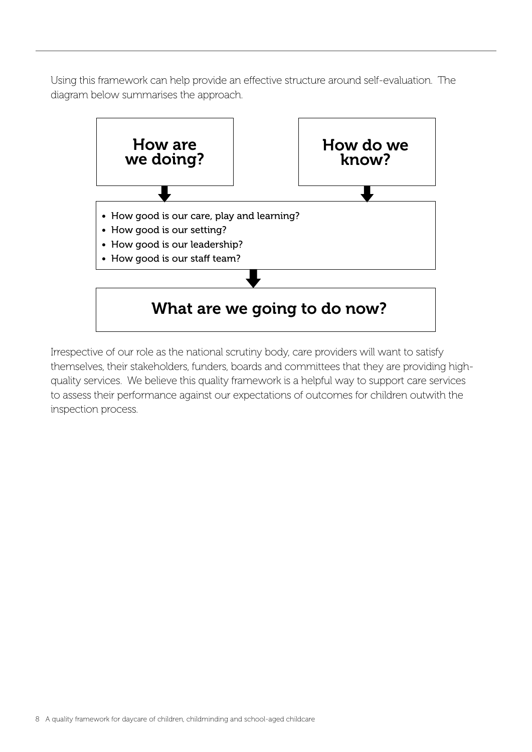Using this framework can help provide an effective structure around self-evaluation. The diagram below summarises the approach.

**How are we doing?**

**How do we know?**

- How good is our care, play and learning?
- How good is our setting?
- How good is our leadership?
- How good is our staff team?

**What are we going to do now?**

Irrespective of our role as the national scrutiny body, care providers will want to satisfy themselves, their stakeholders, funders, boards and committees that they are providing high-quality services. We believe this quality framework is a helpful way to support care services to assess their performance against our expectations of outcomes for children outwith the inspection process.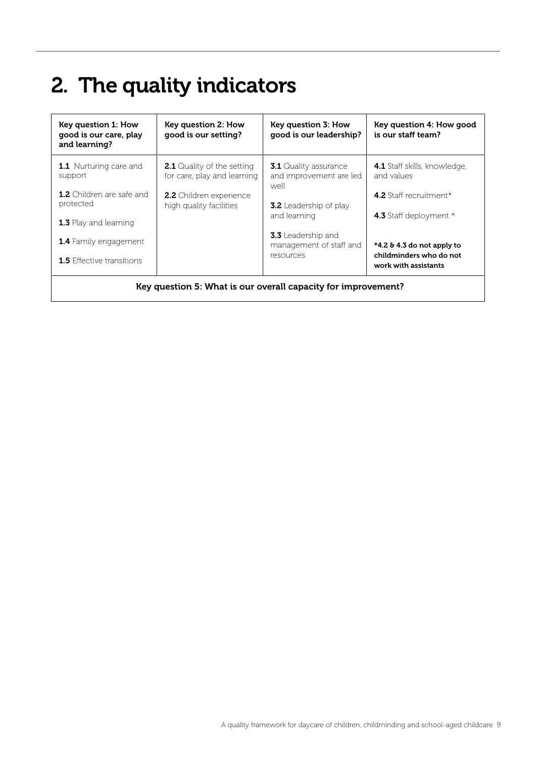# 2. The quality indicators

| Key question 1: How good is our care, play and learning? | Key question 2: How good is our setting? | Key question 3: How good is our leadership? | Key question 4: How good is our staff team? |
|---|---|---|---|
| **1.1** Nurturing care and support<br><br>**1.2** Children are safe and protected<br><br>**1.3** Play and learning<br><br>**1.4** Family engagement<br><br>**1.5** Effective transitions | **2.1** Quality of the setting for care, play and learning<br><br>**2.2** Children experience high quality facilities | **3.1** Quality assurance and improvement are led well<br><br>**3.2** Leadership of play and learning<br><br>**3.3** Leadership and management of staff and resources | **4.1** Staff skills, knowledge, and values<br><br>**4.2** Staff recruitment*<br><br>**4.3** Staff deployment *<br><br>**\*4.2 & 4.3 do not apply to childminders who do not work with assistants** |
| **Key question 5: What is our overall capacity for improvement?** | | | |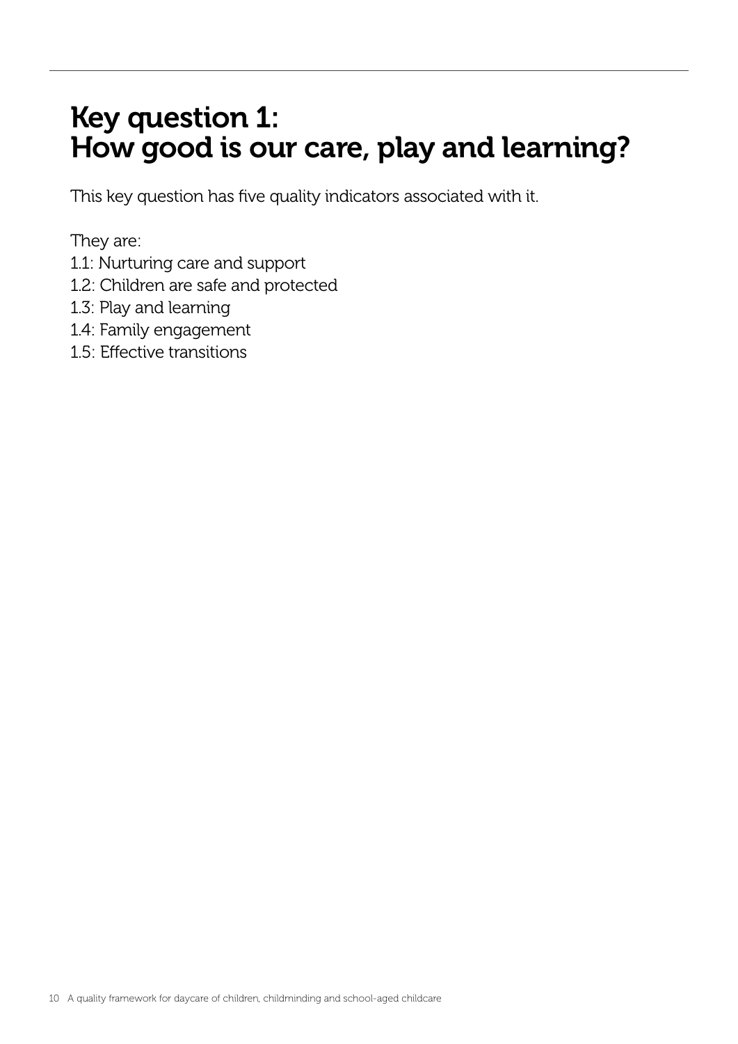# Key question 1: How good is our care, play and learning?

This key question has five quality indicators associated with it.

They are:

1.1: Nurturing care and support
1.2: Children are safe and protected
1.3: Play and learning
1.4: Family engagement
1.5: Effective transitions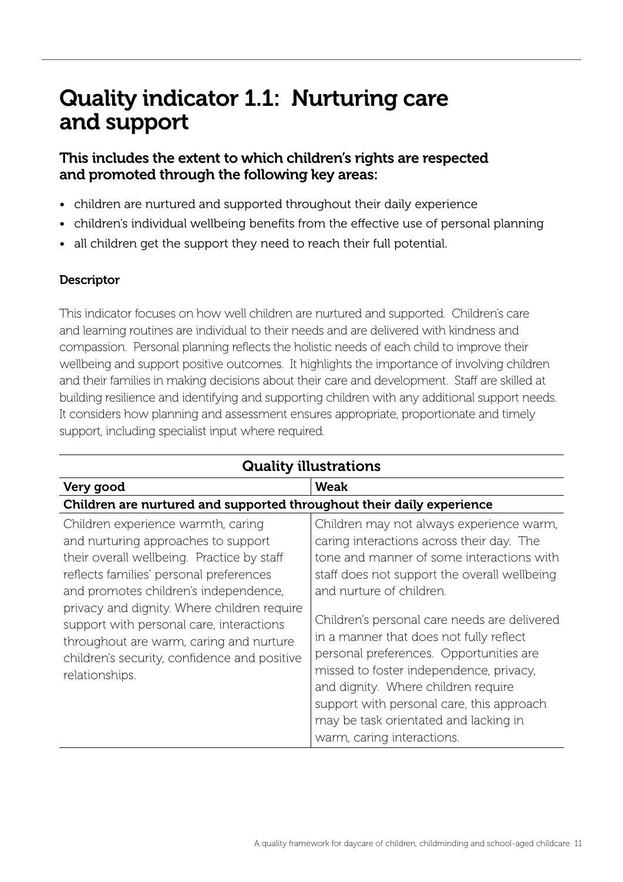# Quality indicator 1.1: Nurturing care and support

### This includes the extent to which children's rights are respected and promoted through the following key areas:

- children are nurtured and supported throughout their daily experience
- children's individual wellbeing benefits from the effective use of personal planning
- all children get the support they need to reach their full potential.

**Descriptor**

This indicator focuses on how well children are nurtured and supported. Children's care and learning routines are individual to their needs and are delivered with kindness and compassion. Personal planning reflects the holistic needs of each child to improve their wellbeing and support positive outcomes. It highlights the importance of involving children and their families in making decisions about their care and development. Staff are skilled at building resilience and identifying and supporting children with any additional support needs. It considers how planning and assessment ensures appropriate, proportionate and timely support, including specialist input where required.

**Quality illustrations**

| Very good | Weak |
|---|---|
| **Children are nurtured and supported throughout their daily experience** | |
| Children experience warmth, caring and nurturing approaches to support their overall wellbeing. Practice by staff reflects families' personal preferences and promotes children's independence, privacy and dignity. Where children require support with personal care, interactions throughout are warm, caring and nurture children's security, confidence and positive relationships. | Children may not always experience warm, caring interactions across their day. The tone and manner of some interactions with staff does not support the overall wellbeing and nurture of children.<br><br>Children's personal care needs are delivered in a manner that does not fully reflect personal preferences. Opportunities are missed to foster independence, privacy, and dignity. Where children require support with personal care, this approach may be task orientated and lacking in warm, caring interactions. |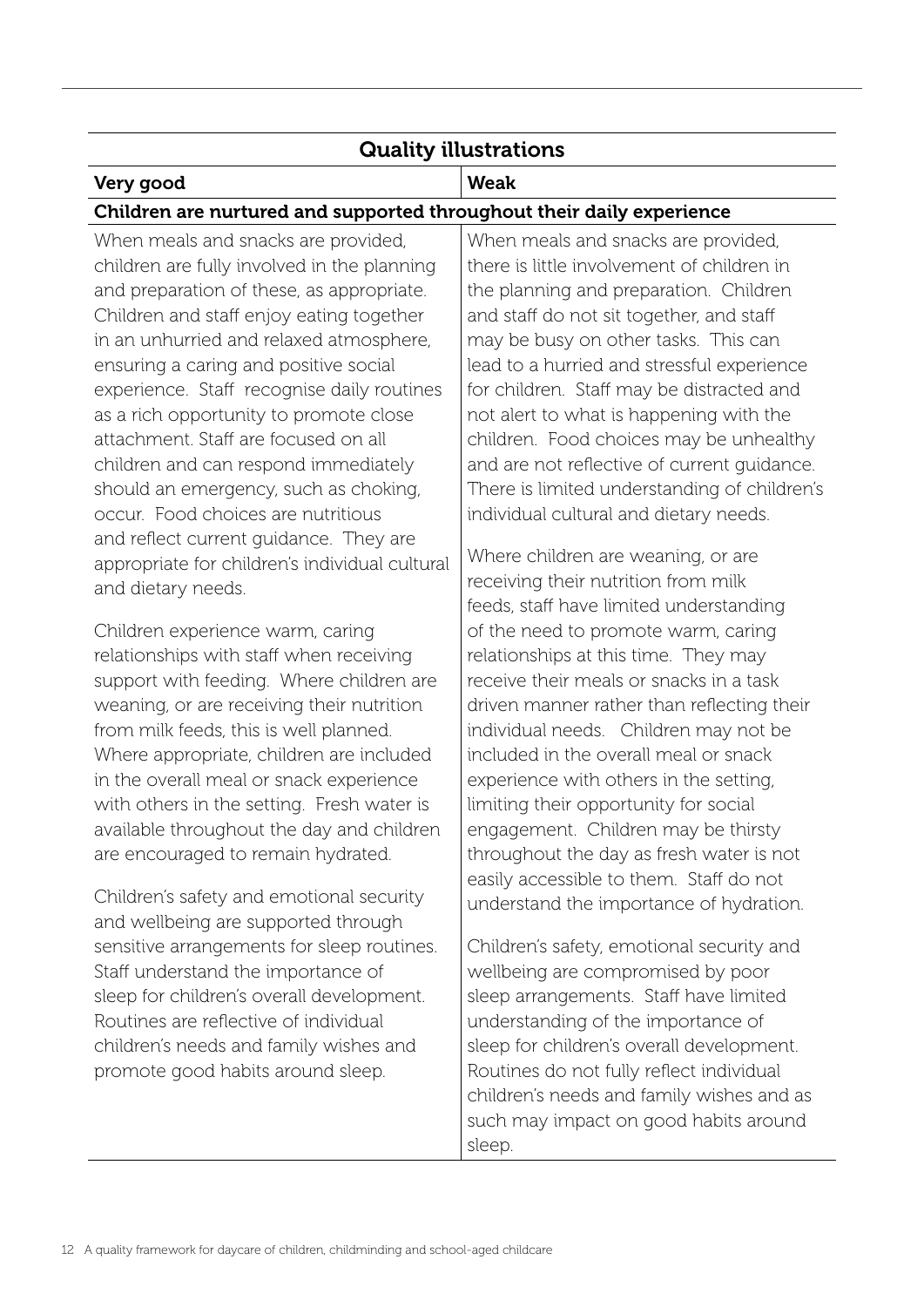| Quality illustrations | |
|---|---|
| **Very good** | **Weak** |
| **Children are nurtured and supported throughout their daily experience** | |
| When meals and snacks are provided, children are fully involved in the planning and preparation of these, as appropriate. Children and staff enjoy eating together in an unhurried and relaxed atmosphere, ensuring a caring and positive social experience. Staff recognise daily routines as a rich opportunity to promote close attachment. Staff are focused on all children and can respond immediately should an emergency, such as choking, occur. Food choices are nutritious and reflect current guidance. They are appropriate for children's individual cultural and dietary needs.<br><br>Children experience warm, caring relationships with staff when receiving support with feeding. Where children are weaning, or are receiving their nutrition from milk feeds, this is well planned. Where appropriate, children are included in the overall meal or snack experience with others in the setting. Fresh water is available throughout the day and children are encouraged to remain hydrated.<br><br>Children's safety and emotional security and wellbeing are supported through sensitive arrangements for sleep routines. Staff understand the importance of sleep for children's overall development. Routines are reflective of individual children's needs and family wishes and promote good habits around sleep. | When meals and snacks are provided, there is little involvement of children in the planning and preparation. Children and staff do not sit together, and staff may be busy on other tasks. This can lead to a hurried and stressful experience for children. Staff may be distracted and not alert to what is happening with the children. Food choices may be unhealthy and are not reflective of current guidance. There is limited understanding of children's individual cultural and dietary needs.<br><br>Where children are weaning, or are receiving their nutrition from milk feeds, staff have limited understanding of the need to promote warm, caring relationships at this time. They may receive their meals or snacks in a task driven manner rather than reflecting their individual needs. Children may not be included in the overall meal or snack experience with others in the setting, limiting their opportunity for social engagement. Children may be thirsty throughout the day as fresh water is not easily accessible to them. Staff do not understand the importance of hydration.<br><br>Children's safety, emotional security and wellbeing are compromised by poor sleep arrangements. Staff have limited understanding of the importance of sleep for children's overall development. Routines do not fully reflect individual children's needs and family wishes and as such may impact on good habits around sleep. |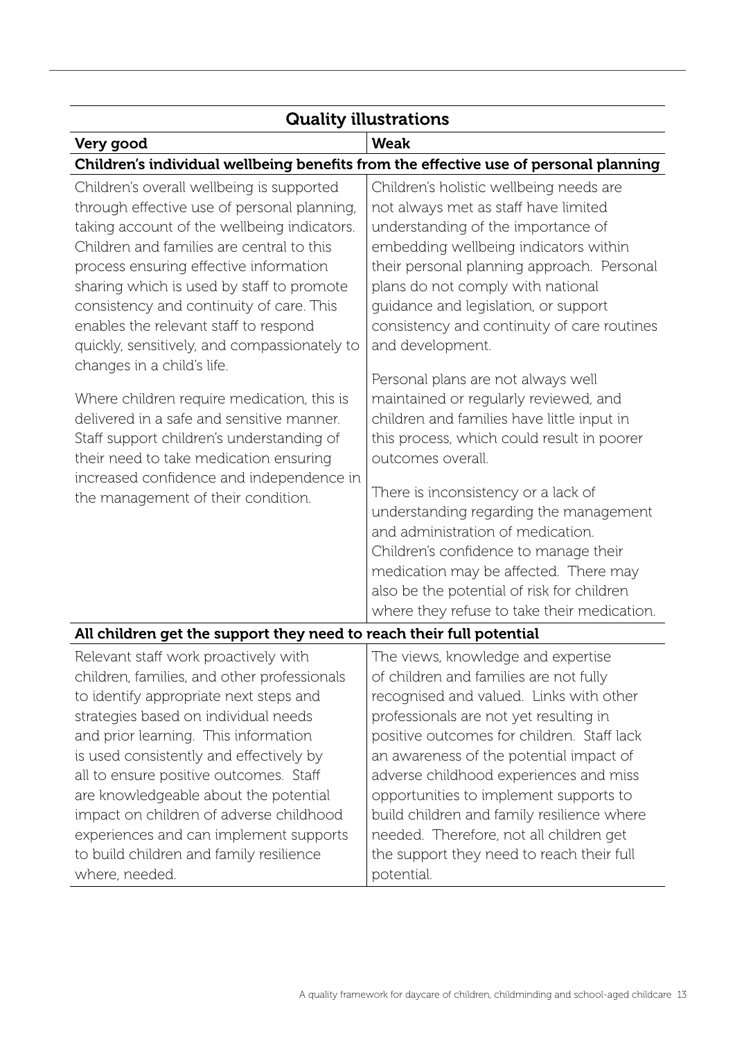| Quality illustrations | |
|---|---|
| **Very good** | **Weak** |
| **Children's individual wellbeing benefits from the effective use of personal planning** | |
| Children's overall wellbeing is supported through effective use of personal planning, taking account of the wellbeing indicators. Children and families are central to this process ensuring effective information sharing which is used by staff to promote consistency and continuity of care. This enables the relevant staff to respond quickly, sensitively, and compassionately to changes in a child's life.<br><br>Where children require medication, this is delivered in a safe and sensitive manner. Staff support children's understanding of their need to take medication ensuring increased confidence and independence in the management of their condition. | Children's holistic wellbeing needs are not always met as staff have limited understanding of the importance of embedding wellbeing indicators within their personal planning approach. Personal plans do not comply with national guidance and legislation, or support consistency and continuity of care routines and development.<br><br>Personal plans are not always well maintained or regularly reviewed, and children and families have little input in this process, which could result in poorer outcomes overall.<br><br>There is inconsistency or a lack of understanding regarding the management and administration of medication. Children's confidence to manage their medication may be affected. There may also be the potential of risk for children where they refuse to take their medication. |
| **All children get the support they need to reach their full potential** | |
| Relevant staff work proactively with children, families, and other professionals to identify appropriate next steps and strategies based on individual needs and prior learning. This information is used consistently and effectively by all to ensure positive outcomes. Staff are knowledgeable about the potential impact on children of adverse childhood experiences and can implement supports to build children and family resilience where, needed. | The views, knowledge and expertise of children and families are not fully recognised and valued. Links with other professionals are not yet resulting in positive outcomes for children. Staff lack an awareness of the potential impact of adverse childhood experiences and miss opportunities to implement supports to build children and family resilience where needed. Therefore, not all children get the support they need to reach their full potential. |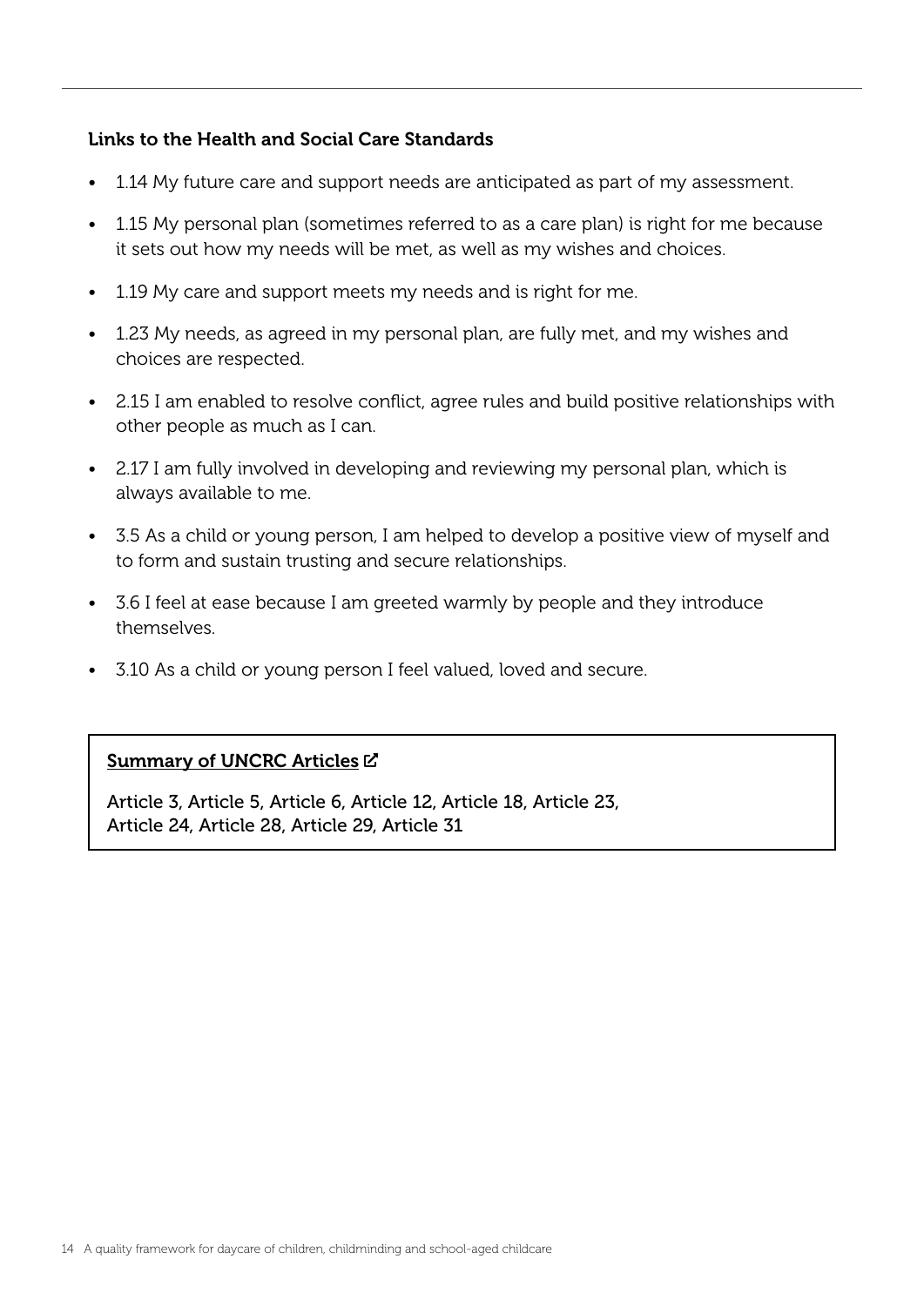### Links to the Health and Social Care Standards

- 1.14 My future care and support needs are anticipated as part of my assessment.
- 1.15 My personal plan (sometimes referred to as a care plan) is right for me because it sets out how my needs will be met, as well as my wishes and choices.
- 1.19 My care and support meets my needs and is right for me.
- 1.23 My needs, as agreed in my personal plan, are fully met, and my wishes and choices are respected.
- 2.15 I am enabled to resolve conflict, agree rules and build positive relationships with other people as much as I can.
- 2.17 I am fully involved in developing and reviewing my personal plan, which is always available to me.
- 3.5 As a child or young person, I am helped to develop a positive view of myself and to form and sustain trusting and secure relationships.
- 3.6 I feel at ease because I am greeted warmly by people and they introduce themselves.
- 3.10 As a child or young person I feel valued, loved and secure.

**Summary of UNCRC Articles**

Article 3, Article 5, Article 6, Article 12, Article 18, Article 23, Article 24, Article 28, Article 29, Article 31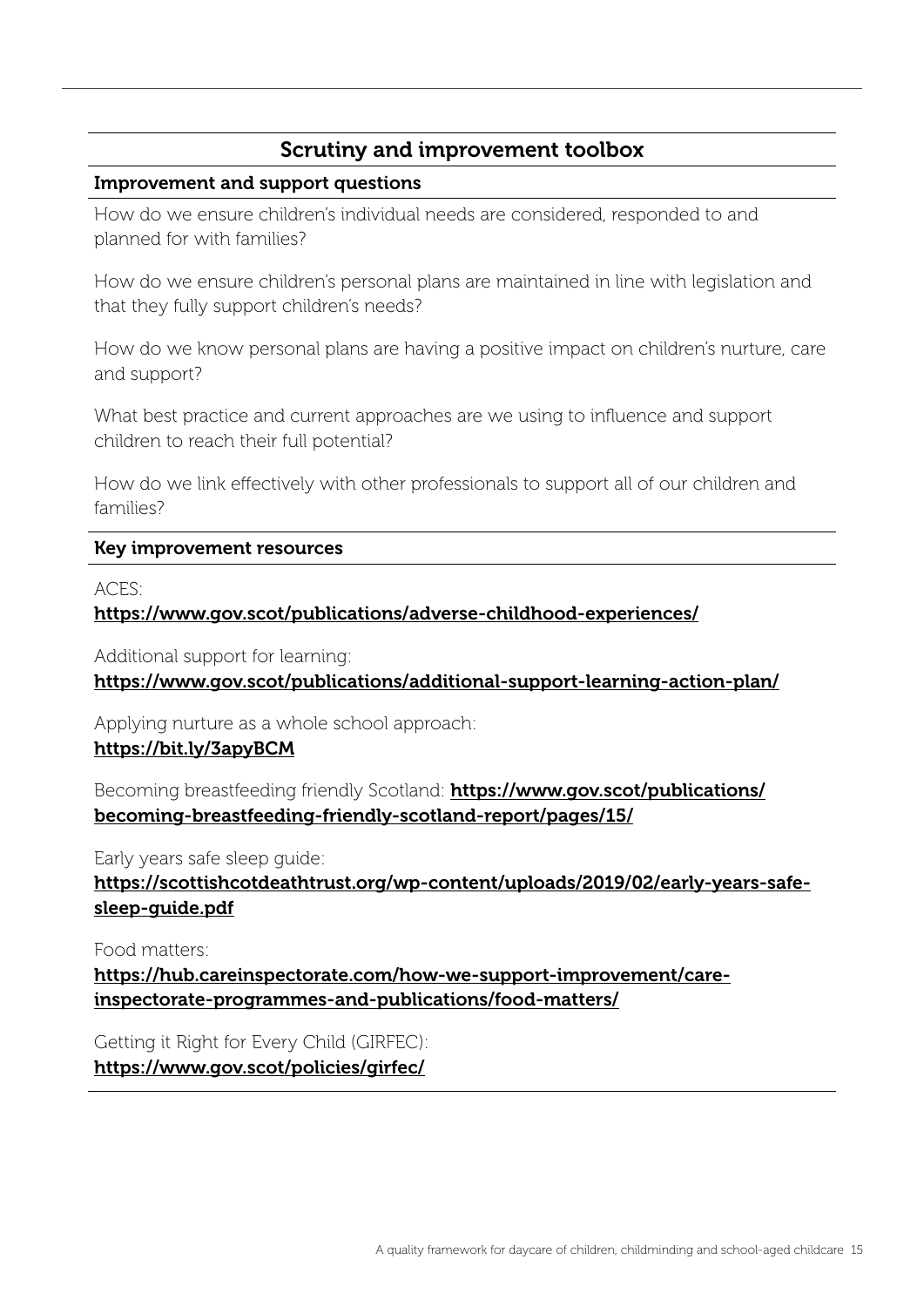## Scrutiny and improvement toolbox

### Improvement and support questions

How do we ensure children's individual needs are considered, responded to and planned for with families?

How do we ensure children's personal plans are maintained in line with legislation and that they fully support children's needs?

How do we know personal plans are having a positive impact on children's nurture, care and support?

What best practice and current approaches are we using to influence and support children to reach their full potential?

How do we link effectively with other professionals to support all of our children and families?

### Key improvement resources

ACES:
**https://www.gov.scot/publications/adverse-childhood-experiences/**

Additional support for learning:
**https://www.gov.scot/publications/additional-support-learning-action-plan/**

Applying nurture as a whole school approach:
**https://bit.ly/3apyBCM**

Becoming breastfeeding friendly Scotland: **https://www.gov.scot/publications/becoming-breastfeeding-friendly-scotland-report/pages/15/**

Early years safe sleep guide:
**https://scottishcotdeathtrust.org/wp-content/uploads/2019/02/early-years-safe-sleep-guide.pdf**

Food matters:
**https://hub.careinspectorate.com/how-we-support-improvement/care-inspectorate-programmes-and-publications/food-matters/**

Getting it Right for Every Child (GIRFEC):
**https://www.gov.scot/policies/girfec/**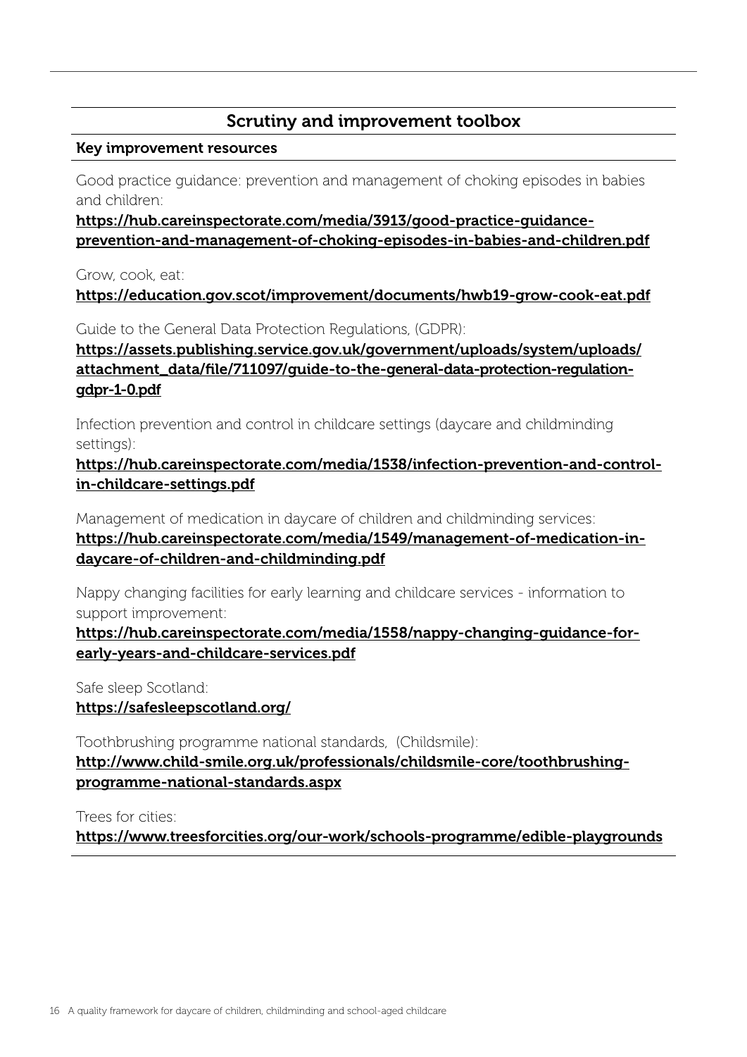## Scrutiny and improvement toolbox

**Key improvement resources**

Good practice guidance: prevention and management of choking episodes in babies and children:
**https://hub.careinspectorate.com/media/3913/good-practice-guidance-prevention-and-management-of-choking-episodes-in-babies-and-children.pdf**

Grow, cook, eat:
**https://education.gov.scot/improvement/documents/hwb19-grow-cook-eat.pdf**

Guide to the General Data Protection Regulations, (GDPR):
**https://assets.publishing.service.gov.uk/government/uploads/system/uploads/attachment_data/file/711097/guide-to-the-general-data-protection-regulation-gdpr-1-0.pdf**

Infection prevention and control in childcare settings (daycare and childminding settings):
**https://hub.careinspectorate.com/media/1538/infection-prevention-and-control-in-childcare-settings.pdf**

Management of medication in daycare of children and childminding services:
**https://hub.careinspectorate.com/media/1549/management-of-medication-in-daycare-of-children-and-childminding.pdf**

Nappy changing facilities for early learning and childcare services - information to support improvement:
**https://hub.careinspectorate.com/media/1558/nappy-changing-guidance-for-early-years-and-childcare-services.pdf**

Safe sleep Scotland:
**https://safesleepscotland.org/**

Toothbrushing programme national standards, (Childsmile):
**http://www.child-smile.org.uk/professionals/childsmile-core/toothbrushing-programme-national-standards.aspx**

Trees for cities:
**https://www.treesforcities.org/our-work/schools-programme/edible-playgrounds**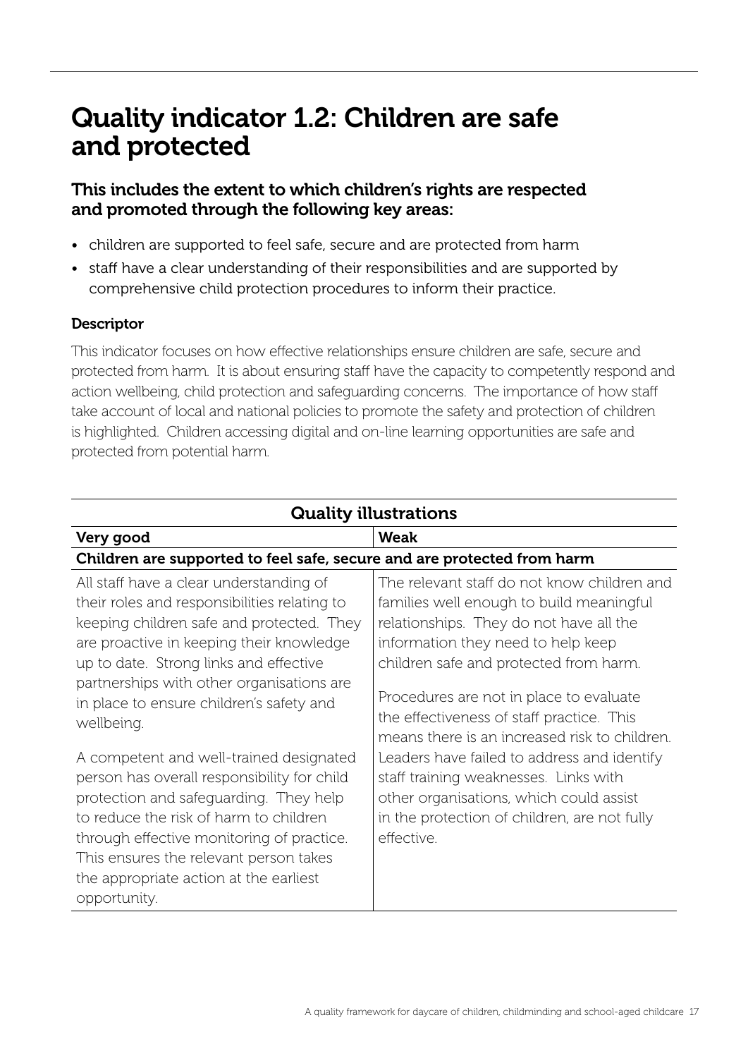# Quality indicator 1.2: Children are safe and protected

### This includes the extent to which children's rights are respected and promoted through the following key areas:

- children are supported to feel safe, secure and are protected from harm
- staff have a clear understanding of their responsibilities and are supported by comprehensive child protection procedures to inform their practice.

**Descriptor**

This indicator focuses on how effective relationships ensure children are safe, secure and protected from harm. It is about ensuring staff have the capacity to competently respond and action wellbeing, child protection and safeguarding concerns. The importance of how staff take account of local and national policies to promote the safety and protection of children is highlighted. Children accessing digital and on-line learning opportunities are safe and protected from potential harm.

| Quality illustrations | |
|---|---|
| **Very good** | **Weak** |
| **Children are supported to feel safe, secure and are protected from harm** | |
| All staff have a clear understanding of their roles and responsibilities relating to keeping children safe and protected. They are proactive in keeping their knowledge up to date. Strong links and effective partnerships with other organisations are in place to ensure children's safety and wellbeing.<br><br>A competent and well-trained designated person has overall responsibility for child protection and safeguarding. They help to reduce the risk of harm to children through effective monitoring of practice. This ensures the relevant person takes the appropriate action at the earliest opportunity. | The relevant staff do not know children and families well enough to build meaningful relationships. They do not have all the information they need to help keep children safe and protected from harm.<br><br>Procedures are not in place to evaluate the effectiveness of staff practice. This means there is an increased risk to children. Leaders have failed to address and identify staff training weaknesses. Links with other organisations, which could assist in the protection of children, are not fully effective. |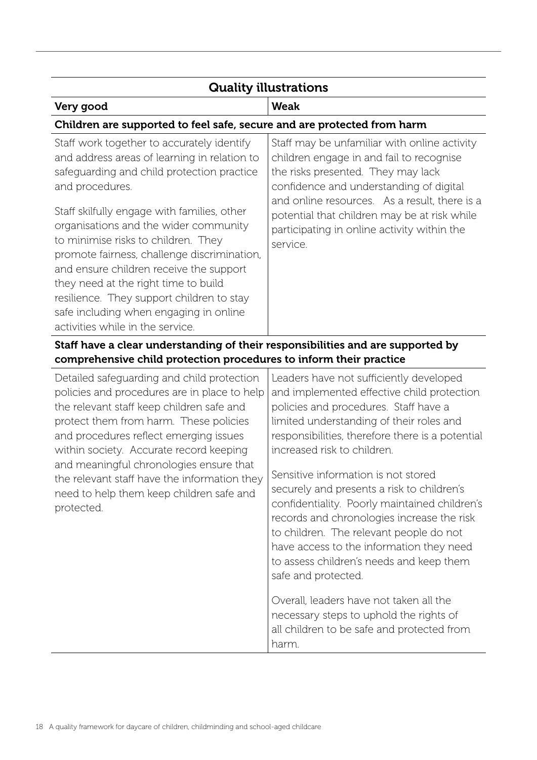| Quality illustrations | |
|---|---|
| **Very good** | **Weak** |
| **Children are supported to feel safe, secure and are protected from harm** | |
| Staff work together to accurately identify and address areas of learning in relation to safeguarding and child protection practice and procedures.<br><br>Staff skilfully engage with families, other organisations and the wider community to minimise risks to children. They promote fairness, challenge discrimination, and ensure children receive the support they need at the right time to build resilience. They support children to stay safe including when engaging in online activities while in the service. | Staff may be unfamiliar with online activity children engage in and fail to recognise the risks presented. They may lack confidence and understanding of digital and online resources. As a result, there is a potential that children may be at risk while participating in online activity within the service. |
| **Staff have a clear understanding of their responsibilities and are supported by comprehensive child protection procedures to inform their practice** | |
| Detailed safeguarding and child protection policies and procedures are in place to help the relevant staff keep children safe and protect them from harm. These policies and procedures reflect emerging issues within society. Accurate record keeping and meaningful chronologies ensure that the relevant staff have the information they need to help them keep children safe and protected. | Leaders have not sufficiently developed and implemented effective child protection policies and procedures. Staff have a limited understanding of their roles and responsibilities, therefore there is a potential increased risk to children.<br><br>Sensitive information is not stored securely and presents a risk to children's confidentiality. Poorly maintained children's records and chronologies increase the risk to children. The relevant people do not have access to the information they need to assess children's needs and keep them safe and protected.<br><br>Overall, leaders have not taken all the necessary steps to uphold the rights of all children to be safe and protected from harm. |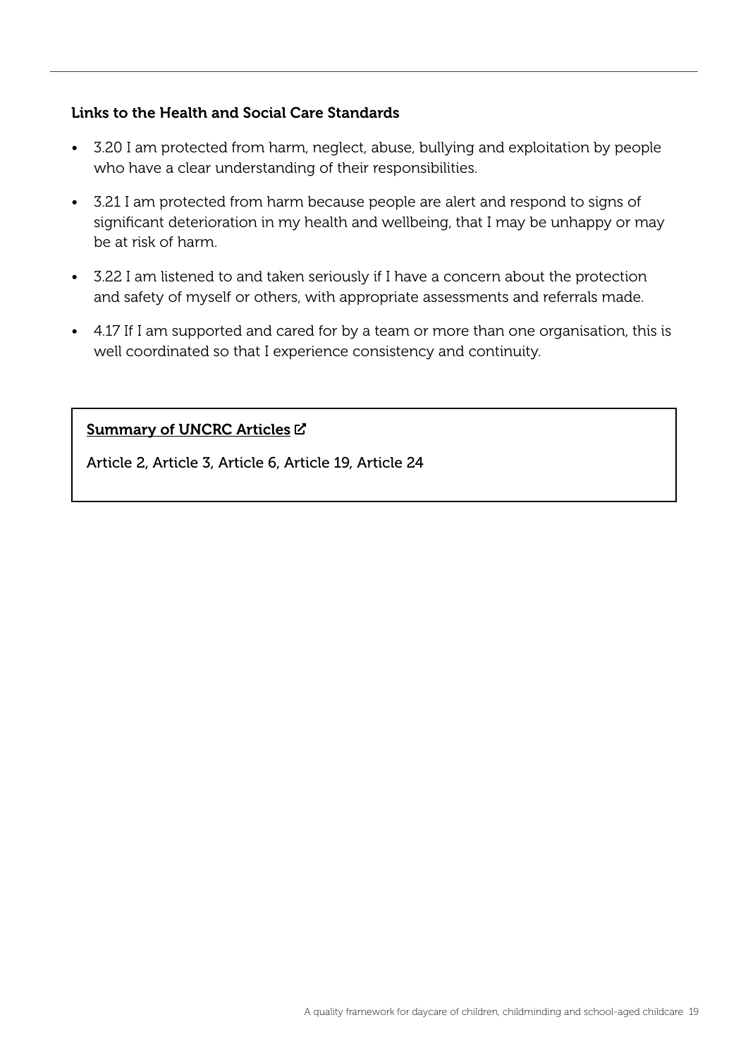### Links to the Health and Social Care Standards

- 3.20 I am protected from harm, neglect, abuse, bullying and exploitation by people who have a clear understanding of their responsibilities.
- 3.21 I am protected from harm because people are alert and respond to signs of significant deterioration in my health and wellbeing, that I may be unhappy or may be at risk of harm.
- 3.22 I am listened to and taken seriously if I have a concern about the protection and safety of myself or others, with appropriate assessments and referrals made.
- 4.17 If I am supported and cared for by a team or more than one organisation, this is well coordinated so that I experience consistency and continuity.

**Summary of UNCRC Articles**

Article 2, Article 3, Article 6, Article 19, Article 24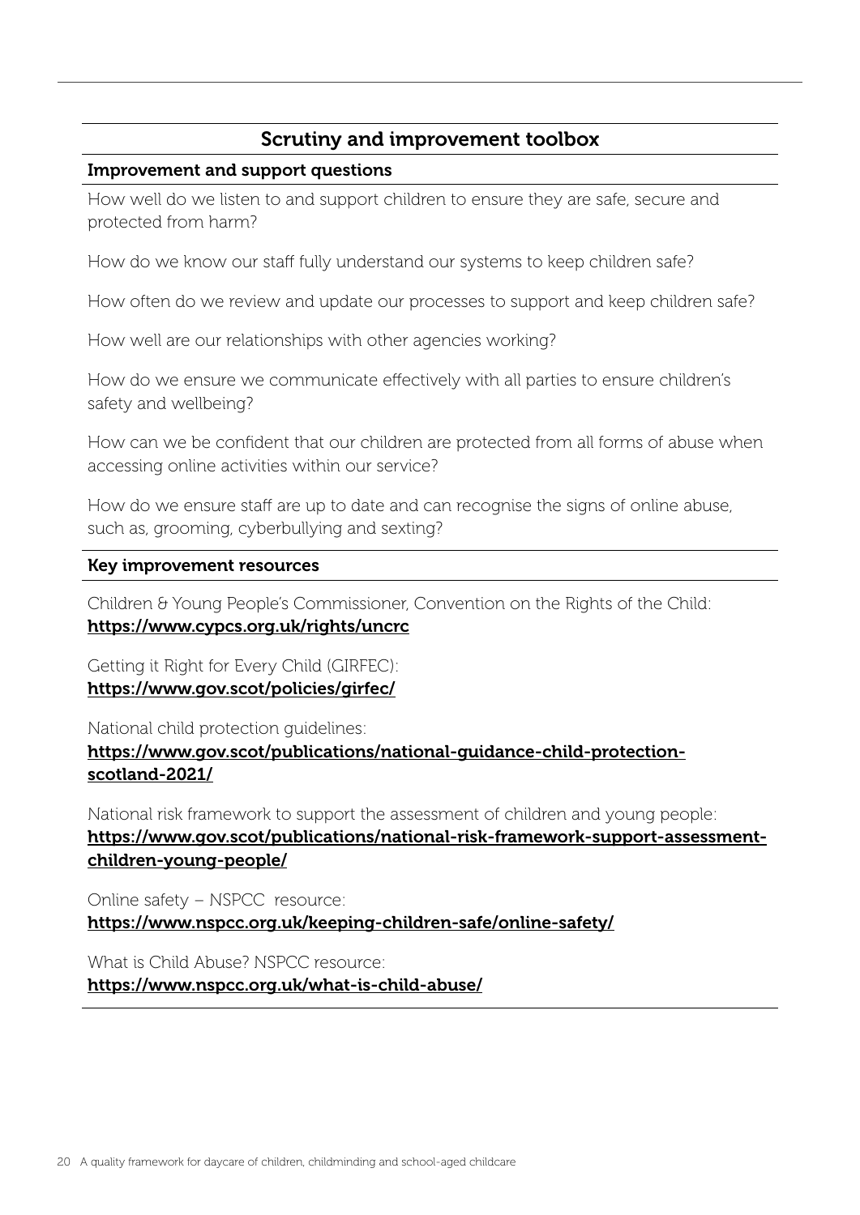## Scrutiny and improvement toolbox

### Improvement and support questions

How well do we listen to and support children to ensure they are safe, secure and protected from harm?

How do we know our staff fully understand our systems to keep children safe?

How often do we review and update our processes to support and keep children safe?

How well are our relationships with other agencies working?

How do we ensure we communicate effectively with all parties to ensure children's safety and wellbeing?

How can we be confident that our children are protected from all forms of abuse when accessing online activities within our service?

How do we ensure staff are up to date and can recognise the signs of online abuse, such as, grooming, cyberbullying and sexting?

### Key improvement resources

Children & Young People's Commissioner, Convention on the Rights of the Child:
**https://www.cypcs.org.uk/rights/uncrc**

Getting it Right for Every Child (GIRFEC):
**https://www.gov.scot/policies/girfec/**

National child protection guidelines:
**https://www.gov.scot/publications/national-guidance-child-protection-scotland-2021/**

National risk framework to support the assessment of children and young people:
**https://www.gov.scot/publications/national-risk-framework-support-assessment-children-young-people/**

Online safety – NSPCC resource:
**https://www.nspcc.org.uk/keeping-children-safe/online-safety/**

What is Child Abuse? NSPCC resource:
**https://www.nspcc.org.uk/what-is-child-abuse/**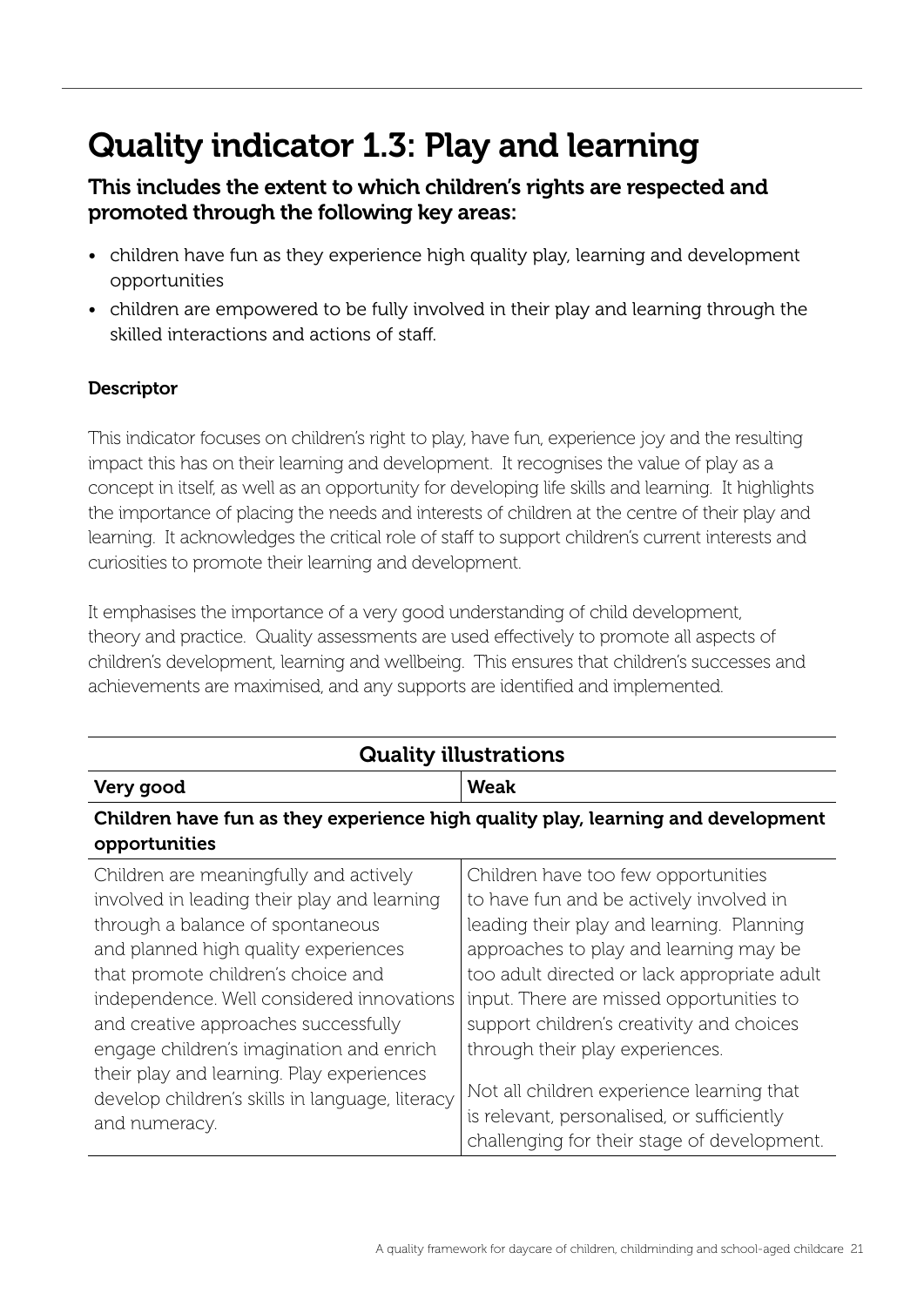# Quality indicator 1.3: Play and learning

### This includes the extent to which children's rights are respected and promoted through the following key areas:

- children have fun as they experience high quality play, learning and development opportunities
- children are empowered to be fully involved in their play and learning through the skilled interactions and actions of staff.

**Descriptor**

This indicator focuses on children's right to play, have fun, experience joy and the resulting impact this has on their learning and development. It recognises the value of play as a concept in itself, as well as an opportunity for developing life skills and learning. It highlights the importance of placing the needs and interests of children at the centre of their play and learning. It acknowledges the critical role of staff to support children's current interests and curiosities to promote their learning and development.

It emphasises the importance of a very good understanding of child development, theory and practice. Quality assessments are used effectively to promote all aspects of children's development, learning and wellbeing. This ensures that children's successes and achievements are maximised, and any supports are identified and implemented.

| Quality illustrations | |
|---|---|
| **Very good** | **Weak** |
| **Children have fun as they experience high quality play, learning and development opportunities** | |
| Children are meaningfully and actively involved in leading their play and learning through a balance of spontaneous and planned high quality experiences that promote children's choice and independence. Well considered innovations and creative approaches successfully engage children's imagination and enrich their play and learning. Play experiences develop children's skills in language, literacy and numeracy. | Children have too few opportunities to have fun and be actively involved in leading their play and learning. Planning approaches to play and learning may be too adult directed or lack appropriate adult input. There are missed opportunities to support children's creativity and choices through their play experiences.<br><br>Not all children experience learning that is relevant, personalised, or sufficiently challenging for their stage of development. |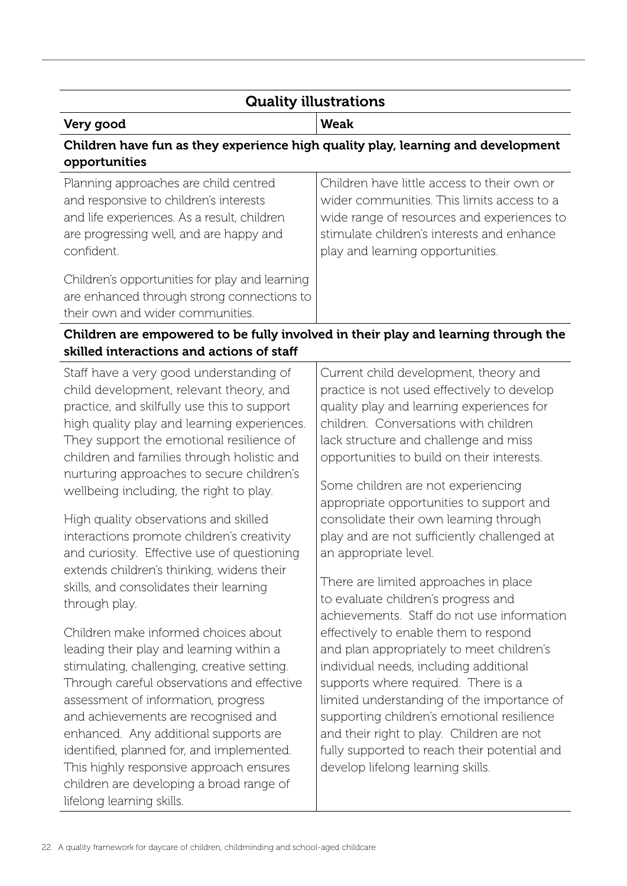| Quality illustrations | |
|---|---|
| **Very good** | **Weak** |
| **Children have fun as they experience high quality play, learning and development opportunities** | |
| Planning approaches are child centred and responsive to children's interests and life experiences. As a result, children are progressing well, and are happy and confident.<br><br>Children's opportunities for play and learning are enhanced through strong connections to their own and wider communities. | Children have little access to their own or wider communities. This limits access to a wide range of resources and experiences to stimulate children's interests and enhance play and learning opportunities. |
| **Children are empowered to be fully involved in their play and learning through the skilled interactions and actions of staff** | |
| Staff have a very good understanding of child development, relevant theory, and practice, and skilfully use this to support high quality play and learning experiences. They support the emotional resilience of children and families through holistic and nurturing approaches to secure children's wellbeing including, the right to play.<br><br>High quality observations and skilled interactions promote children's creativity and curiosity. Effective use of questioning extends children's thinking, widens their skills, and consolidates their learning through play.<br><br>Children make informed choices about leading their play and learning within a stimulating, challenging, creative setting. Through careful observations and effective assessment of information, progress and achievements are recognised and enhanced. Any additional supports are identified, planned for, and implemented. This highly responsive approach ensures children are developing a broad range of lifelong learning skills. | Current child development, theory and practice is not used effectively to develop quality play and learning experiences for children. Conversations with children lack structure and challenge and miss opportunities to build on their interests.<br><br>Some children are not experiencing appropriate opportunities to support and consolidate their own learning through play and are not sufficiently challenged at an appropriate level.<br><br>There are limited approaches in place to evaluate children's progress and achievements. Staff do not use information effectively to enable them to respond and plan appropriately to meet children's individual needs, including additional supports where required. There is a limited understanding of the importance of supporting children's emotional resilience and their right to play. Children are not fully supported to reach their potential and develop lifelong learning skills. |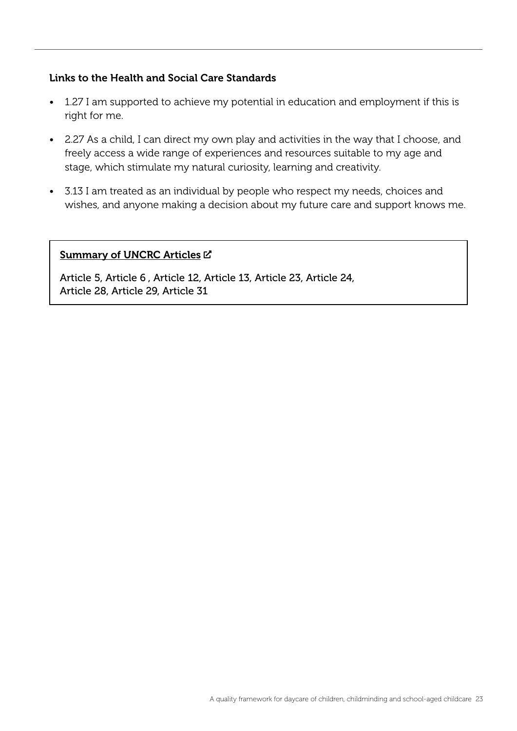### Links to the Health and Social Care Standards

- 1.27 I am supported to achieve my potential in education and employment if this is right for me.
- 2.27 As a child, I can direct my own play and activities in the way that I choose, and freely access a wide range of experiences and resources suitable to my age and stage, which stimulate my natural curiosity, learning and creativity.
- 3.13 I am treated as an individual by people who respect my needs, choices and wishes, and anyone making a decision about my future care and support knows me.

**Summary of UNCRC Articles**

Article 5, Article 6 , Article 12, Article 13, Article 23, Article 24, Article 28, Article 29, Article 31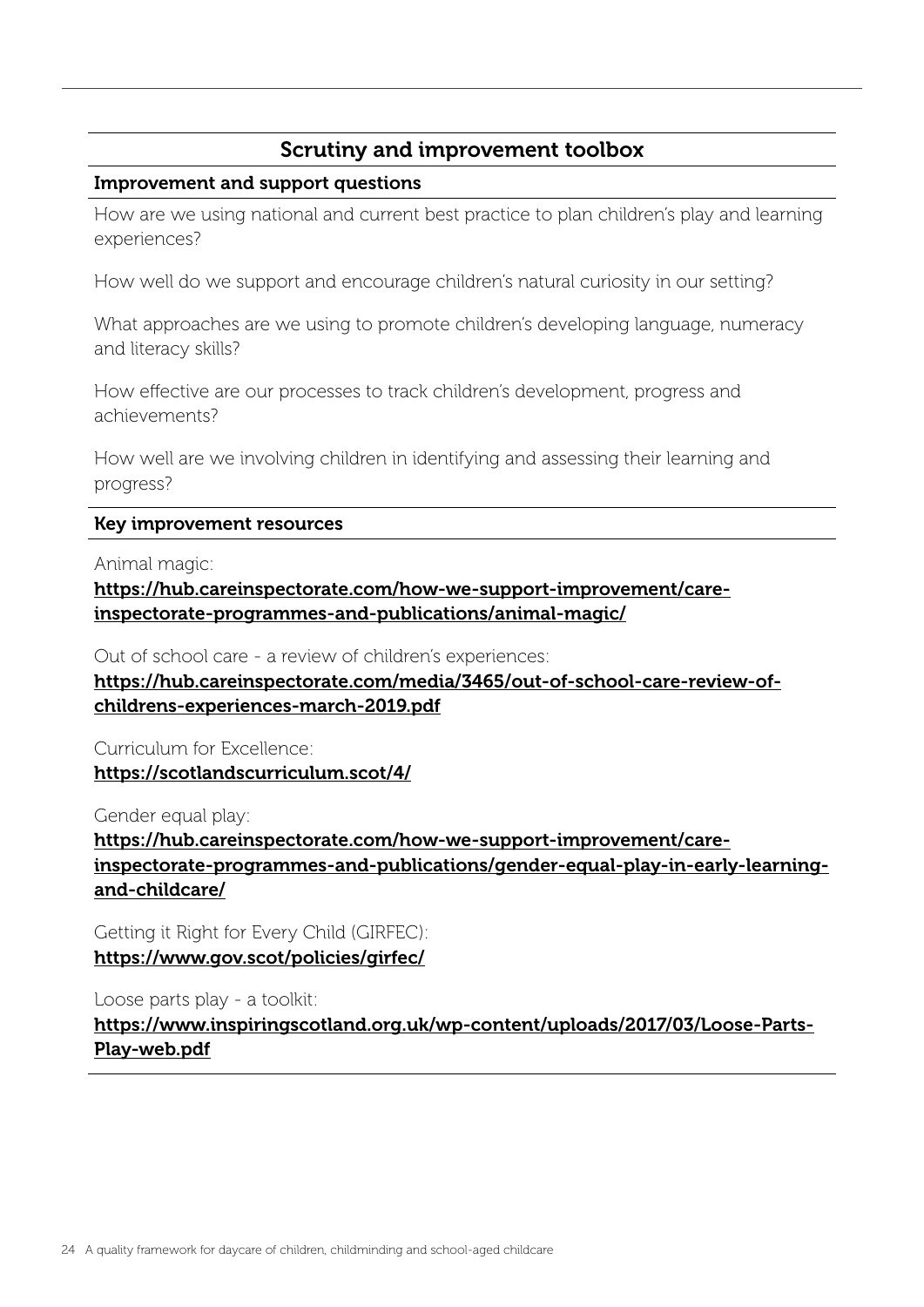## Scrutiny and improvement toolbox

### Improvement and support questions

How are we using national and current best practice to plan children's play and learning experiences?

How well do we support and encourage children's natural curiosity in our setting?

What approaches are we using to promote children's developing language, numeracy and literacy skills?

How effective are our processes to track children's development, progress and achievements?

How well are we involving children in identifying and assessing their learning and progress?

### Key improvement resources

Animal magic:
**https://hub.careinspectorate.com/how-we-support-improvement/care-inspectorate-programmes-and-publications/animal-magic/**

Out of school care - a review of children's experiences:
**https://hub.careinspectorate.com/media/3465/out-of-school-care-review-of-childrens-experiences-march-2019.pdf**

Curriculum for Excellence:
**https://scotlandscurriculum.scot/4/**

Gender equal play:
**https://hub.careinspectorate.com/how-we-support-improvement/care-inspectorate-programmes-and-publications/gender-equal-play-in-early-learning-and-childcare/**

Getting it Right for Every Child (GIRFEC):
**https://www.gov.scot/policies/girfec/**

Loose parts play - a toolkit:
**https://www.inspiringscotland.org.uk/wp-content/uploads/2017/03/Loose-Parts-Play-web.pdf**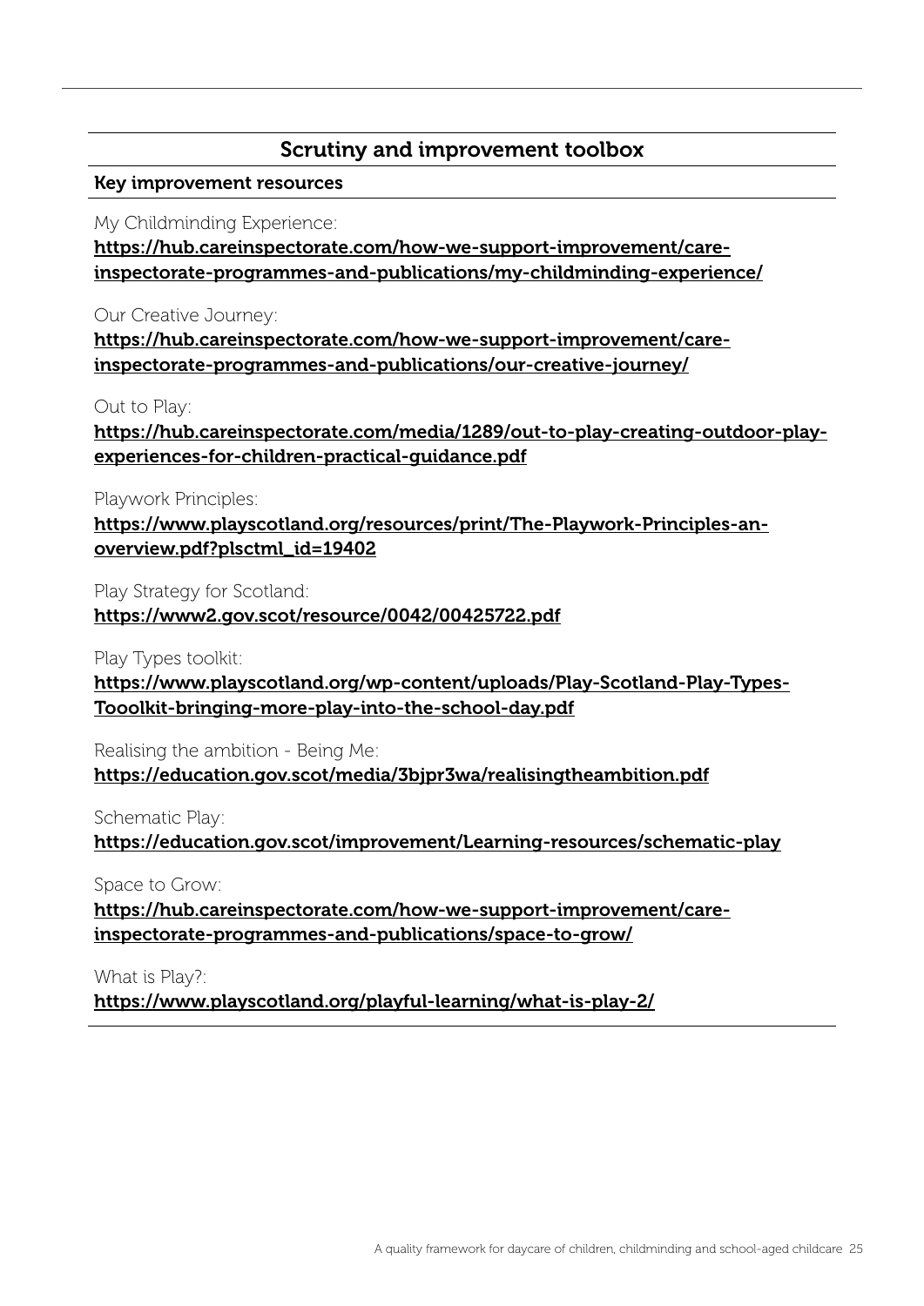## Scrutiny and improvement toolbox

**Key improvement resources**

My Childminding Experience:
**https://hub.careinspectorate.com/how-we-support-improvement/care-inspectorate-programmes-and-publications/my-childminding-experience/**

Our Creative Journey:
**https://hub.careinspectorate.com/how-we-support-improvement/care-inspectorate-programmes-and-publications/our-creative-journey/**

Out to Play:
**https://hub.careinspectorate.com/media/1289/out-to-play-creating-outdoor-play-experiences-for-children-practical-guidance.pdf**

Playwork Principles:
**https://www.playscotland.org/resources/print/The-Playwork-Principles-an-overview.pdf?plsctml_id=19402**

Play Strategy for Scotland:
**https://www2.gov.scot/resource/0042/00425722.pdf**

Play Types toolkit:
**https://www.playscotland.org/wp-content/uploads/Play-Scotland-Play-Types-Tooolkit-bringing-more-play-into-the-school-day.pdf**

Realising the ambition - Being Me:
**https://education.gov.scot/media/3bjpr3wa/realisingtheambition.pdf**

Schematic Play:
**https://education.gov.scot/improvement/Learning-resources/schematic-play**

Space to Grow:
**https://hub.careinspectorate.com/how-we-support-improvement/care-inspectorate-programmes-and-publications/space-to-grow/**

What is Play?:
**https://www.playscotland.org/playful-learning/what-is-play-2/**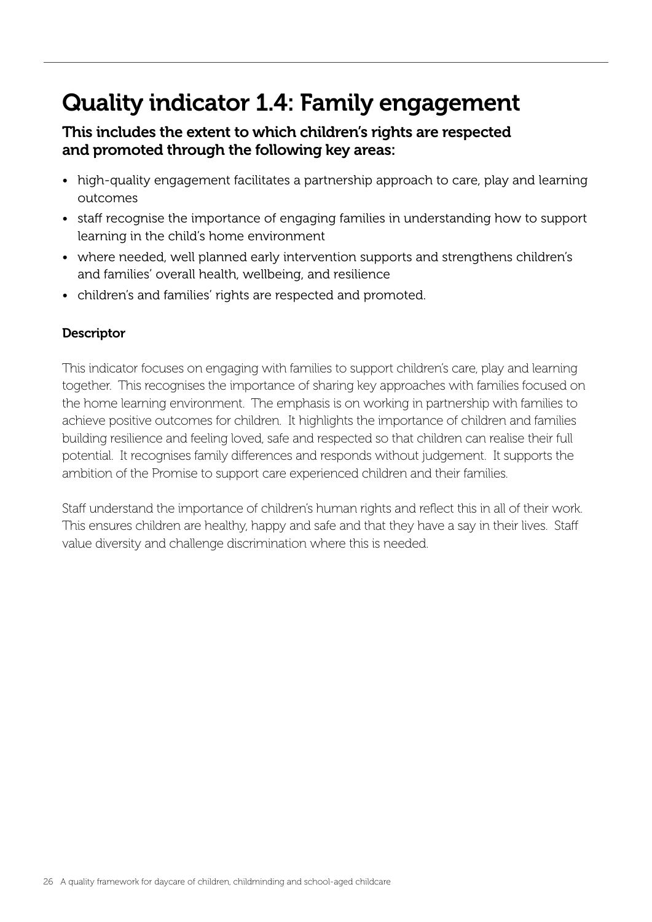# Quality indicator 1.4: Family engagement

### This includes the extent to which children's rights are respected and promoted through the following key areas:

- high-quality engagement facilitates a partnership approach to care, play and learning outcomes
- staff recognise the importance of engaging families in understanding how to support learning in the child's home environment
- where needed, well planned early intervention supports and strengthens children's and families' overall health, wellbeing, and resilience
- children's and families' rights are respected and promoted.

**Descriptor**

This indicator focuses on engaging with families to support children's care, play and learning together. This recognises the importance of sharing key approaches with families focused on the home learning environment. The emphasis is on working in partnership with families to achieve positive outcomes for children. It highlights the importance of children and families building resilience and feeling loved, safe and respected so that children can realise their full potential. It recognises family differences and responds without judgement. It supports the ambition of the Promise to support care experienced children and their families.

Staff understand the importance of children's human rights and reflect this in all of their work. This ensures children are healthy, happy and safe and that they have a say in their lives. Staff value diversity and challenge discrimination where this is needed.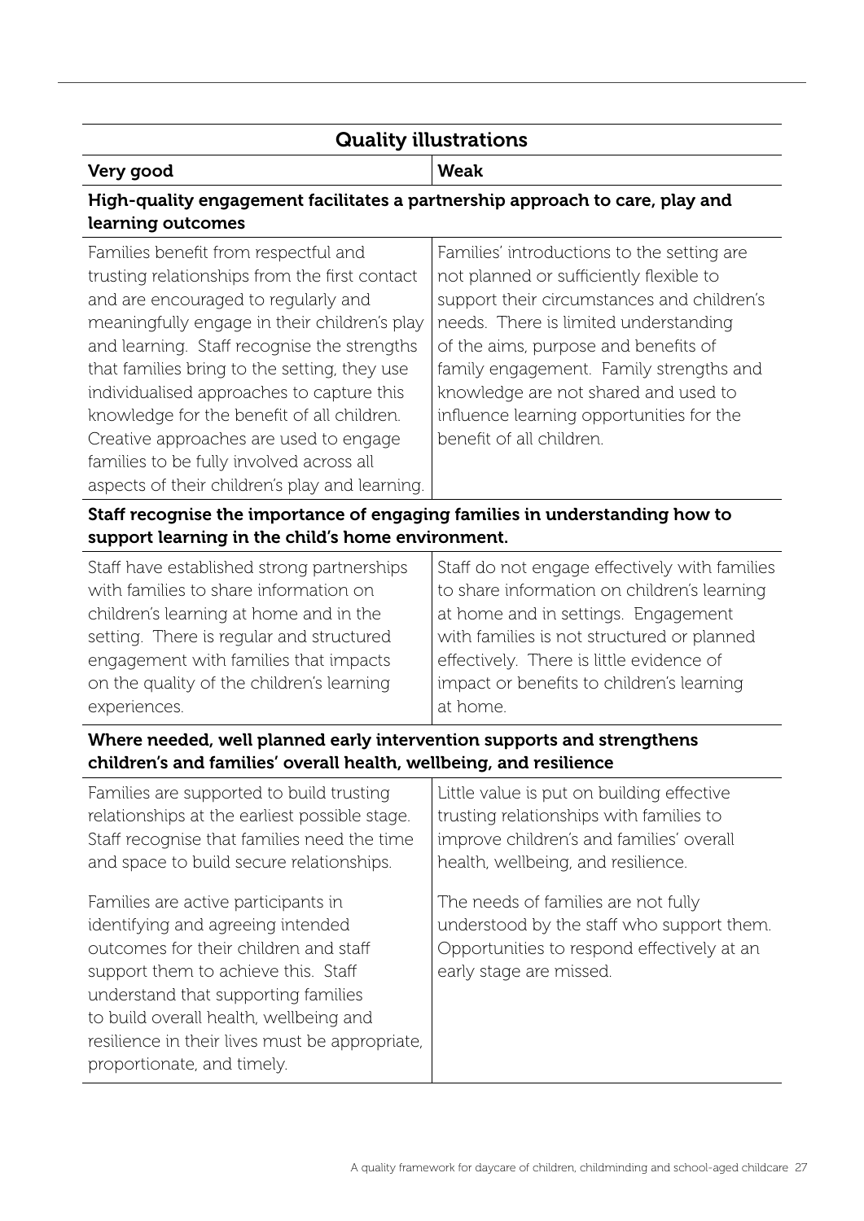| Quality illustrations | |
|---|---|
| **Very good** | **Weak** |
| **High-quality engagement facilitates a partnership approach to care, play and learning outcomes** | |
| Families benefit from respectful and trusting relationships from the first contact and are encouraged to regularly and meaningfully engage in their children's play and learning. Staff recognise the strengths that families bring to the setting, they use individualised approaches to capture this knowledge for the benefit of all children. Creative approaches are used to engage families to be fully involved across all aspects of their children's play and learning. | Families' introductions to the setting are not planned or sufficiently flexible to support their circumstances and children's needs. There is limited understanding of the aims, purpose and benefits of family engagement. Family strengths and knowledge are not shared and used to influence learning opportunities for the benefit of all children. |
| **Staff recognise the importance of engaging families in understanding how to support learning in the child's home environment.** | |
| Staff have established strong partnerships with families to share information on children's learning at home and in the setting. There is regular and structured engagement with families that impacts on the quality of the children's learning experiences. | Staff do not engage effectively with families to share information on children's learning at home and in settings. Engagement with families is not structured or planned effectively. There is little evidence of impact or benefits to children's learning at home. |
| **Where needed, well planned early intervention supports and strengthens children's and families' overall health, wellbeing, and resilience** | |
| Families are supported to build trusting relationships at the earliest possible stage. Staff recognise that families need the time and space to build secure relationships.<br><br>Families are active participants in identifying and agreeing intended outcomes for their children and staff support them to achieve this. Staff understand that supporting families to build overall health, wellbeing and resilience in their lives must be appropriate, proportionate, and timely. | Little value is put on building effective trusting relationships with families to improve children's and families' overall health, wellbeing, and resilience.<br><br>The needs of families are not fully understood by the staff who support them. Opportunities to respond effectively at an early stage are missed. |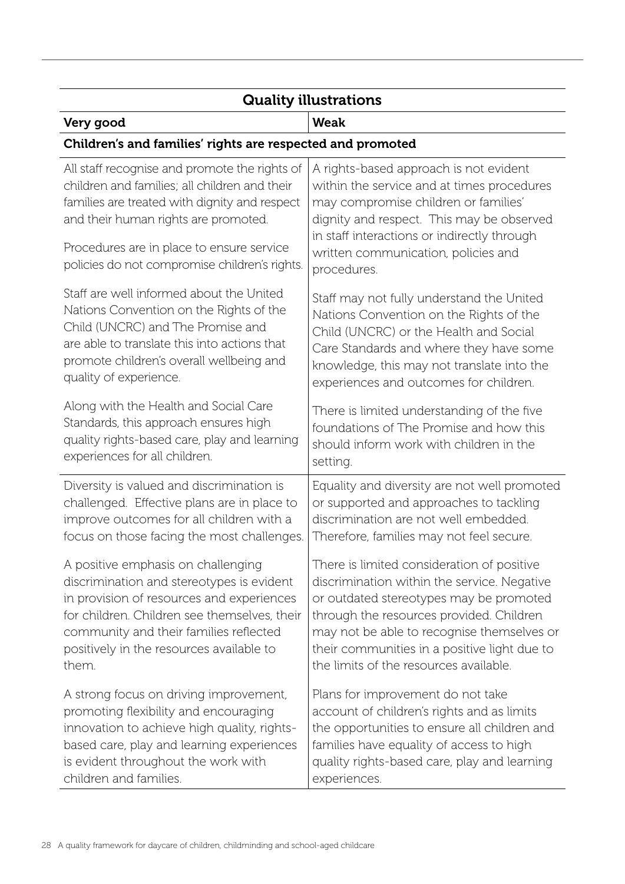| Quality illustrations | |
|---|---|
| **Very good** | **Weak** |
| **Children's and families' rights are respected and promoted** | |
| All staff recognise and promote the rights of children and families; all children and their families are treated with dignity and respect and their human rights are promoted.<br><br>Procedures are in place to ensure service policies do not compromise children's rights.<br><br>Staff are well informed about the United Nations Convention on the Rights of the Child (UNCRC) and The Promise and are able to translate this into actions that promote children's overall wellbeing and quality of experience.<br><br>Along with the Health and Social Care Standards, this approach ensures high quality rights-based care, play and learning experiences for all children. | A rights-based approach is not evident within the service and at times procedures may compromise children or families' dignity and respect. This may be observed in staff interactions or indirectly through written communication, policies and procedures.<br><br>Staff may not fully understand the United Nations Convention on the Rights of the Child (UNCRC) or the Health and Social Care Standards and where they have some knowledge, this may not translate into the experiences and outcomes for children.<br><br>There is limited understanding of the five foundations of The Promise and how this should inform work with children in the setting. |
| Diversity is valued and discrimination is challenged. Effective plans are in place to improve outcomes for all children with a focus on those facing the most challenges.<br><br>A positive emphasis on challenging discrimination and stereotypes is evident in provision of resources and experiences for children. Children see themselves, their community and their families reflected positively in the resources available to them.<br><br>A strong focus on driving improvement, promoting flexibility and encouraging innovation to achieve high quality, rights-based care, play and learning experiences is evident throughout the work with children and families. | Equality and diversity are not well promoted or supported and approaches to tackling discrimination are not well embedded. Therefore, families may not feel secure.<br><br>There is limited consideration of positive discrimination within the service. Negative or outdated stereotypes may be promoted through the resources provided. Children may not be able to recognise themselves or their communities in a positive light due to the limits of the resources available.<br><br>Plans for improvement do not take account of children's rights and as limits the opportunities to ensure all children and families have equality of access to high quality rights-based care, play and learning experiences. |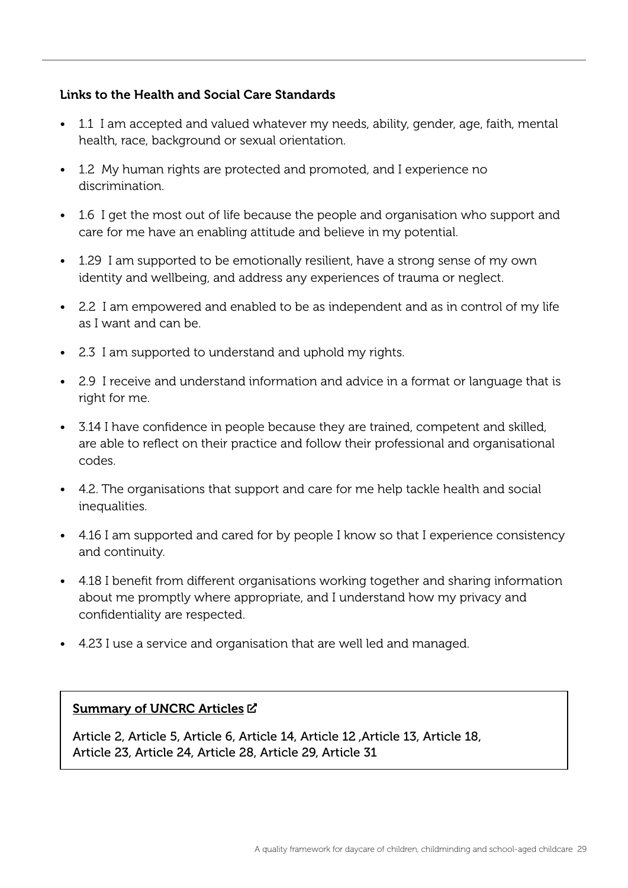### Links to the Health and Social Care Standards

- 1.1 I am accepted and valued whatever my needs, ability, gender, age, faith, mental health, race, background or sexual orientation.
- 1.2 My human rights are protected and promoted, and I experience no discrimination.
- 1.6 I get the most out of life because the people and organisation who support and care for me have an enabling attitude and believe in my potential.
- 1.29 I am supported to be emotionally resilient, have a strong sense of my own identity and wellbeing, and address any experiences of trauma or neglect.
- 2.2 I am empowered and enabled to be as independent and as in control of my life as I want and can be.
- 2.3 I am supported to understand and uphold my rights.
- 2.9 I receive and understand information and advice in a format or language that is right for me.
- 3.14 I have confidence in people because they are trained, competent and skilled, are able to reflect on their practice and follow their professional and organisational codes.
- 4.2. The organisations that support and care for me help tackle health and social inequalities.
- 4.16 I am supported and cared for by people I know so that I experience consistency and continuity.
- 4.18 I benefit from different organisations working together and sharing information about me promptly where appropriate, and I understand how my privacy and confidentiality are respected.
- 4.23 I use a service and organisation that are well led and managed.

**Summary of UNCRC Articles**

Article 2, Article 5, Article 6, Article 14, Article 12 ,Article 13, Article 18, Article 23, Article 24, Article 28, Article 29, Article 31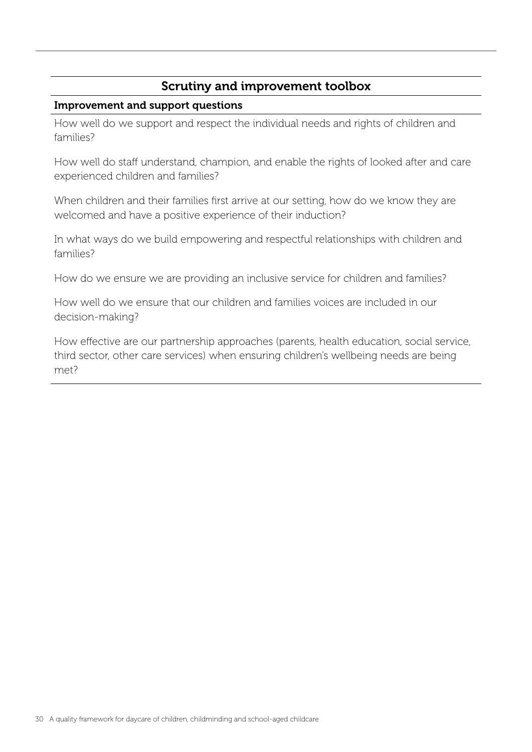## Scrutiny and improvement toolbox

**Improvement and support questions**

How well do we support and respect the individual needs and rights of children and families?

How well do staff understand, champion, and enable the rights of looked after and care experienced children and families?

When children and their families first arrive at our setting, how do we know they are welcomed and have a positive experience of their induction?

In what ways do we build empowering and respectful relationships with children and families?

How do we ensure we are providing an inclusive service for children and families?

How well do we ensure that our children and families voices are included in our decision-making?

How effective are our partnership approaches (parents, health education, social service, third sector, other care services) when ensuring children's wellbeing needs are being met?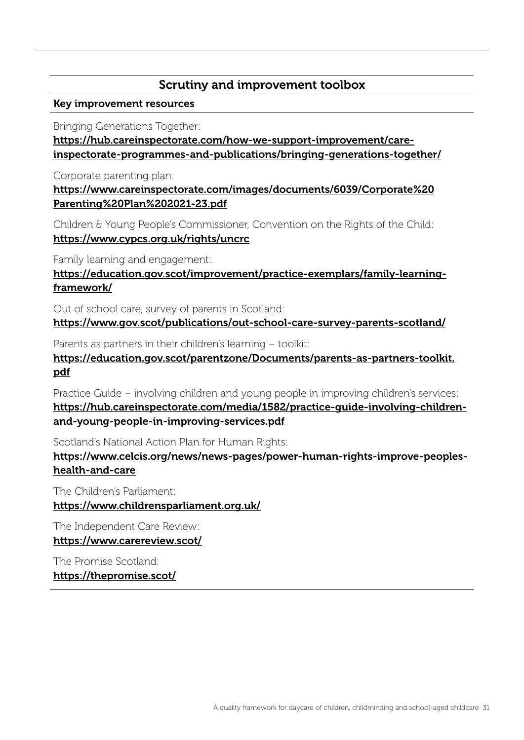## Scrutiny and improvement toolbox

**Key improvement resources**

Bringing Generations Together:
**https://hub.careinspectorate.com/how-we-support-improvement/care-inspectorate-programmes-and-publications/bringing-generations-together/**

Corporate parenting plan:
**https://www.careinspectorate.com/images/documents/6039/Corporate%20Parenting%20Plan%202021-23.pdf**

Children & Young People's Commissioner, Convention on the Rights of the Child:
**https://www.cypcs.org.uk/rights/uncrc**

Family learning and engagement:
**https://education.gov.scot/improvement/practice-exemplars/family-learning-framework/**

Out of school care, survey of parents in Scotland:
**https://www.gov.scot/publications/out-school-care-survey-parents-scotland/**

Parents as partners in their children's learning – toolkit:
**https://education.gov.scot/parentzone/Documents/parents-as-partners-toolkit.pdf**

Practice Guide – involving children and young people in improving children's services:
**https://hub.careinspectorate.com/media/1582/practice-guide-involving-children-and-young-people-in-improving-services.pdf**

Scotland's National Action Plan for Human Rights:
**https://www.celcis.org/news/news-pages/power-human-rights-improve-peoples-health-and-care**

The Children's Parliament:
**https://www.childrensparliament.org.uk/**

The Independent Care Review:
**https://www.carereview.scot/**

The Promise Scotland:
**https://thepromise.scot/**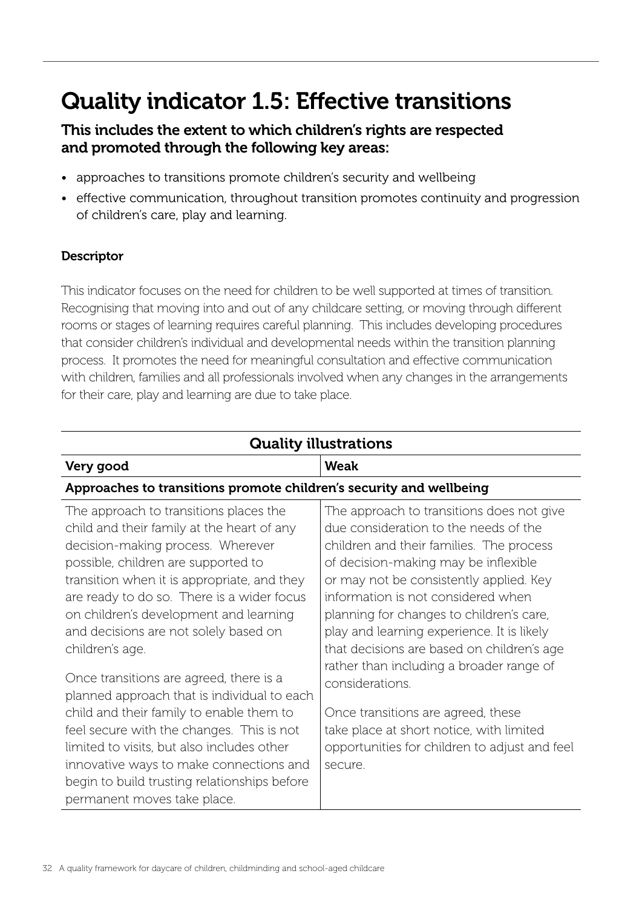# Quality indicator 1.5: Effective transitions

### This includes the extent to which children's rights are respected and promoted through the following key areas:

- approaches to transitions promote children's security and wellbeing
- effective communication, throughout transition promotes continuity and progression of children's care, play and learning.

**Descriptor**

This indicator focuses on the need for children to be well supported at times of transition. Recognising that moving into and out of any childcare setting, or moving through different rooms or stages of learning requires careful planning. This includes developing procedures that consider children's individual and developmental needs within the transition planning process. It promotes the need for meaningful consultation and effective communication with children, families and all professionals involved when any changes in the arrangements for their care, play and learning are due to take place.

| Quality illustrations | |
|---|---|
| **Very good** | **Weak** |
| **Approaches to transitions promote children's security and wellbeing** | |
| The approach to transitions places the child and their family at the heart of any decision-making process. Wherever possible, children are supported to transition when it is appropriate, and they are ready to do so. There is a wider focus on children's development and learning and decisions are not solely based on children's age.<br><br>Once transitions are agreed, there is a planned approach that is individual to each child and their family to enable them to feel secure with the changes. This is not limited to visits, but also includes other innovative ways to make connections and begin to build trusting relationships before permanent moves take place. | The approach to transitions does not give due consideration to the needs of the children and their families. The process of decision-making may be inflexible or may not be consistently applied. Key information is not considered when planning for changes to children's care, play and learning experience. It is likely that decisions are based on children's age rather than including a broader range of considerations.<br><br>Once transitions are agreed, these take place at short notice, with limited opportunities for children to adjust and feel secure. |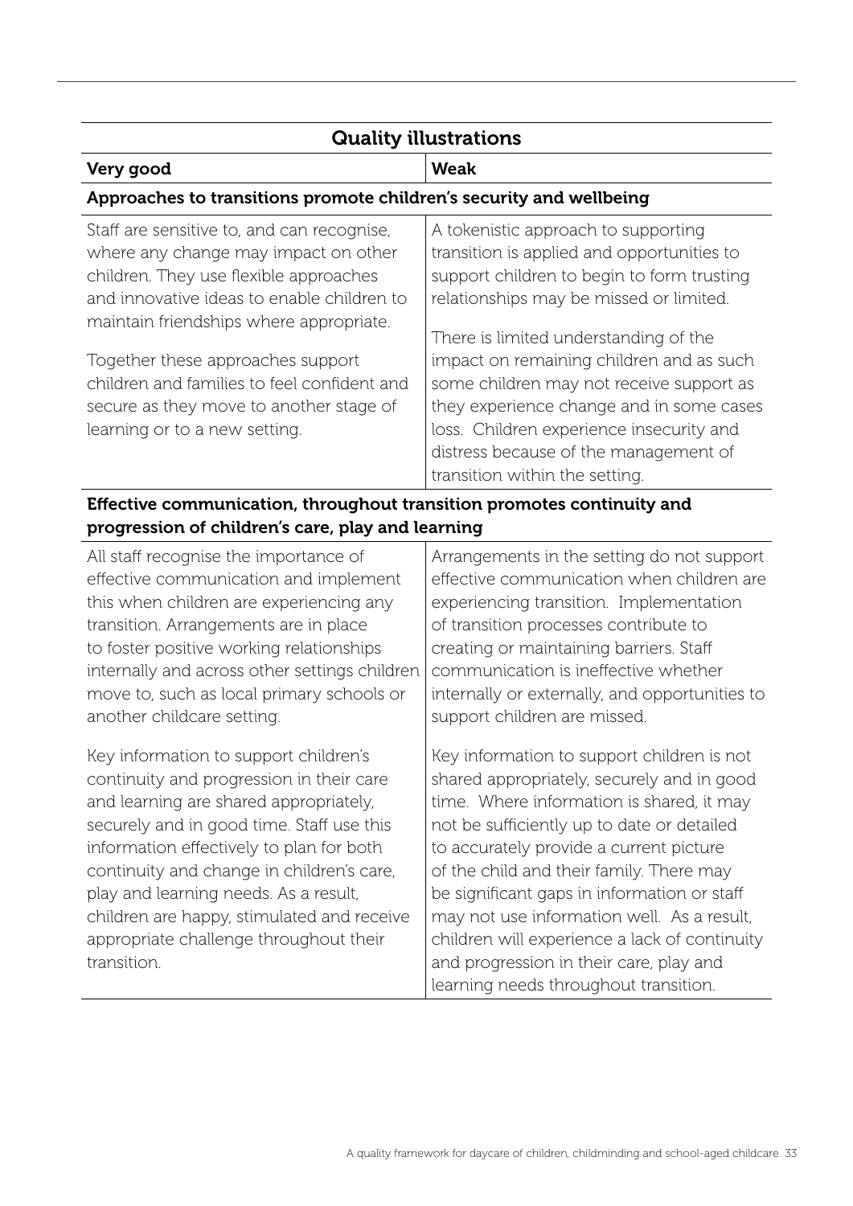| Quality illustrations | |
|---|---|
| **Very good** | **Weak** |
| **Approaches to transitions promote children's security and wellbeing** | |
| Staff are sensitive to, and can recognise, where any change may impact on other children. They use flexible approaches and innovative ideas to enable children to maintain friendships where appropriate.<br><br>Together these approaches support children and families to feel confident and secure as they move to another stage of learning or to a new setting. | A tokenistic approach to supporting transition is applied and opportunities to support children to begin to form trusting relationships may be missed or limited.<br><br>There is limited understanding of the impact on remaining children and as such some children may not receive support as they experience change and in some cases loss. Children experience insecurity and distress because of the management of transition within the setting. |
| **Effective communication, throughout transition promotes continuity and progression of children's care, play and learning** | |
| All staff recognise the importance of effective communication and implement this when children are experiencing any transition. Arrangements are in place to foster positive working relationships internally and across other settings children move to, such as local primary schools or another childcare setting.<br><br>Key information to support children's continuity and progression in their care and learning are shared appropriately, securely and in good time. Staff use this information effectively to plan for both continuity and change in children's care, play and learning needs. As a result, children are happy, stimulated and receive appropriate challenge throughout their transition. | Arrangements in the setting do not support effective communication when children are experiencing transition. Implementation of transition processes contribute to creating or maintaining barriers. Staff communication is ineffective whether internally or externally, and opportunities to support children are missed.<br><br>Key information to support children is not shared appropriately, securely and in good time. Where information is shared, it may not be sufficiently up to date or detailed to accurately provide a current picture of the child and their family. There may be significant gaps in information or staff may not use information well. As a result, children will experience a lack of continuity and progression in their care, play and learning needs throughout transition. |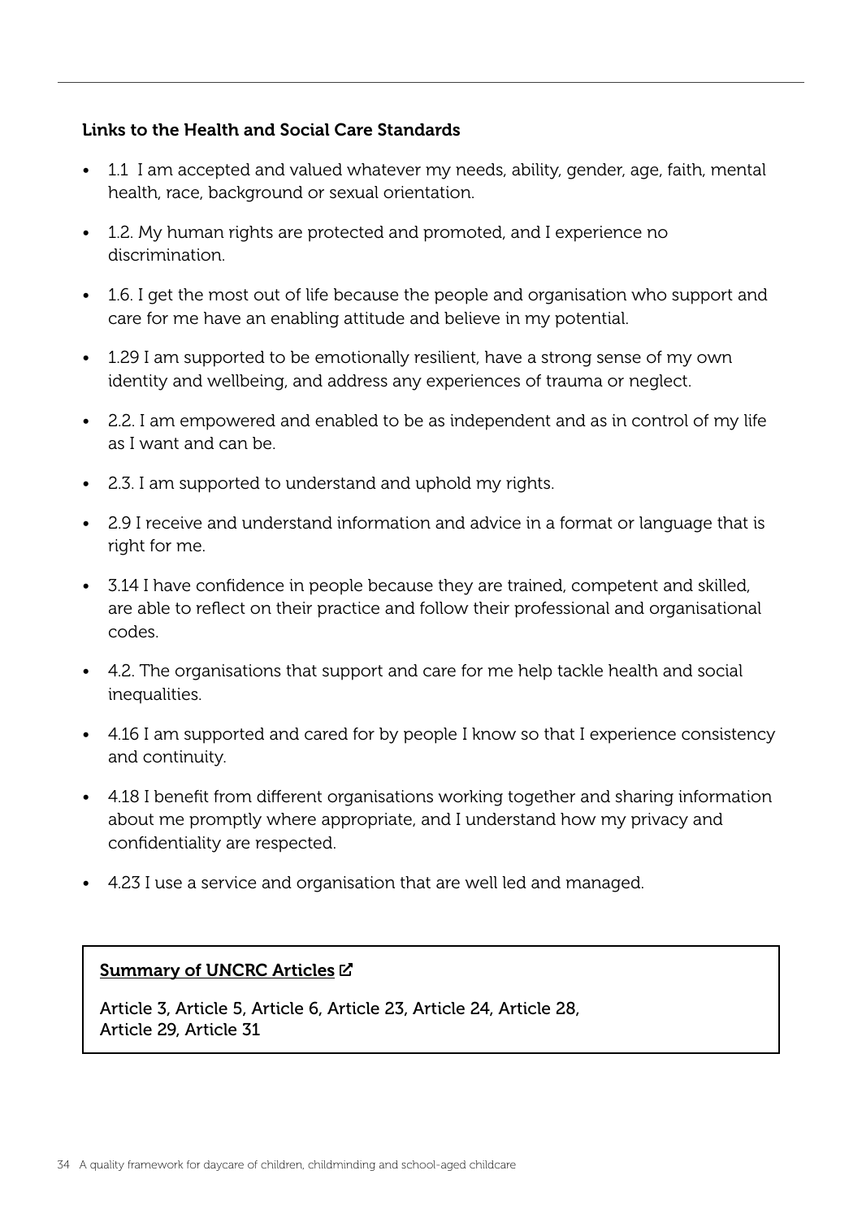**Links to the Health and Social Care Standards**

- 1.1 I am accepted and valued whatever my needs, ability, gender, age, faith, mental health, race, background or sexual orientation.
- 1.2. My human rights are protected and promoted, and I experience no discrimination.
- 1.6. I get the most out of life because the people and organisation who support and care for me have an enabling attitude and believe in my potential.
- 1.29 I am supported to be emotionally resilient, have a strong sense of my own identity and wellbeing, and address any experiences of trauma or neglect.
- 2.2. I am empowered and enabled to be as independent and as in control of my life as I want and can be.
- 2.3. I am supported to understand and uphold my rights.
- 2.9 I receive and understand information and advice in a format or language that is right for me.
- 3.14 I have confidence in people because they are trained, competent and skilled, are able to reflect on their practice and follow their professional and organisational codes.
- 4.2. The organisations that support and care for me help tackle health and social inequalities.
- 4.16 I am supported and cared for by people I know so that I experience consistency and continuity.
- 4.18 I benefit from different organisations working together and sharing information about me promptly where appropriate, and I understand how my privacy and confidentiality are respected.
- 4.23 I use a service and organisation that are well led and managed.

**Summary of UNCRC Articles**

Article 3, Article 5, Article 6, Article 23, Article 24, Article 28, Article 29, Article 31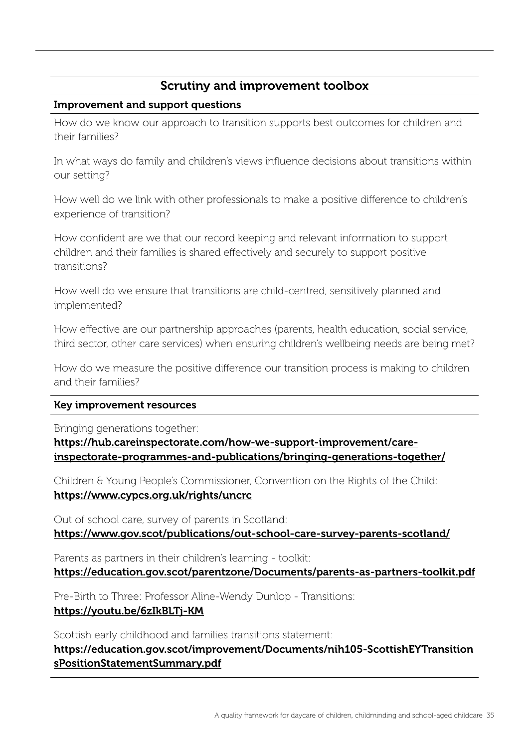## Scrutiny and improvement toolbox

**Improvement and support questions**

How do we know our approach to transition supports best outcomes for children and their families?

In what ways do family and children's views influence decisions about transitions within our setting?

How well do we link with other professionals to make a positive difference to children's experience of transition?

How confident are we that our record keeping and relevant information to support children and their families is shared effectively and securely to support positive transitions?

How well do we ensure that transitions are child-centred, sensitively planned and implemented?

How effective are our partnership approaches (parents, health education, social service, third sector, other care services) when ensuring children's wellbeing needs are being met?

How do we measure the positive difference our transition process is making to children and their families?

**Key improvement resources**

Bringing generations together:
**https://hub.careinspectorate.com/how-we-support-improvement/care-inspectorate-programmes-and-publications/bringing-generations-together/**

Children & Young People's Commissioner, Convention on the Rights of the Child:
**https://www.cypcs.org.uk/rights/uncrc**

Out of school care, survey of parents in Scotland:
**https://www.gov.scot/publications/out-school-care-survey-parents-scotland/**

Parents as partners in their children's learning - toolkit:
**https://education.gov.scot/parentzone/Documents/parents-as-partners-toolkit.pdf**

Pre-Birth to Three: Professor Aline-Wendy Dunlop - Transitions:
**https://youtu.be/6zIkBLTj-KM**

Scottish early childhood and families transitions statement:
**https://education.gov.scot/improvement/Documents/nih105-ScottishEYTransitionsPositionStatementSummary.pdf**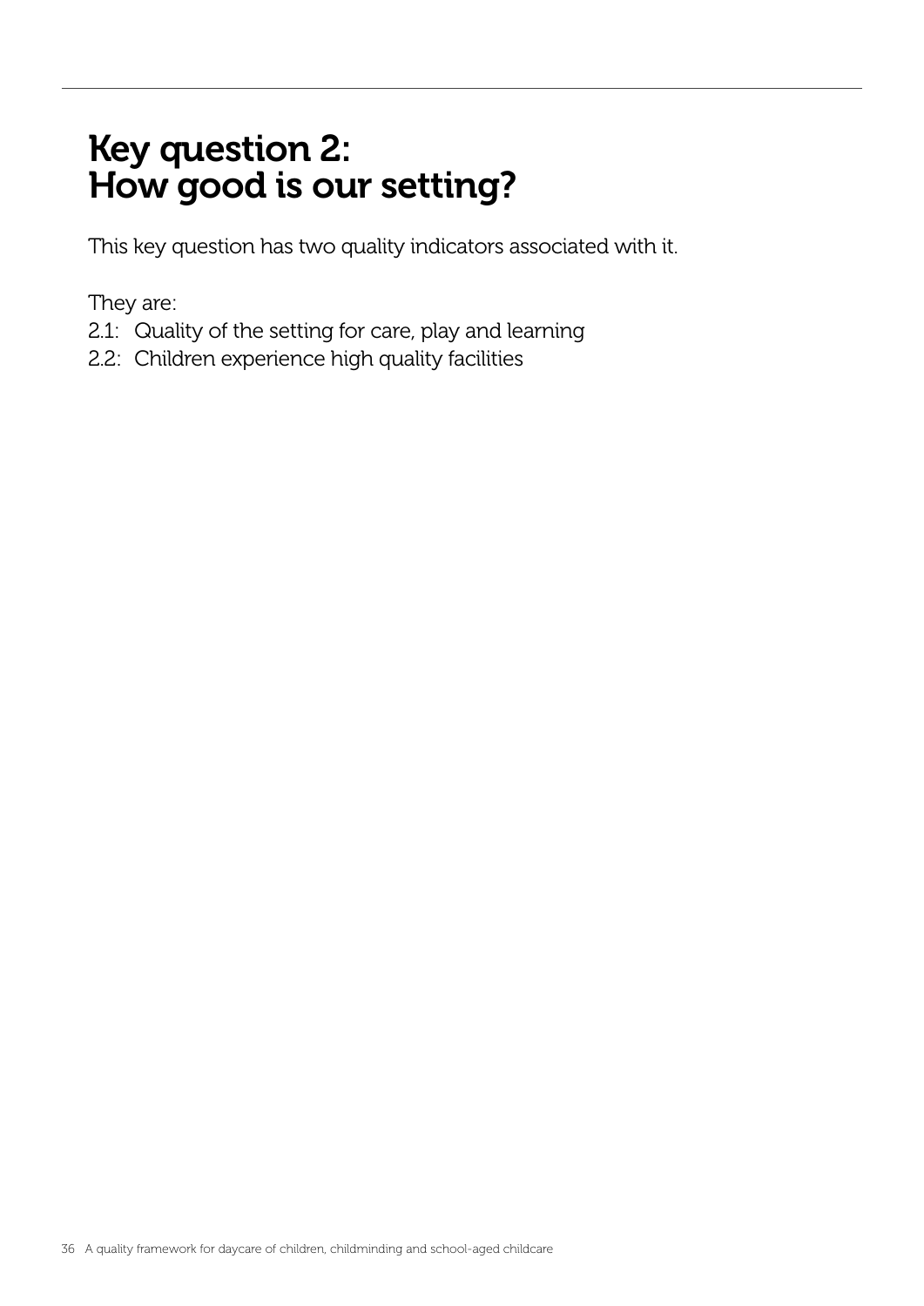# Key question 2: How good is our setting?

This key question has two quality indicators associated with it.

They are:

2.1: Quality of the setting for care, play and learning

2.2: Children experience high quality facilities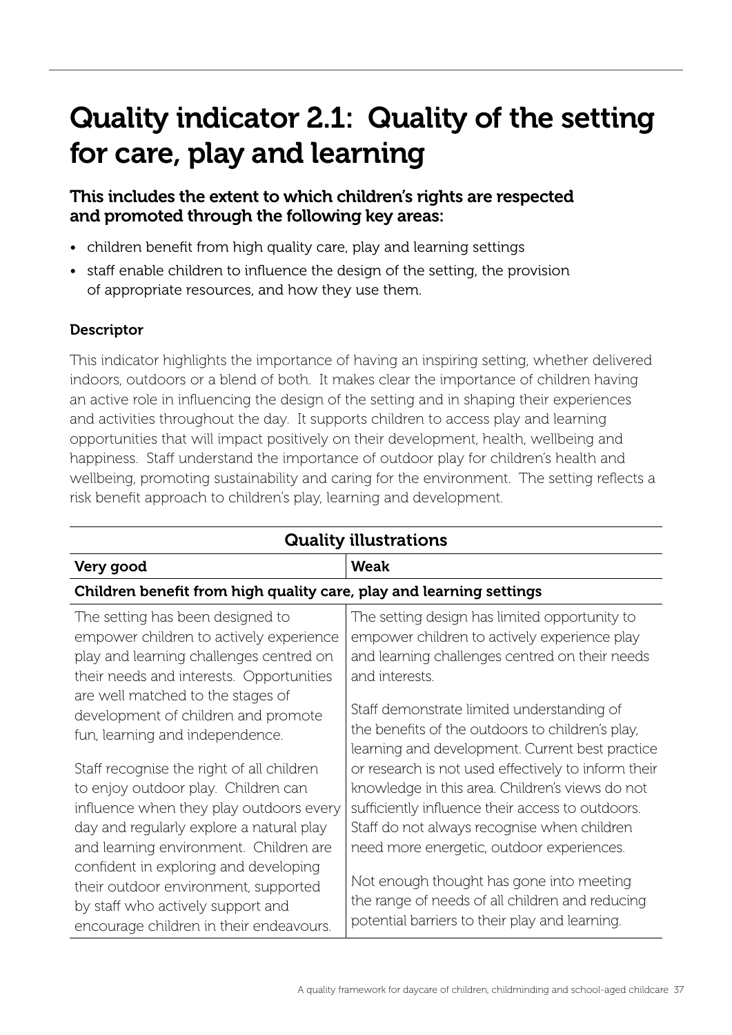# Quality indicator 2.1: Quality of the setting for care, play and learning

## This includes the extent to which children's rights are respected and promoted through the following key areas:

- children benefit from high quality care, play and learning settings
- staff enable children to influence the design of the setting, the provision of appropriate resources, and how they use them.

### Descriptor

This indicator highlights the importance of having an inspiring setting, whether delivered indoors, outdoors or a blend of both. It makes clear the importance of children having an active role in influencing the design of the setting and in shaping their experiences and activities throughout the day. It supports children to access play and learning opportunities that will impact positively on their development, health, wellbeing and happiness. Staff understand the importance of outdoor play for children's health and wellbeing, promoting sustainability and caring for the environment. The setting reflects a risk benefit approach to children's play, learning and development.

| Quality illustrations | |
|---|---|
| **Very good** | **Weak** |
| **Children benefit from high quality care, play and learning settings** | |
| The setting has been designed to empower children to actively experience play and learning challenges centred on their needs and interests. Opportunities are well matched to the stages of development of children and promote fun, learning and independence.<br><br>Staff recognise the right of all children to enjoy outdoor play. Children can influence when they play outdoors every day and regularly explore a natural play and learning environment. Children are confident in exploring and developing their outdoor environment, supported by staff who actively support and encourage children in their endeavours. | The setting design has limited opportunity to empower children to actively experience play and learning challenges centred on their needs and interests.<br><br>Staff demonstrate limited understanding of the benefits of the outdoors to children's play, learning and development. Current best practice or research is not used effectively to inform their knowledge in this area. Children's views do not sufficiently influence their access to outdoors. Staff do not always recognise when children need more energetic, outdoor experiences.<br><br>Not enough thought has gone into meeting the range of needs of all children and reducing potential barriers to their play and learning. |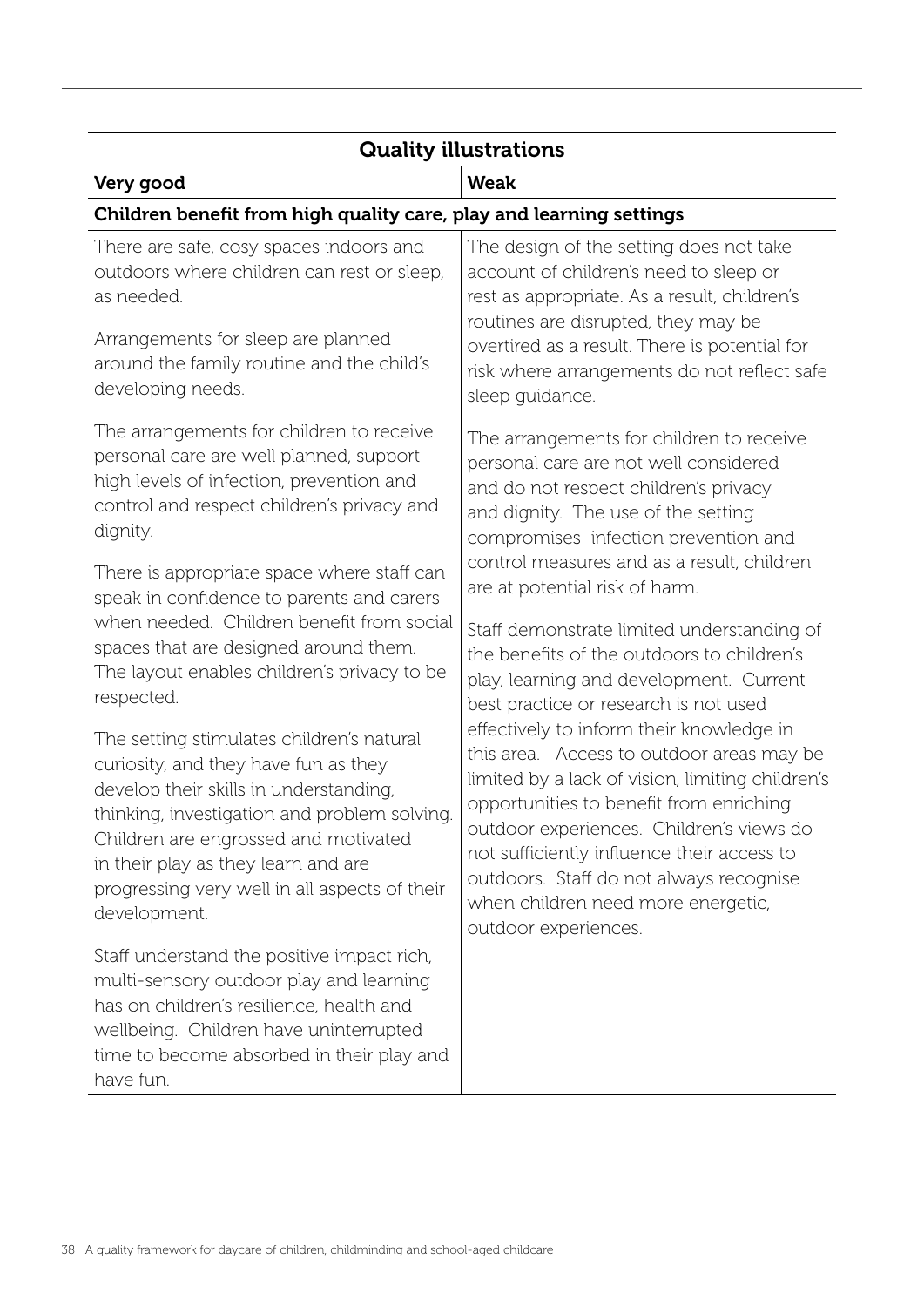| Quality illustrations | |
|---|---|
| **Very good** | **Weak** |
| **Children benefit from high quality care, play and learning settings** | |
| There are safe, cosy spaces indoors and outdoors where children can rest or sleep, as needed.<br><br>Arrangements for sleep are planned around the family routine and the child's developing needs.<br><br>The arrangements for children to receive personal care are well planned, support high levels of infection, prevention and control and respect children's privacy and dignity.<br><br>There is appropriate space where staff can speak in confidence to parents and carers when needed. Children benefit from social spaces that are designed around them. The layout enables children's privacy to be respected.<br><br>The setting stimulates children's natural curiosity, and they have fun as they develop their skills in understanding, thinking, investigation and problem solving. Children are engrossed and motivated in their play as they learn and are progressing very well in all aspects of their development.<br><br>Staff understand the positive impact rich, multi-sensory outdoor play and learning has on children's resilience, health and wellbeing. Children have uninterrupted time to become absorbed in their play and have fun. | The design of the setting does not take account of children's need to sleep or rest as appropriate. As a result, children's routines are disrupted, they may be overtired as a result. There is potential for risk where arrangements do not reflect safe sleep guidance.<br><br>The arrangements for children to receive personal care are not well considered and do not respect children's privacy and dignity. The use of the setting compromises infection prevention and control measures and as a result, children are at potential risk of harm.<br><br>Staff demonstrate limited understanding of the benefits of the outdoors to children's play, learning and development. Current best practice or research is not used effectively to inform their knowledge in this area. Access to outdoor areas may be limited by a lack of vision, limiting children's opportunities to benefit from enriching outdoor experiences. Children's views do not sufficiently influence their access to outdoors. Staff do not always recognise when children need more energetic, outdoor experiences. |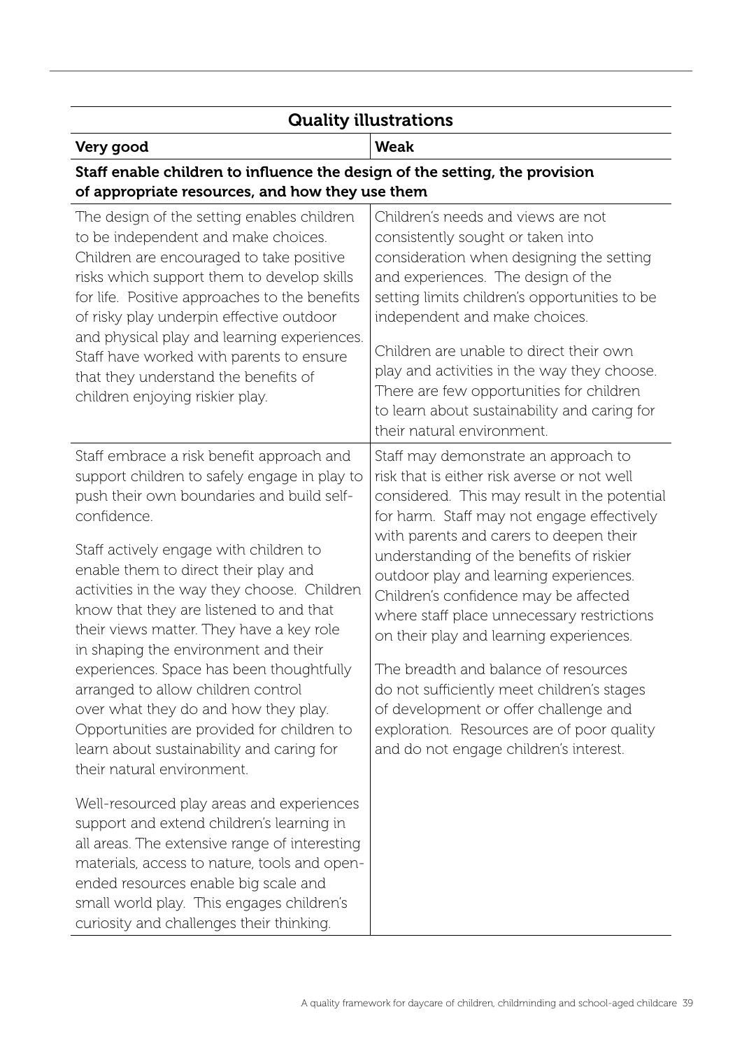| Quality illustrations | |
|---|---|
| **Very good** | **Weak** |
| **Staff enable children to influence the design of the setting, the provision of appropriate resources, and how they use them** | |
| The design of the setting enables children to be independent and make choices. Children are encouraged to take positive risks which support them to develop skills for life. Positive approaches to the benefits of risky play underpin effective outdoor and physical play and learning experiences. Staff have worked with parents to ensure that they understand the benefits of children enjoying riskier play. | Children's needs and views are not consistently sought or taken into consideration when designing the setting and experiences. The design of the setting limits children's opportunities to be independent and make choices.<br><br>Children are unable to direct their own play and activities in the way they choose. There are few opportunities for children to learn about sustainability and caring for their natural environment. |
| Staff embrace a risk benefit approach and support children to safely engage in play to push their own boundaries and build self-confidence.<br><br>Staff actively engage with children to enable them to direct their play and activities in the way they choose. Children know that they are listened to and that their views matter. They have a key role in shaping the environment and their experiences. Space has been thoughtfully arranged to allow children control over what they do and how they play. Opportunities are provided for children to learn about sustainability and caring for their natural environment.<br><br>Well-resourced play areas and experiences support and extend children's learning in all areas. The extensive range of interesting materials, access to nature, tools and open-ended resources enable big scale and small world play. This engages children's curiosity and challenges their thinking. | Staff may demonstrate an approach to risk that is either risk averse or not well considered. This may result in the potential for harm. Staff may not engage effectively with parents and carers to deepen their understanding of the benefits of riskier outdoor play and learning experiences. Children's confidence may be affected where staff place unnecessary restrictions on their play and learning experiences.<br><br>The breadth and balance of resources do not sufficiently meet children's stages of development or offer challenge and exploration. Resources are of poor quality and do not engage children's interest. |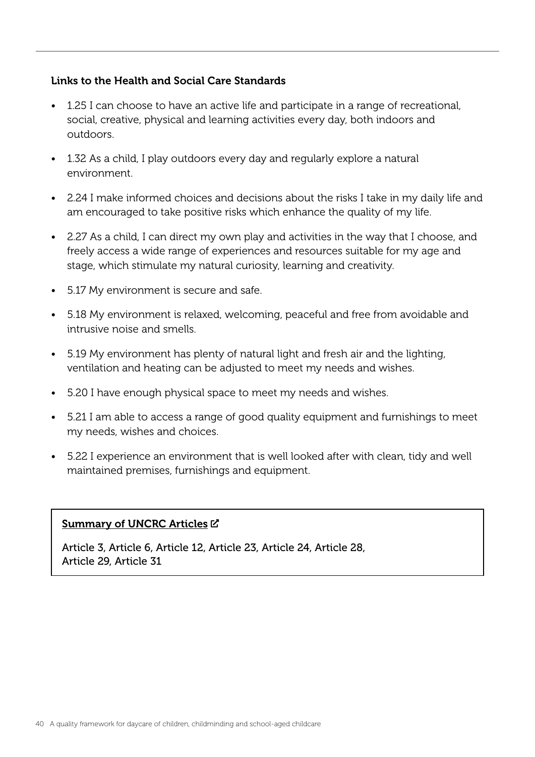### Links to the Health and Social Care Standards

- 1.25 I can choose to have an active life and participate in a range of recreational, social, creative, physical and learning activities every day, both indoors and outdoors.
- 1.32 As a child, I play outdoors every day and regularly explore a natural environment.
- 2.24 I make informed choices and decisions about the risks I take in my daily life and am encouraged to take positive risks which enhance the quality of my life.
- 2.27 As a child, I can direct my own play and activities in the way that I choose, and freely access a wide range of experiences and resources suitable for my age and stage, which stimulate my natural curiosity, learning and creativity.
- 5.17 My environment is secure and safe.
- 5.18 My environment is relaxed, welcoming, peaceful and free from avoidable and intrusive noise and smells.
- 5.19 My environment has plenty of natural light and fresh air and the lighting, ventilation and heating can be adjusted to meet my needs and wishes.
- 5.20 I have enough physical space to meet my needs and wishes.
- 5.21 I am able to access a range of good quality equipment and furnishings to meet my needs, wishes and choices.
- 5.22 I experience an environment that is well looked after with clean, tidy and well maintained premises, furnishings and equipment.

**Summary of UNCRC Articles**

Article 3, Article 6, Article 12, Article 23, Article 24, Article 28, Article 29, Article 31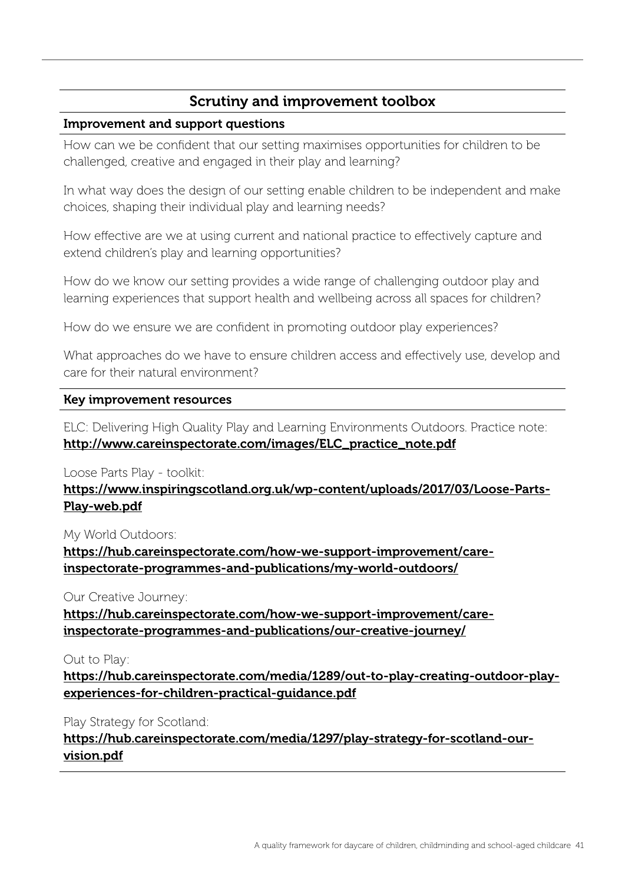## Scrutiny and improvement toolbox

### Improvement and support questions

How can we be confident that our setting maximises opportunities for children to be challenged, creative and engaged in their play and learning?

In what way does the design of our setting enable children to be independent and make choices, shaping their individual play and learning needs?

How effective are we at using current and national practice to effectively capture and extend children's play and learning opportunities?

How do we know our setting provides a wide range of challenging outdoor play and learning experiences that support health and wellbeing across all spaces for children?

How do we ensure we are confident in promoting outdoor play experiences?

What approaches do we have to ensure children access and effectively use, develop and care for their natural environment?

### Key improvement resources

ELC: Delivering High Quality Play and Learning Environments Outdoors. Practice note:
[http://www.careinspectorate.com/images/ELC_practice_note.pdf](http://www.careinspectorate.com/images/ELC_practice_note.pdf)

Loose Parts Play - toolkit:
[https://www.inspiringscotland.org.uk/wp-content/uploads/2017/03/Loose-Parts-Play-web.pdf](https://www.inspiringscotland.org.uk/wp-content/uploads/2017/03/Loose-Parts-Play-web.pdf)

My World Outdoors:
[https://hub.careinspectorate.com/how-we-support-improvement/care-inspectorate-programmes-and-publications/my-world-outdoors/](https://hub.careinspectorate.com/how-we-support-improvement/care-inspectorate-programmes-and-publications/my-world-outdoors/)

Our Creative Journey:
[https://hub.careinspectorate.com/how-we-support-improvement/care-inspectorate-programmes-and-publications/our-creative-journey/](https://hub.careinspectorate.com/how-we-support-improvement/care-inspectorate-programmes-and-publications/our-creative-journey/)

Out to Play:
[https://hub.careinspectorate.com/media/1289/out-to-play-creating-outdoor-play-experiences-for-children-practical-guidance.pdf](https://hub.careinspectorate.com/media/1289/out-to-play-creating-outdoor-play-experiences-for-children-practical-guidance.pdf)

Play Strategy for Scotland:
[https://hub.careinspectorate.com/media/1297/play-strategy-for-scotland-our-vision.pdf](https://hub.careinspectorate.com/media/1297/play-strategy-for-scotland-our-vision.pdf)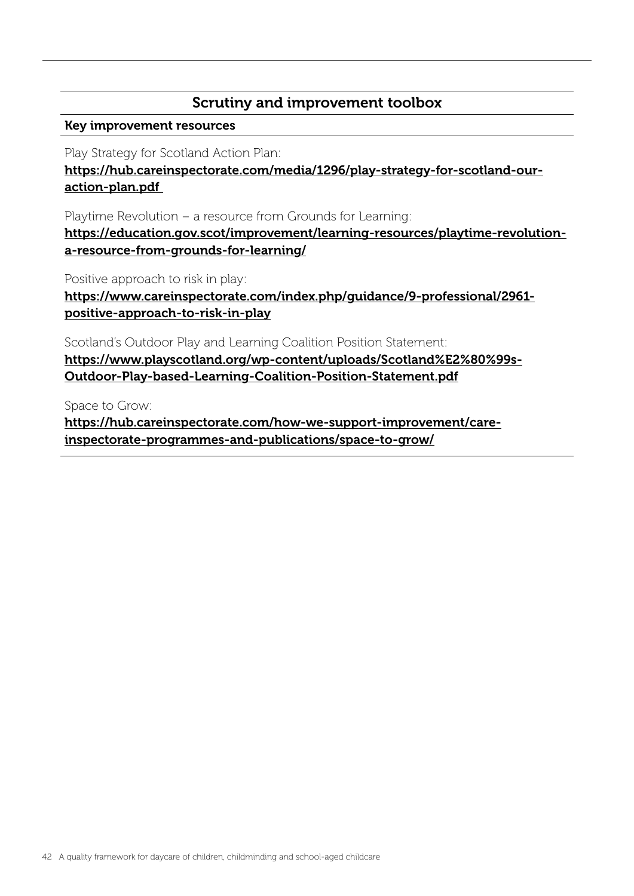## Scrutiny and improvement toolbox

**Key improvement resources**

Play Strategy for Scotland Action Plan:
**https://hub.careinspectorate.com/media/1296/play-strategy-for-scotland-our-action-plan.pdf**

Playtime Revolution – a resource from Grounds for Learning:
**https://education.gov.scot/improvement/learning-resources/playtime-revolution-a-resource-from-grounds-for-learning/**

Positive approach to risk in play:
**https://www.careinspectorate.com/index.php/guidance/9-professional/2961-positive-approach-to-risk-in-play**

Scotland's Outdoor Play and Learning Coalition Position Statement:
**https://www.playscotland.org/wp-content/uploads/Scotland%E2%80%99s-Outdoor-Play-based-Learning-Coalition-Position-Statement.pdf**

Space to Grow:
**https://hub.careinspectorate.com/how-we-support-improvement/care-inspectorate-programmes-and-publications/space-to-grow/**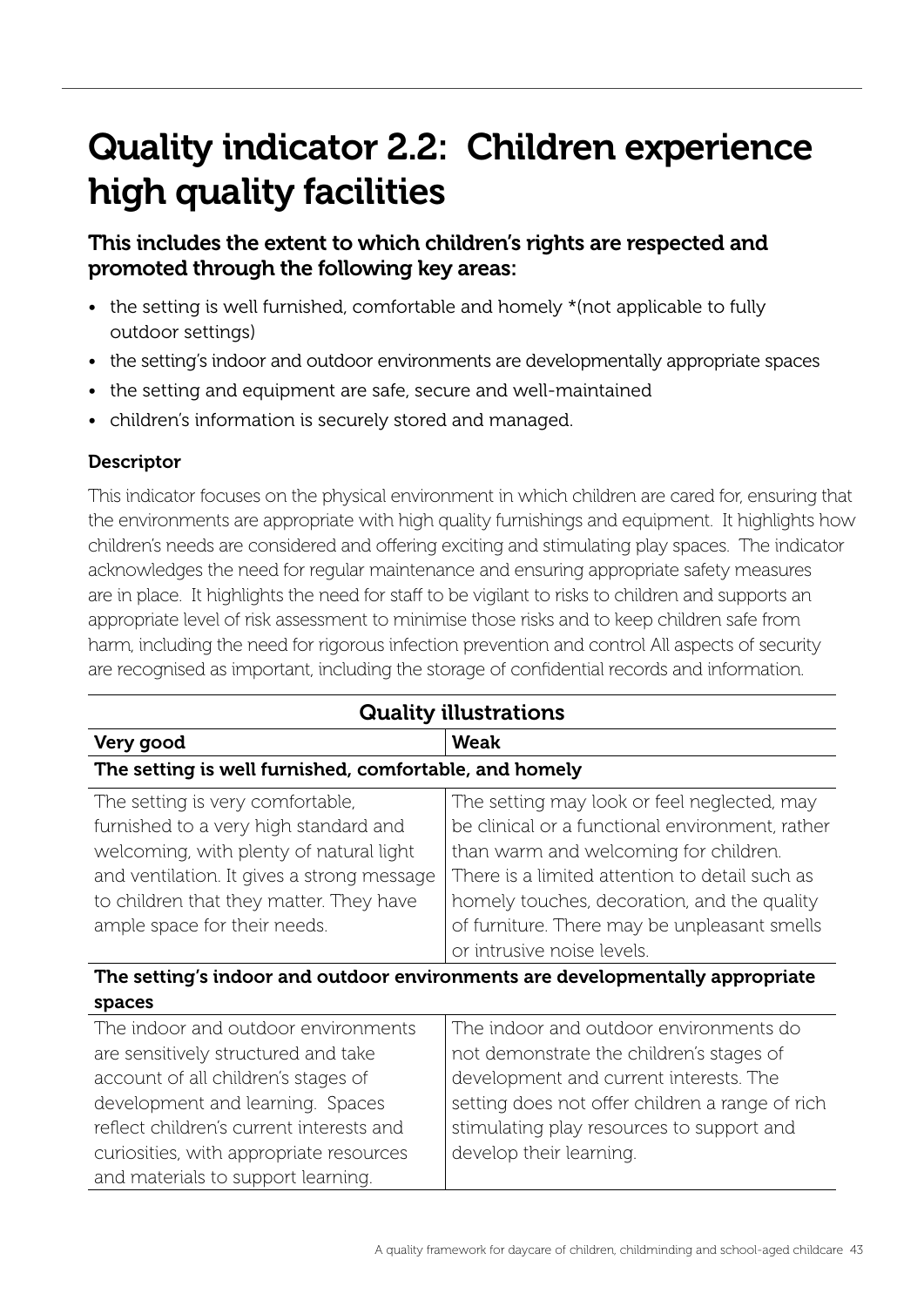# Quality indicator 2.2: Children experience high quality facilities

### This includes the extent to which children's rights are respected and promoted through the following key areas:

- the setting is well furnished, comfortable and homely *(not applicable to fully outdoor settings)
- the setting's indoor and outdoor environments are developmentally appropriate spaces
- the setting and equipment are safe, secure and well-maintained
- children's information is securely stored and managed.

**Descriptor**

This indicator focuses on the physical environment in which children are cared for, ensuring that the environments are appropriate with high quality furnishings and equipment. It highlights how children's needs are considered and offering exciting and stimulating play spaces. The indicator acknowledges the need for regular maintenance and ensuring appropriate safety measures are in place. It highlights the need for staff to be vigilant to risks to children and supports an appropriate level of risk assessment to minimise those risks and to keep children safe from harm, including the need for rigorous infection prevention and control All aspects of security are recognised as important, including the storage of confidential records and information.

| Quality illustrations | |
|---|---|
| **Very good** | **Weak** |
| **The setting is well furnished, comfortable, and homely** | |
| The setting is very comfortable, furnished to a very high standard and welcoming, with plenty of natural light and ventilation. It gives a strong message to children that they matter. They have ample space for their needs. | The setting may look or feel neglected, may be clinical or a functional environment, rather than warm and welcoming for children. There is a limited attention to detail such as homely touches, decoration, and the quality of furniture. There may be unpleasant smells or intrusive noise levels. |
| **The setting's indoor and outdoor environments are developmentally appropriate spaces** | |
| The indoor and outdoor environments are sensitively structured and take account of all children's stages of development and learning. Spaces reflect children's current interests and curiosities, with appropriate resources and materials to support learning. | The indoor and outdoor environments do not demonstrate the children's stages of development and current interests. The setting does not offer children a range of rich stimulating play resources to support and develop their learning. |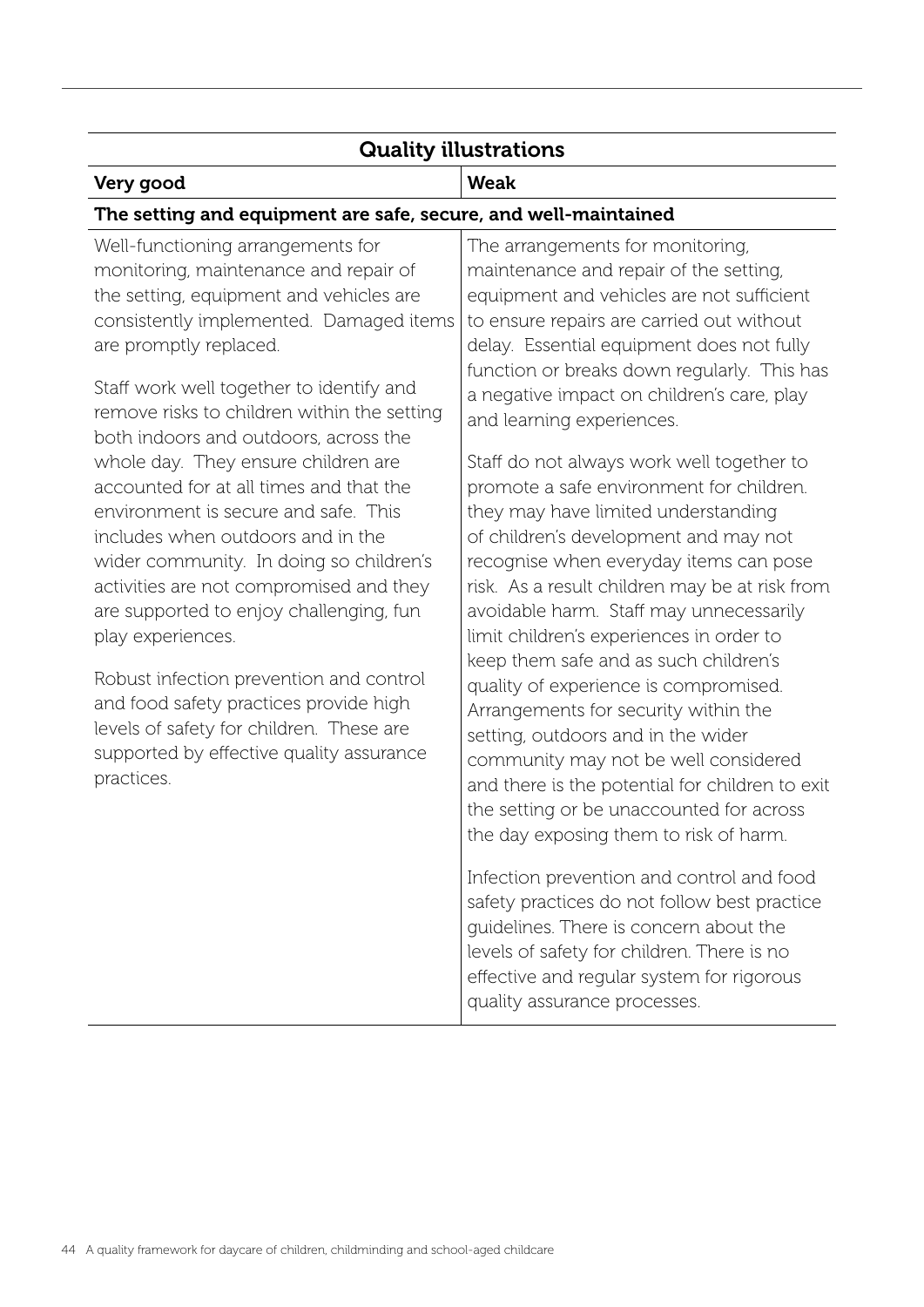| Quality illustrations | |
|---|---|
| **Very good** | **Weak** |
| **The setting and equipment are safe, secure, and well-maintained** | |
| Well-functioning arrangements for monitoring, maintenance and repair of the setting, equipment and vehicles are consistently implemented. Damaged items are promptly replaced.<br><br>Staff work well together to identify and remove risks to children within the setting both indoors and outdoors, across the whole day. They ensure children are accounted for at all times and that the environment is secure and safe. This includes when outdoors and in the wider community. In doing so children's activities are not compromised and they are supported to enjoy challenging, fun play experiences.<br><br>Robust infection prevention and control and food safety practices provide high levels of safety for children. These are supported by effective quality assurance practices. | The arrangements for monitoring, maintenance and repair of the setting, equipment and vehicles are not sufficient to ensure repairs are carried out without delay. Essential equipment does not fully function or breaks down regularly. This has a negative impact on children's care, play and learning experiences.<br><br>Staff do not always work well together to promote a safe environment for children. they may have limited understanding of children's development and may not recognise when everyday items can pose risk. As a result children may be at risk from avoidable harm. Staff may unnecessarily limit children's experiences in order to keep them safe and as such children's quality of experience is compromised. Arrangements for security within the setting, outdoors and in the wider community may not be well considered and there is the potential for children to exit the setting or be unaccounted for across the day exposing them to risk of harm.<br><br>Infection prevention and control and food safety practices do not follow best practice guidelines. There is concern about the levels of safety for children. There is no effective and regular system for rigorous quality assurance processes. |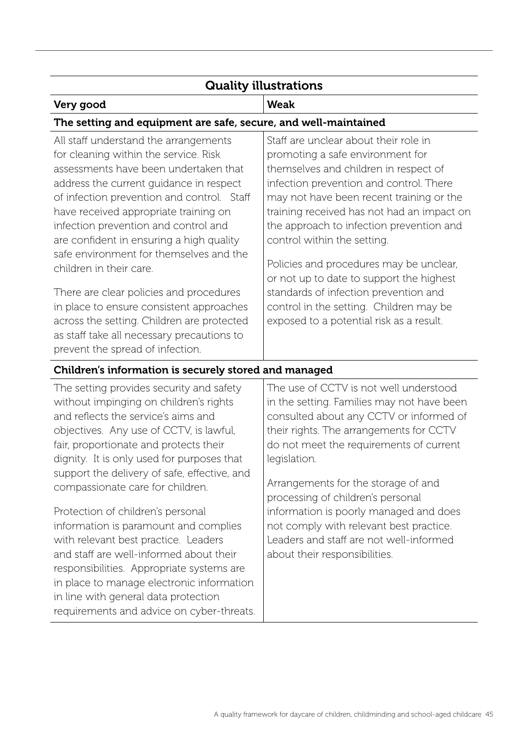| Quality illustrations | |
|---|---|
| **Very good** | **Weak** |
| **The setting and equipment are safe, secure, and well-maintained** | |
| All staff understand the arrangements for cleaning within the service. Risk assessments have been undertaken that address the current guidance in respect of infection prevention and control. Staff have received appropriate training on infection prevention and control and are confident in ensuring a high quality safe environment for themselves and the children in their care.<br><br>There are clear policies and procedures in place to ensure consistent approaches across the setting. Children are protected as staff take all necessary precautions to prevent the spread of infection. | Staff are unclear about their role in promoting a safe environment for themselves and children in respect of infection prevention and control. There may not have been recent training or the training received has not had an impact on the approach to infection prevention and control within the setting.<br><br>Policies and procedures may be unclear, or not up to date to support the highest standards of infection prevention and control in the setting. Children may be exposed to a potential risk as a result. |
| **Children's information is securely stored and managed** | |
| The setting provides security and safety without impinging on children's rights and reflects the service's aims and objectives. Any use of CCTV, is lawful, fair, proportionate and protects their dignity. It is only used for purposes that support the delivery of safe, effective, and compassionate care for children.<br><br>Protection of children's personal information is paramount and complies with relevant best practice. Leaders and staff are well-informed about their responsibilities. Appropriate systems are in place to manage electronic information in line with general data protection requirements and advice on cyber-threats. | The use of CCTV is not well understood in the setting. Families may not have been consulted about any CCTV or informed of their rights. The arrangements for CCTV do not meet the requirements of current legislation.<br><br>Arrangements for the storage of and processing of children's personal information is poorly managed and does not comply with relevant best practice. Leaders and staff are not well-informed about their responsibilities. |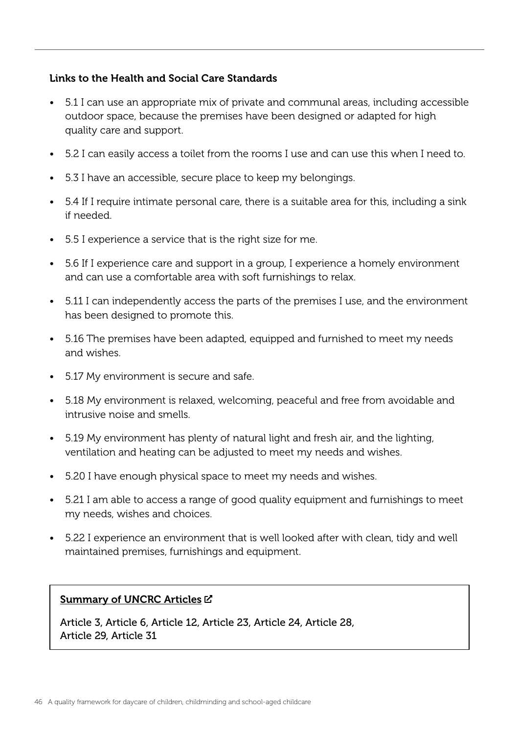### Links to the Health and Social Care Standards

- 5.1 I can use an appropriate mix of private and communal areas, including accessible outdoor space, because the premises have been designed or adapted for high quality care and support.
- 5.2 I can easily access a toilet from the rooms I use and can use this when I need to.
- 5.3 I have an accessible, secure place to keep my belongings.
- 5.4 If I require intimate personal care, there is a suitable area for this, including a sink if needed.
- 5.5 I experience a service that is the right size for me.
- 5.6 If I experience care and support in a group, I experience a homely environment and can use a comfortable area with soft furnishings to relax.
- 5.11 I can independently access the parts of the premises I use, and the environment has been designed to promote this.
- 5.16 The premises have been adapted, equipped and furnished to meet my needs and wishes.
- 5.17 My environment is secure and safe.
- 5.18 My environment is relaxed, welcoming, peaceful and free from avoidable and intrusive noise and smells.
- 5.19 My environment has plenty of natural light and fresh air, and the lighting, ventilation and heating can be adjusted to meet my needs and wishes.
- 5.20 I have enough physical space to meet my needs and wishes.
- 5.21 I am able to access a range of good quality equipment and furnishings to meet my needs, wishes and choices.
- 5.22 I experience an environment that is well looked after with clean, tidy and well maintained premises, furnishings and equipment.

**Summary of UNCRC Articles**

Article 3, Article 6, Article 12, Article 23, Article 24, Article 28, Article 29, Article 31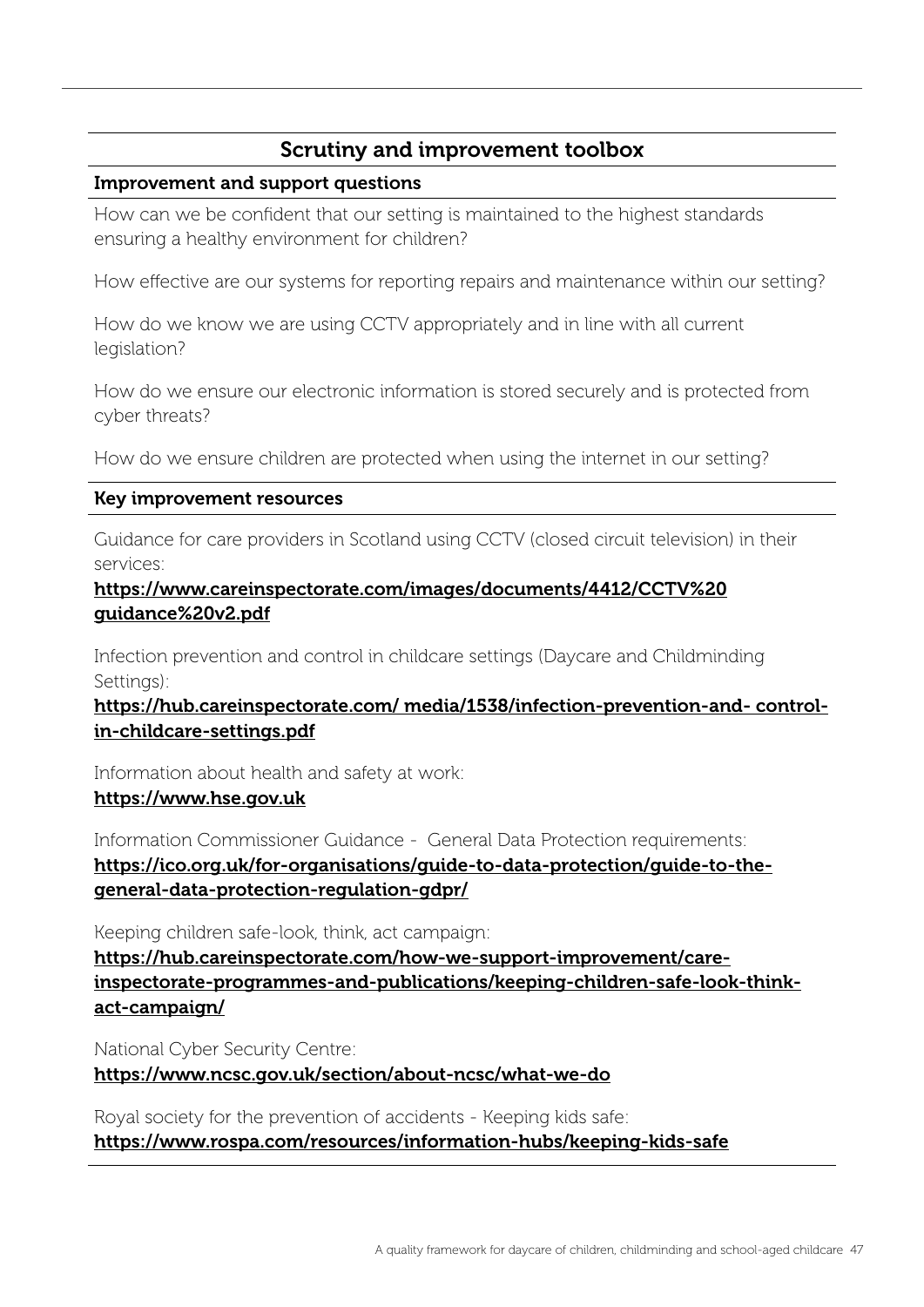## Scrutiny and improvement toolbox

### Improvement and support questions

How can we be confident that our setting is maintained to the highest standards ensuring a healthy environment for children?

How effective are our systems for reporting repairs and maintenance within our setting?

How do we know we are using CCTV appropriately and in line with all current legislation?

How do we ensure our electronic information is stored securely and is protected from cyber threats?

How do we ensure children are protected when using the internet in our setting?

### Key improvement resources

Guidance for care providers in Scotland using CCTV (closed circuit television) in their services:
**https://www.careinspectorate.com/images/documents/4412/CCTV%20guidance%20v2.pdf**

Infection prevention and control in childcare settings (Daycare and Childminding Settings):
**https://hub.careinspectorate.com/ media/1538/infection-prevention-and- control-in-childcare-settings.pdf**

Information about health and safety at work:
**https://www.hse.gov.uk**

Information Commissioner Guidance - General Data Protection requirements:
**https://ico.org.uk/for-organisations/guide-to-data-protection/guide-to-the-general-data-protection-regulation-gdpr/**

Keeping children safe-look, think, act campaign:
**https://hub.careinspectorate.com/how-we-support-improvement/care-inspectorate-programmes-and-publications/keeping-children-safe-look-think-act-campaign/**

National Cyber Security Centre:
**https://www.ncsc.gov.uk/section/about-ncsc/what-we-do**

Royal society for the prevention of accidents - Keeping kids safe:
**https://www.rospa.com/resources/information-hubs/keeping-kids-safe**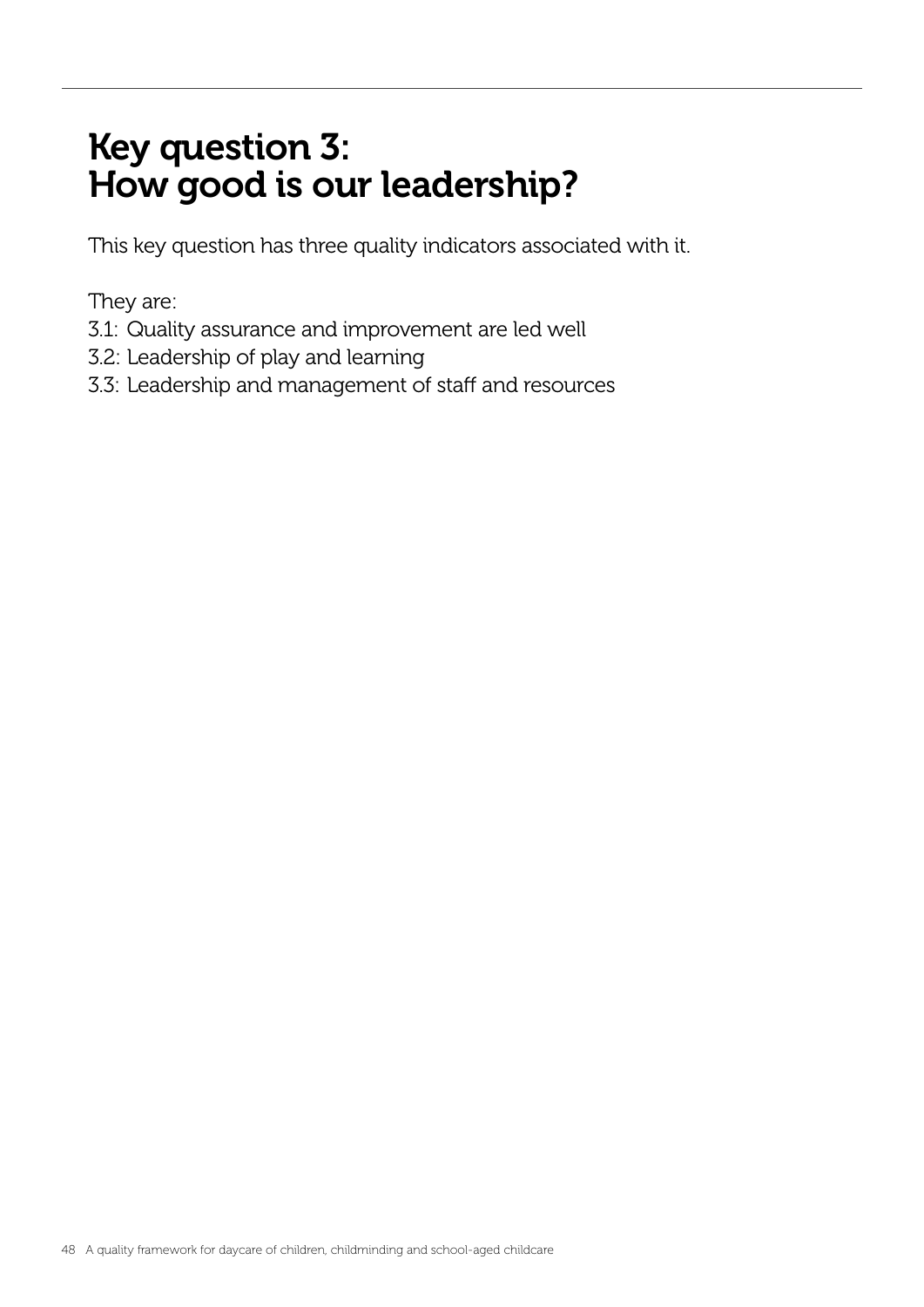# Key question 3: How good is our leadership?

This key question has three quality indicators associated with it.

They are:

3.1: Quality assurance and improvement are led well
3.2: Leadership of play and learning
3.3: Leadership and management of staff and resources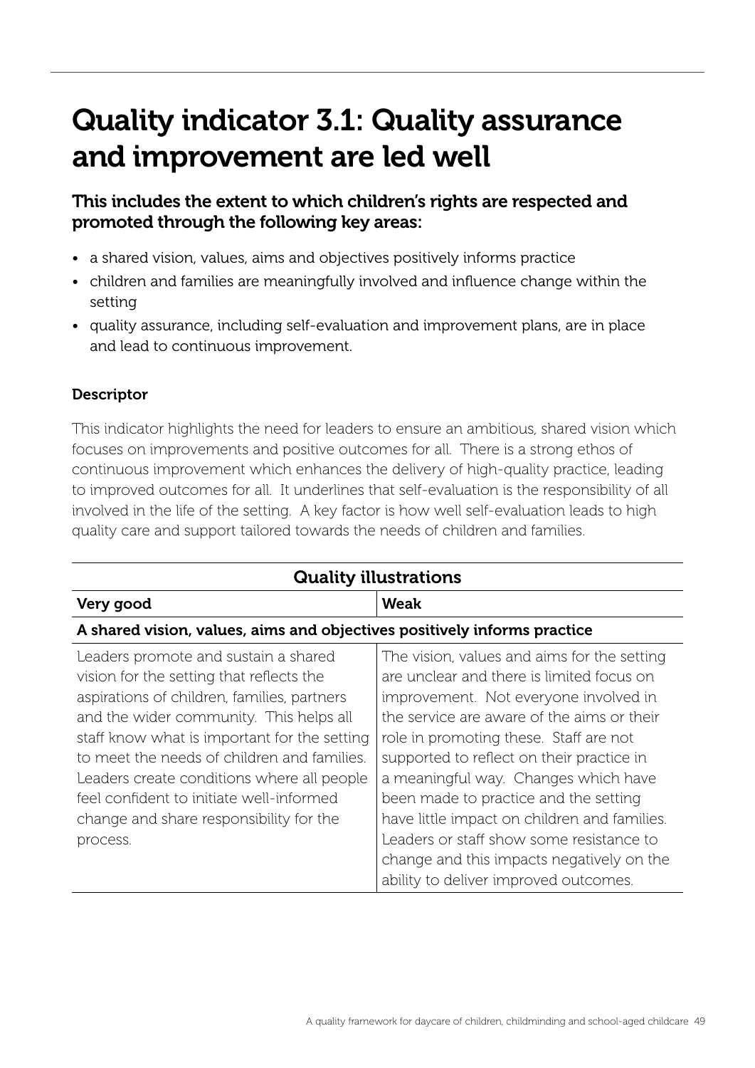# Quality indicator 3.1: Quality assurance and improvement are led well

### This includes the extent to which children's rights are respected and promoted through the following key areas:

- a shared vision, values, aims and objectives positively informs practice
- children and families are meaningfully involved and influence change within the setting
- quality assurance, including self-evaluation and improvement plans, are in place and lead to continuous improvement.

**Descriptor**

This indicator highlights the need for leaders to ensure an ambitious, shared vision which focuses on improvements and positive outcomes for all. There is a strong ethos of continuous improvement which enhances the delivery of high-quality practice, leading to improved outcomes for all. It underlines that self-evaluation is the responsibility of all involved in the life of the setting. A key factor is how well self-evaluation leads to high quality care and support tailored towards the needs of children and families.

| Quality illustrations | |
|---|---|
| **Very good** | **Weak** |
| **A shared vision, values, aims and objectives positively informs practice** | |
| Leaders promote and sustain a shared vision for the setting that reflects the aspirations of children, families, partners and the wider community. This helps all staff know what is important for the setting to meet the needs of children and families. Leaders create conditions where all people feel confident to initiate well-informed change and share responsibility for the process. | The vision, values and aims for the setting are unclear and there is limited focus on improvement. Not everyone involved in the service are aware of the aims or their role in promoting these. Staff are not supported to reflect on their practice in a meaningful way. Changes which have been made to practice and the setting have little impact on children and families. Leaders or staff show some resistance to change and this impacts negatively on the ability to deliver improved outcomes. |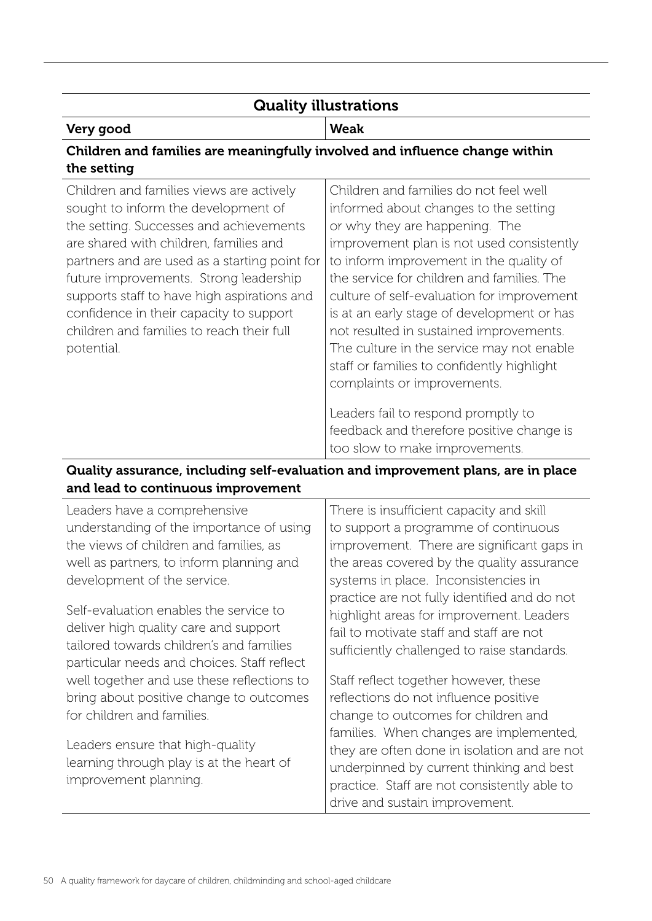| Quality illustrations | |
|---|---|
| **Very good** | **Weak** |
| **Children and families are meaningfully involved and influence change within the setting** | |
| Children and families views are actively sought to inform the development of the setting. Successes and achievements are shared with children, families and partners and are used as a starting point for future improvements. Strong leadership supports staff to have high aspirations and confidence in their capacity to support children and families to reach their full potential. | Children and families do not feel well informed about changes to the setting or why they are happening. The improvement plan is not used consistently to inform improvement in the quality of the service for children and families. The culture of self-evaluation for improvement is at an early stage of development or has not resulted in sustained improvements. The culture in the service may not enable staff or families to confidently highlight complaints or improvements.<br><br>Leaders fail to respond promptly to feedback and therefore positive change is too slow to make improvements. |
| **Quality assurance, including self-evaluation and improvement plans, are in place and lead to continuous improvement** | |
| Leaders have a comprehensive understanding of the importance of using the views of children and families, as well as partners, to inform planning and development of the service.<br><br>Self-evaluation enables the service to deliver high quality care and support tailored towards children's and families particular needs and choices. Staff reflect well together and use these reflections to bring about positive change to outcomes for children and families.<br><br>Leaders ensure that high-quality learning through play is at the heart of improvement planning. | There is insufficient capacity and skill to support a programme of continuous improvement. There are significant gaps in the areas covered by the quality assurance systems in place. Inconsistencies in practice are not fully identified and do not highlight areas for improvement. Leaders fail to motivate staff and staff are not sufficiently challenged to raise standards.<br><br>Staff reflect together however, these reflections do not influence positive change to outcomes for children and families. When changes are implemented, they are often done in isolation and are not underpinned by current thinking and best practice. Staff are not consistently able to drive and sustain improvement. |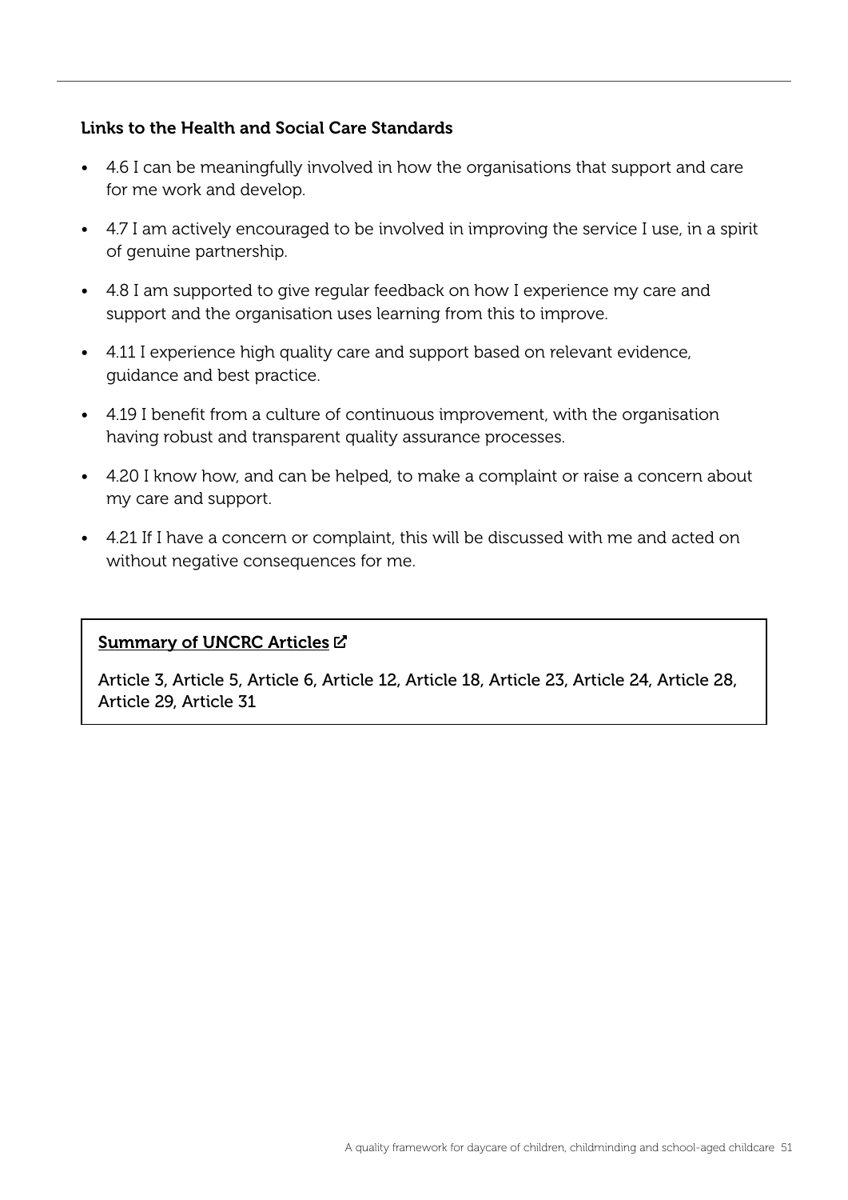### Links to the Health and Social Care Standards

- 4.6 I can be meaningfully involved in how the organisations that support and care for me work and develop.
- 4.7 I am actively encouraged to be involved in improving the service I use, in a spirit of genuine partnership.
- 4.8 I am supported to give regular feedback on how I experience my care and support and the organisation uses learning from this to improve.
- 4.11 I experience high quality care and support based on relevant evidence, guidance and best practice.
- 4.19 I benefit from a culture of continuous improvement, with the organisation having robust and transparent quality assurance processes.
- 4.20 I know how, and can be helped, to make a complaint or raise a concern about my care and support.
- 4.21 If I have a concern or complaint, this will be discussed with me and acted on without negative consequences for me.

**Summary of UNCRC Articles**

Article 3, Article 5, Article 6, Article 12, Article 18, Article 23, Article 24, Article 28, Article 29, Article 31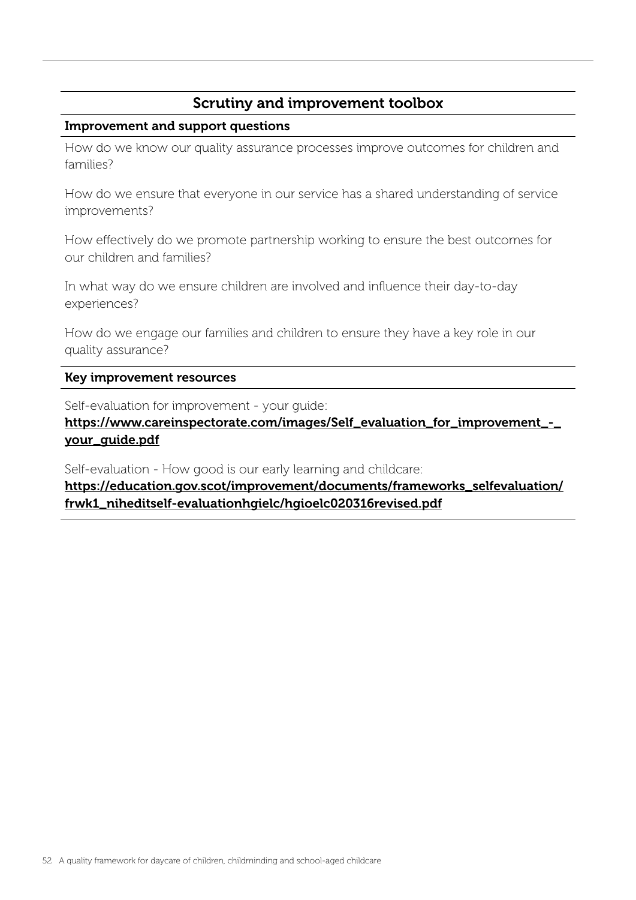## Scrutiny and improvement toolbox

**Improvement and support questions**

How do we know our quality assurance processes improve outcomes for children and families?

How do we ensure that everyone in our service has a shared understanding of service improvements?

How effectively do we promote partnership working to ensure the best outcomes for our children and families?

In what way do we ensure children are involved and influence their day-to-day experiences?

How do we engage our families and children to ensure they have a key role in our quality assurance?

**Key improvement resources**

Self-evaluation for improvement - your guide:
**https://www.careinspectorate.com/images/Self_evaluation_for_improvement_-_your_guide.pdf**

Self-evaluation - How good is our early learning and childcare:
**https://education.gov.scot/improvement/documents/frameworks_selfevaluation/frwk1_niheditself-evaluationhgielc/hgioelc020316revised.pdf**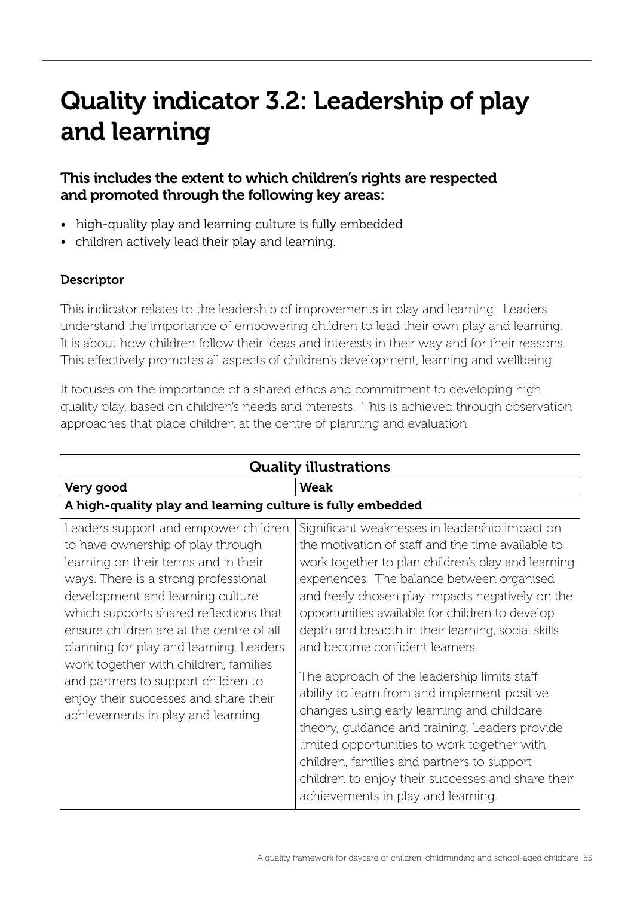# Quality indicator 3.2: Leadership of play and learning

### This includes the extent to which children's rights are respected and promoted through the following key areas:

- high-quality play and learning culture is fully embedded
- children actively lead their play and learning.

#### Descriptor

This indicator relates to the leadership of improvements in play and learning. Leaders understand the importance of empowering children to lead their own play and learning. It is about how children follow their ideas and interests in their way and for their reasons. This effectively promotes all aspects of children's development, learning and wellbeing.

It focuses on the importance of a shared ethos and commitment to developing high quality play, based on children's needs and interests. This is achieved through observation approaches that place children at the centre of planning and evaluation.

| Quality illustrations | |
|---|---|
| **Very good** | **Weak** |
| **A high-quality play and learning culture is fully embedded** | |
| Leaders support and empower children to have ownership of play through learning on their terms and in their ways. There is a strong professional development and learning culture which supports shared reflections that ensure children are at the centre of all planning for play and learning. Leaders work together with children, families and partners to support children to enjoy their successes and share their achievements in play and learning. | Significant weaknesses in leadership impact on the motivation of staff and the time available to work together to plan children's play and learning experiences. The balance between organised and freely chosen play impacts negatively on the opportunities available for children to develop depth and breadth in their learning, social skills and become confident learners.<br><br>The approach of the leadership limits staff ability to learn from and implement positive changes using early learning and childcare theory, guidance and training. Leaders provide limited opportunities to work together with children, families and partners to support children to enjoy their successes and share their achievements in play and learning. |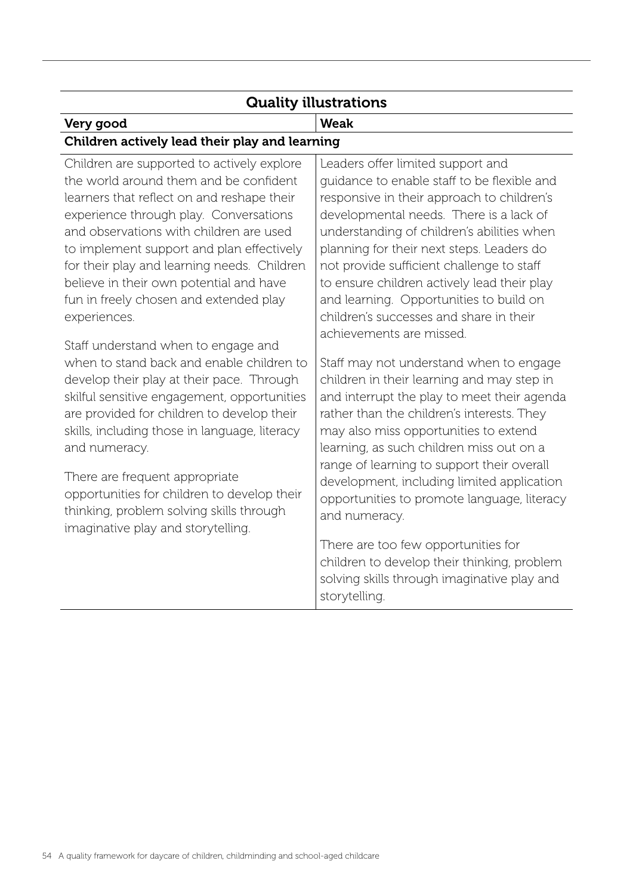| Quality illustrations | |
|---|---|
| **Very good** | **Weak** |
| **Children actively lead their play and learning** | |
| Children are supported to actively explore the world around them and be confident learners that reflect on and reshape their experience through play. Conversations and observations with children are used to implement support and plan effectively for their play and learning needs. Children believe in their own potential and have fun in freely chosen and extended play experiences.<br><br>Staff understand when to engage and when to stand back and enable children to develop their play at their pace. Through skilful sensitive engagement, opportunities are provided for children to develop their skills, including those in language, literacy and numeracy.<br><br>There are frequent appropriate opportunities for children to develop their thinking, problem solving skills through imaginative play and storytelling. | Leaders offer limited support and guidance to enable staff to be flexible and responsive in their approach to children's developmental needs. There is a lack of understanding of children's abilities when planning for their next steps. Leaders do not provide sufficient challenge to staff to ensure children actively lead their play and learning. Opportunities to build on children's successes and share in their achievements are missed.<br><br>Staff may not understand when to engage children in their learning and may step in and interrupt the play to meet their agenda rather than the children's interests. They may also miss opportunities to extend learning, as such children miss out on a range of learning to support their overall development, including limited application opportunities to promote language, literacy and numeracy.<br><br>There are too few opportunities for children to develop their thinking, problem solving skills through imaginative play and storytelling. |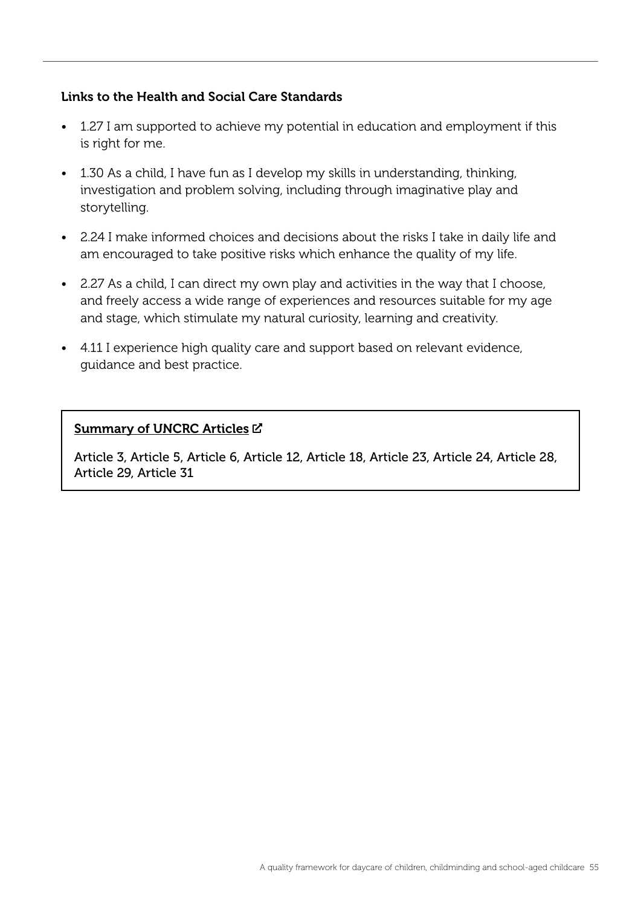### Links to the Health and Social Care Standards

- 1.27 I am supported to achieve my potential in education and employment if this is right for me.
- 1.30 As a child, I have fun as I develop my skills in understanding, thinking, investigation and problem solving, including through imaginative play and storytelling.
- 2.24 I make informed choices and decisions about the risks I take in daily life and am encouraged to take positive risks which enhance the quality of my life.
- 2.27 As a child, I can direct my own play and activities in the way that I choose, and freely access a wide range of experiences and resources suitable for my age and stage, which stimulate my natural curiosity, learning and creativity.
- 4.11 I experience high quality care and support based on relevant evidence, guidance and best practice.

**Summary of UNCRC Articles**

Article 3, Article 5, Article 6, Article 12, Article 18, Article 23, Article 24, Article 28, Article 29, Article 31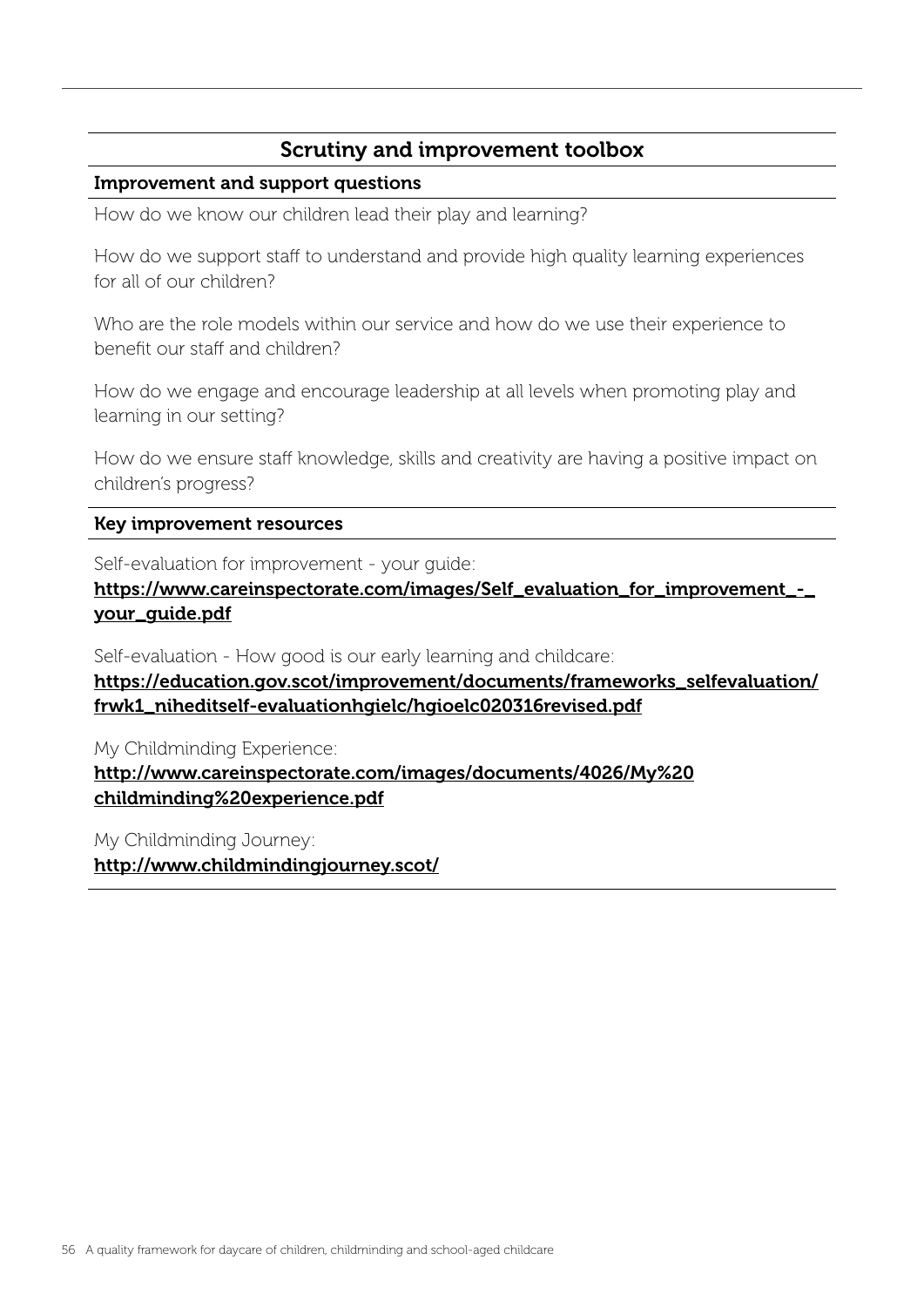## Scrutiny and improvement toolbox

**Improvement and support questions**

How do we know our children lead their play and learning?

How do we support staff to understand and provide high quality learning experiences for all of our children?

Who are the role models within our service and how do we use their experience to benefit our staff and children?

How do we engage and encourage leadership at all levels when promoting play and learning in our setting?

How do we ensure staff knowledge, skills and creativity are having a positive impact on children's progress?

**Key improvement resources**

Self-evaluation for improvement - your guide:
**https://www.careinspectorate.com/images/Self_evaluation_for_improvement_-_your_guide.pdf**

Self-evaluation - How good is our early learning and childcare:
**https://education.gov.scot/improvement/documents/frameworks_selfevaluation/frwk1_niheditself-evaluationhgielc/hgioelc020316revised.pdf**

My Childminding Experience:
**http://www.careinspectorate.com/images/documents/4026/My%20childminding%20experience.pdf**

My Childminding Journey:
**http://www.childmindingjourney.scot/**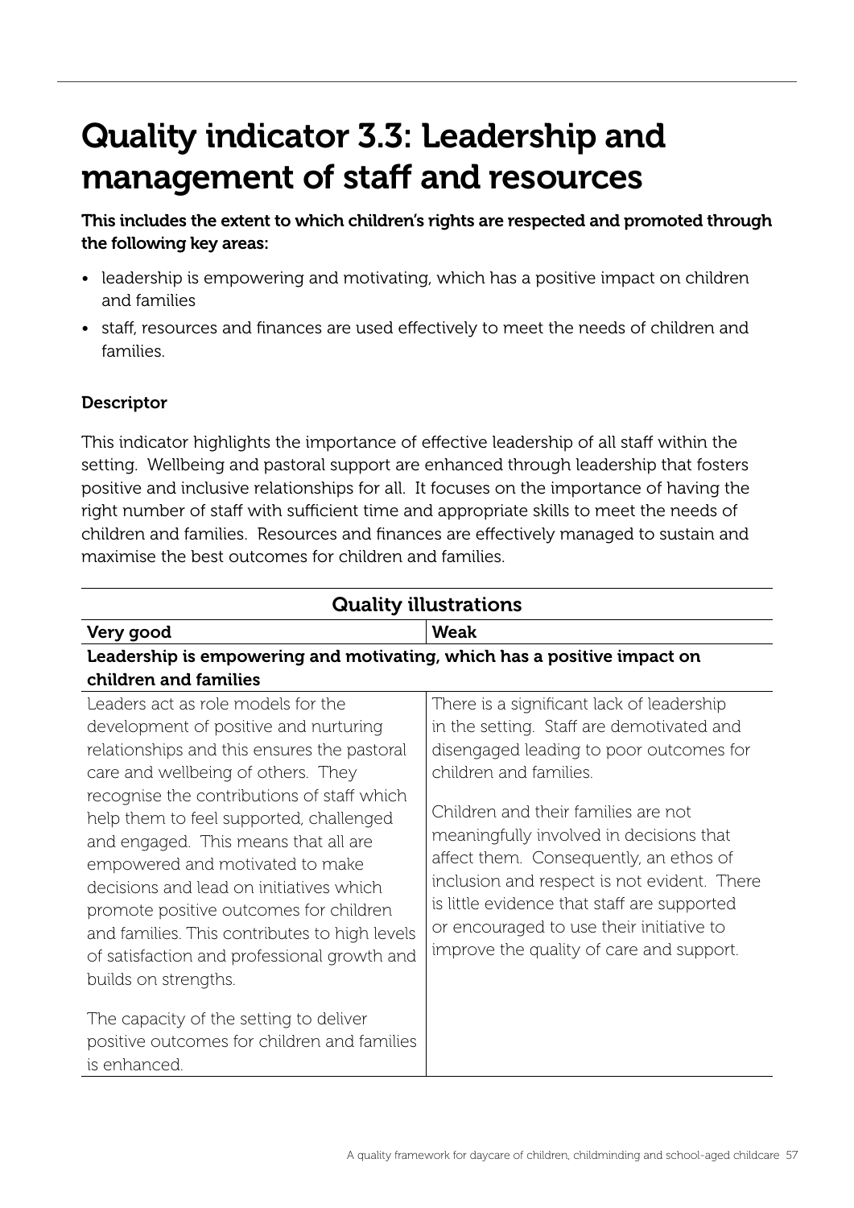# Quality indicator 3.3: Leadership and management of staff and resources

**This includes the extent to which children's rights are respected and promoted through the following key areas:**

- leadership is empowering and motivating, which has a positive impact on children and families
- staff, resources and finances are used effectively to meet the needs of children and families.

### Descriptor

This indicator highlights the importance of effective leadership of all staff within the setting. Wellbeing and pastoral support are enhanced through leadership that fosters positive and inclusive relationships for all. It focuses on the importance of having the right number of staff with sufficient time and appropriate skills to meet the needs of children and families. Resources and finances are effectively managed to sustain and maximise the best outcomes for children and families.

| Quality illustrations | |
|---|---|
| **Very good** | **Weak** |
| **Leadership is empowering and motivating, which has a positive impact on children and families** | |
| Leaders act as role models for the development of positive and nurturing relationships and this ensures the pastoral care and wellbeing of others. They recognise the contributions of staff which help them to feel supported, challenged and engaged. This means that all are empowered and motivated to make decisions and lead on initiatives which promote positive outcomes for children and families. This contributes to high levels of satisfaction and professional growth and builds on strengths.<br><br>The capacity of the setting to deliver positive outcomes for children and families is enhanced. | There is a significant lack of leadership in the setting. Staff are demotivated and disengaged leading to poor outcomes for children and families.<br><br>Children and their families are not meaningfully involved in decisions that affect them. Consequently, an ethos of inclusion and respect is not evident. There is little evidence that staff are supported or encouraged to use their initiative to improve the quality of care and support. |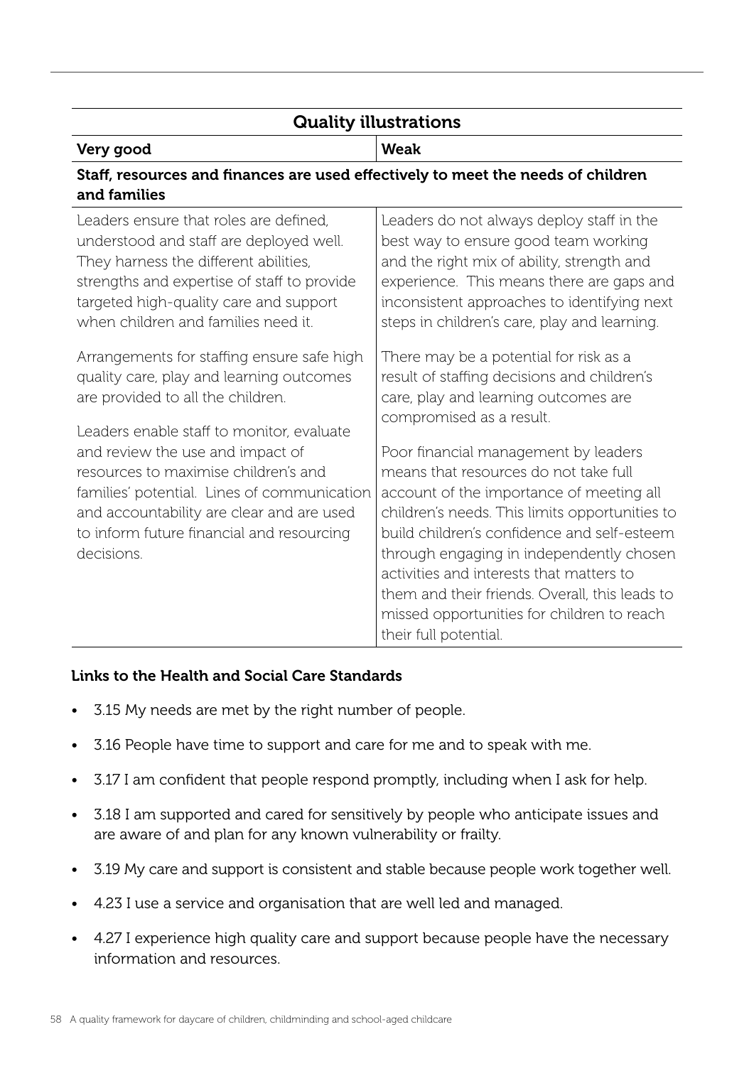| Quality illustrations | |
|---|---|
| **Very good** | **Weak** |
| **Staff, resources and finances are used effectively to meet the needs of children and families** | |
| Leaders ensure that roles are defined, understood and staff are deployed well. They harness the different abilities, strengths and expertise of staff to provide targeted high-quality care and support when children and families need it.<br><br>Arrangements for staffing ensure safe high quality care, play and learning outcomes are provided to all the children.<br><br>Leaders enable staff to monitor, evaluate and review the use and impact of resources to maximise children's and families' potential. Lines of communication and accountability are clear and are used to inform future financial and resourcing decisions. | Leaders do not always deploy staff in the best way to ensure good team working and the right mix of ability, strength and experience. This means there are gaps and inconsistent approaches to identifying next steps in children's care, play and learning.<br><br>There may be a potential for risk as a result of staffing decisions and children's care, play and learning outcomes are compromised as a result.<br><br>Poor financial management by leaders means that resources do not take full account of the importance of meeting all children's needs. This limits opportunities to build children's confidence and self-esteem through engaging in independently chosen activities and interests that matters to them and their friends. Overall, this leads to missed opportunities for children to reach their full potential. |

**Links to the Health and Social Care Standards**

- 3.15 My needs are met by the right number of people.
- 3.16 People have time to support and care for me and to speak with me.
- 3.17 I am confident that people respond promptly, including when I ask for help.
- 3.18 I am supported and cared for sensitively by people who anticipate issues and are aware of and plan for any known vulnerability or frailty.
- 3.19 My care and support is consistent and stable because people work together well.
- 4.23 I use a service and organisation that are well led and managed.
- 4.27 I experience high quality care and support because people have the necessary information and resources.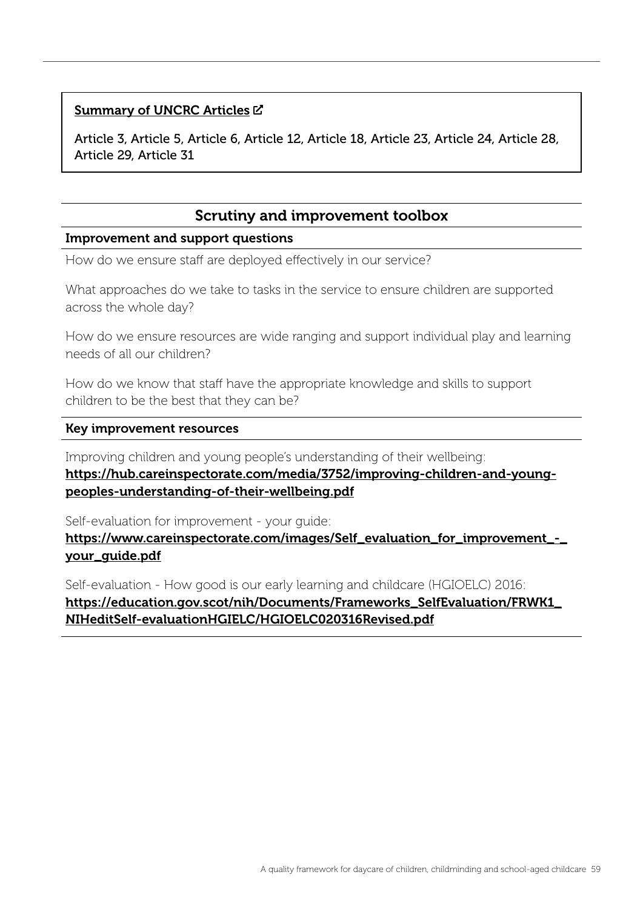**Summary of UNCRC Articles**

Article 3, Article 5, Article 6, Article 12, Article 18, Article 23, Article 24, Article 28, Article 29, Article 31

## Scrutiny and improvement toolbox

### Improvement and support questions

How do we ensure staff are deployed effectively in our service?

What approaches do we take to tasks in the service to ensure children are supported across the whole day?

How do we ensure resources are wide ranging and support individual play and learning needs of all our children?

How do we know that staff have the appropriate knowledge and skills to support children to be the best that they can be?

### Key improvement resources

Improving children and young people's understanding of their wellbeing:
**https://hub.careinspectorate.com/media/3752/improving-children-and-young-peoples-understanding-of-their-wellbeing.pdf**

Self-evaluation for improvement - your guide:
**https://www.careinspectorate.com/images/Self_evaluation_for_improvement_-_your_guide.pdf**

Self-evaluation - How good is our early learning and childcare (HGIOELC) 2016:
**https://education.gov.scot/nih/Documents/Frameworks_SelfEvaluation/FRWK1_NIHeditSelf-evaluationHGIELC/HGIOELC020316Revised.pdf**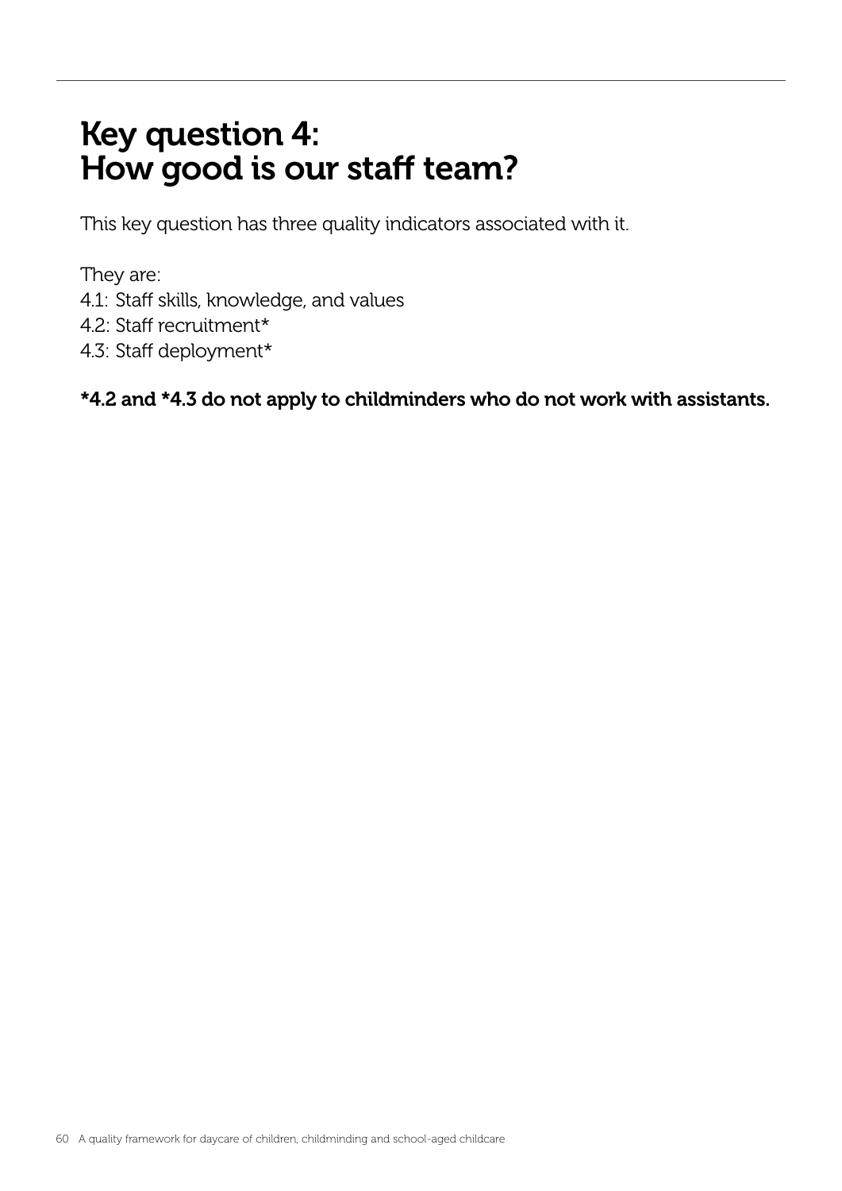# Key question 4: How good is our staff team?

This key question has three quality indicators associated with it.

They are:
4.1: Staff skills, knowledge, and values
4.2: Staff recruitment*
4.3: Staff deployment*

**\*4.2 and \*4.3 do not apply to childminders who do not work with assistants.**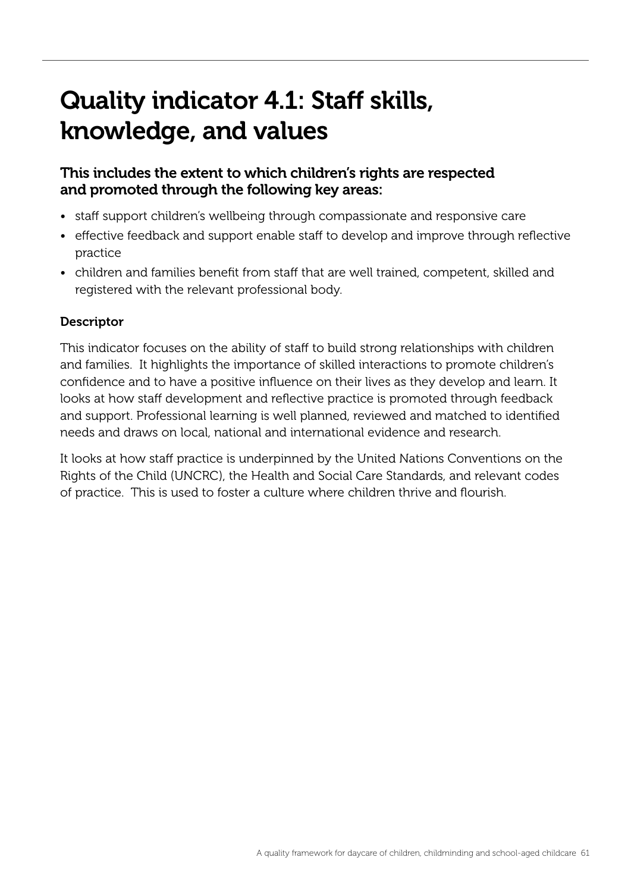# Quality indicator 4.1: Staff skills, knowledge, and values

### This includes the extent to which children's rights are respected and promoted through the following key areas:

- staff support children's wellbeing through compassionate and responsive care
- effective feedback and support enable staff to develop and improve through reflective practice
- children and families benefit from staff that are well trained, competent, skilled and registered with the relevant professional body.

#### Descriptor

This indicator focuses on the ability of staff to build strong relationships with children and families. It highlights the importance of skilled interactions to promote children's confidence and to have a positive influence on their lives as they develop and learn. It looks at how staff development and reflective practice is promoted through feedback and support. Professional learning is well planned, reviewed and matched to identified needs and draws on local, national and international evidence and research.

It looks at how staff practice is underpinned by the United Nations Conventions on the Rights of the Child (UNCRC), the Health and Social Care Standards, and relevant codes of practice. This is used to foster a culture where children thrive and flourish.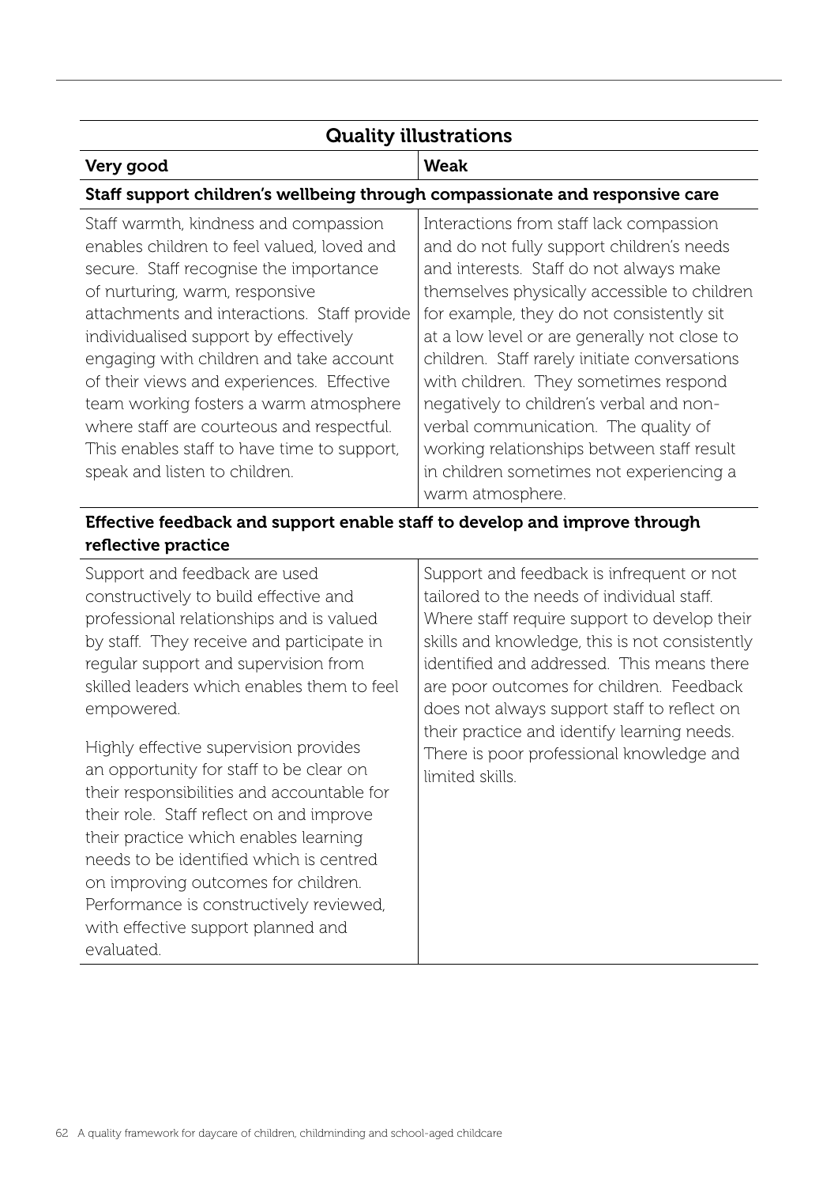| Quality illustrations | |
|---|---|
| **Very good** | **Weak** |
| **Staff support children's wellbeing through compassionate and responsive care** | |
| Staff warmth, kindness and compassion enables children to feel valued, loved and secure. Staff recognise the importance of nurturing, warm, responsive attachments and interactions. Staff provide individualised support by effectively engaging with children and take account of their views and experiences. Effective team working fosters a warm atmosphere where staff are courteous and respectful. This enables staff to have time to support, speak and listen to children. | Interactions from staff lack compassion and do not fully support children's needs and interests. Staff do not always make themselves physically accessible to children for example, they do not consistently sit at a low level or are generally not close to children. Staff rarely initiate conversations with children. They sometimes respond negatively to children's verbal and non-verbal communication. The quality of working relationships between staff result in children sometimes not experiencing a warm atmosphere. |
| **Effective feedback and support enable staff to develop and improve through reflective practice** | |
| Support and feedback are used constructively to build effective and professional relationships and is valued by staff. They receive and participate in regular support and supervision from skilled leaders which enables them to feel empowered.<br><br>Highly effective supervision provides an opportunity for staff to be clear on their responsibilities and accountable for their role. Staff reflect on and improve their practice which enables learning needs to be identified which is centred on improving outcomes for children. Performance is constructively reviewed, with effective support planned and evaluated. | Support and feedback is infrequent or not tailored to the needs of individual staff. Where staff require support to develop their skills and knowledge, this is not consistently identified and addressed. This means there are poor outcomes for children. Feedback does not always support staff to reflect on their practice and identify learning needs. There is poor professional knowledge and limited skills. |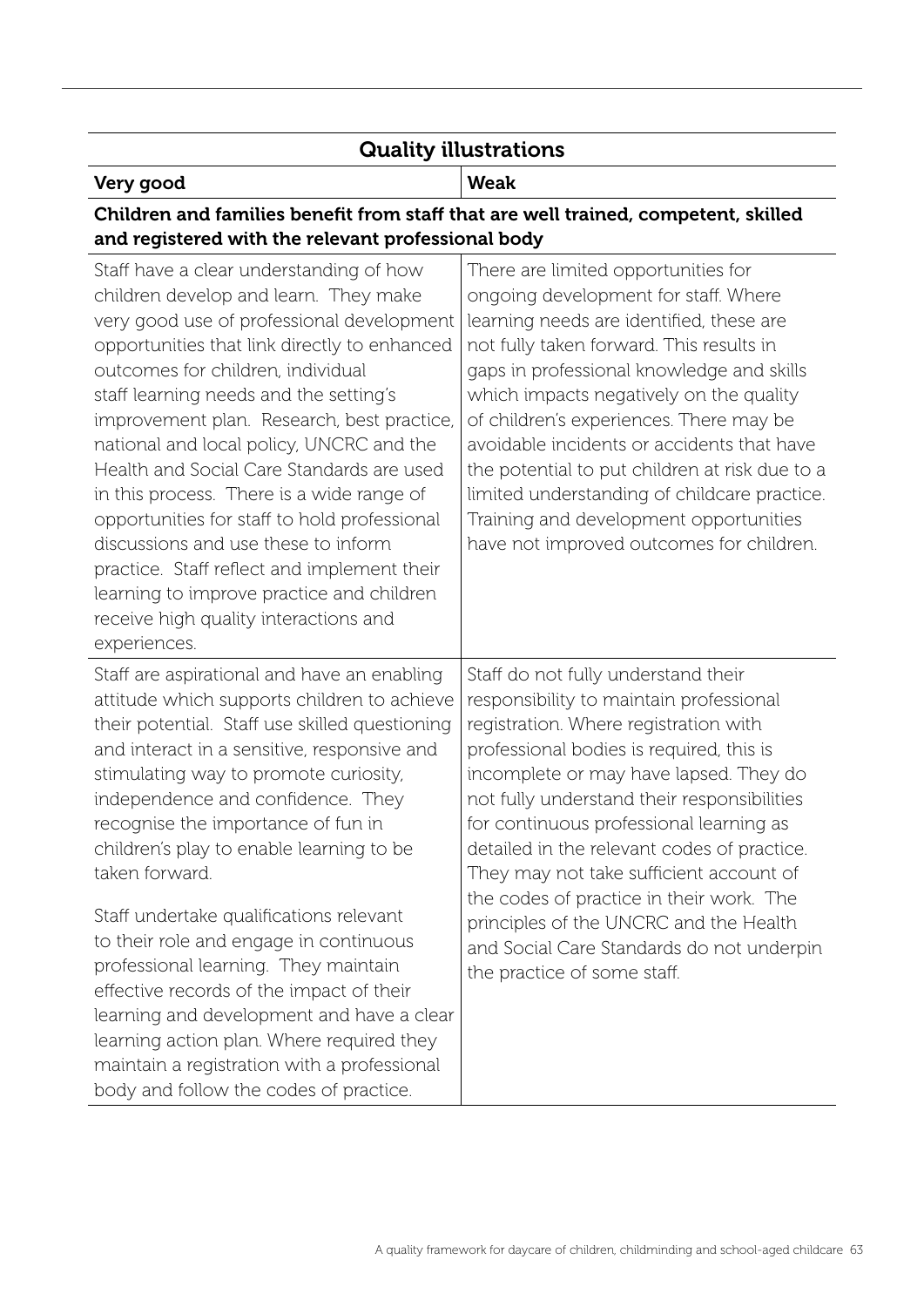| Quality illustrations | |
|---|---|
| **Very good** | **Weak** |
| **Children and families benefit from staff that are well trained, competent, skilled and registered with the relevant professional body** | |
| Staff have a clear understanding of how children develop and learn. They make very good use of professional development opportunities that link directly to enhanced outcomes for children, individual staff learning needs and the setting's improvement plan. Research, best practice, national and local policy, UNCRC and the Health and Social Care Standards are used in this process. There is a wide range of opportunities for staff to hold professional discussions and use these to inform practice. Staff reflect and implement their learning to improve practice and children receive high quality interactions and experiences. | There are limited opportunities for ongoing development for staff. Where learning needs are identified, these are not fully taken forward. This results in gaps in professional knowledge and skills which impacts negatively on the quality of children's experiences. There may be avoidable incidents or accidents that have the potential to put children at risk due to a limited understanding of childcare practice. Training and development opportunities have not improved outcomes for children. |
| Staff are aspirational and have an enabling attitude which supports children to achieve their potential. Staff use skilled questioning and interact in a sensitive, responsive and stimulating way to promote curiosity, independence and confidence. They recognise the importance of fun in children's play to enable learning to be taken forward.<br><br>Staff undertake qualifications relevant to their role and engage in continuous professional learning. They maintain effective records of the impact of their learning and development and have a clear learning action plan. Where required they maintain a registration with a professional body and follow the codes of practice. | Staff do not fully understand their responsibility to maintain professional registration. Where registration with professional bodies is required, this is incomplete or may have lapsed. They do not fully understand their responsibilities for continuous professional learning as detailed in the relevant codes of practice. They may not take sufficient account of the codes of practice in their work. The principles of the UNCRC and the Health and Social Care Standards do not underpin the practice of some staff. |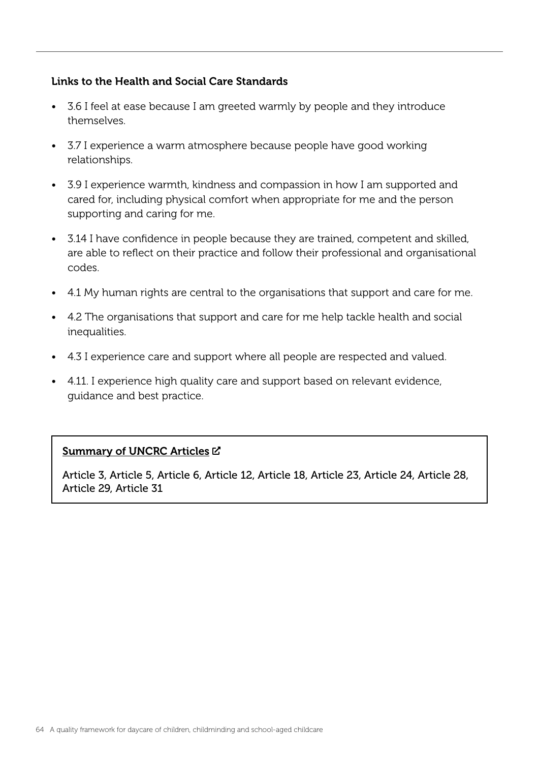### Links to the Health and Social Care Standards

- 3.6 I feel at ease because I am greeted warmly by people and they introduce themselves.
- 3.7 I experience a warm atmosphere because people have good working relationships.
- 3.9 I experience warmth, kindness and compassion in how I am supported and cared for, including physical comfort when appropriate for me and the person supporting and caring for me.
- 3.14 I have confidence in people because they are trained, competent and skilled, are able to reflect on their practice and follow their professional and organisational codes.
- 4.1 My human rights are central to the organisations that support and care for me.
- 4.2 The organisations that support and care for me help tackle health and social inequalities.
- 4.3 I experience care and support where all people are respected and valued.
- 4.11. I experience high quality care and support based on relevant evidence, guidance and best practice.

**Summary of UNCRC Articles**

Article 3, Article 5, Article 6, Article 12, Article 18, Article 23, Article 24, Article 28, Article 29, Article 31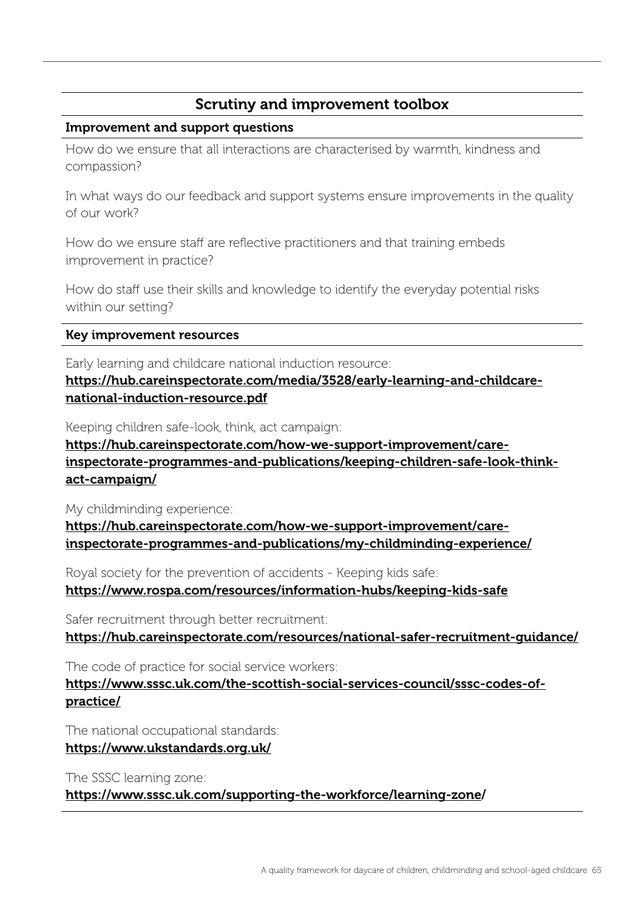## Scrutiny and improvement toolbox

**Improvement and support questions**

How do we ensure that all interactions are characterised by warmth, kindness and compassion?

In what ways do our feedback and support systems ensure improvements in the quality of our work?

How do we ensure staff are reflective practitioners and that training embeds improvement in practice?

How do staff use their skills and knowledge to identify the everyday potential risks within our setting?

**Key improvement resources**

Early learning and childcare national induction resource:
**https://hub.careinspectorate.com/media/3528/early-learning-and-childcare-national-induction-resource.pdf**

Keeping children safe-look, think, act campaign:
**https://hub.careinspectorate.com/how-we-support-improvement/care-inspectorate-programmes-and-publications/keeping-children-safe-look-think-act-campaign/**

My childminding experience:
**https://hub.careinspectorate.com/how-we-support-improvement/care-inspectorate-programmes-and-publications/my-childminding-experience/**

Royal society for the prevention of accidents - Keeping kids safe:
**https://www.rospa.com/resources/information-hubs/keeping-kids-safe**

Safer recruitment through better recruitment:
**https://hub.careinspectorate.com/resources/national-safer-recruitment-guidance/**

The code of practice for social service workers:
**https://www.sssc.uk.com/the-scottish-social-services-council/sssc-codes-of-practice/**

The national occupational standards:
**https://www.ukstandards.org.uk/**

The SSSC learning zone:
**https://www.sssc.uk.com/supporting-the-workforce/learning-zone/**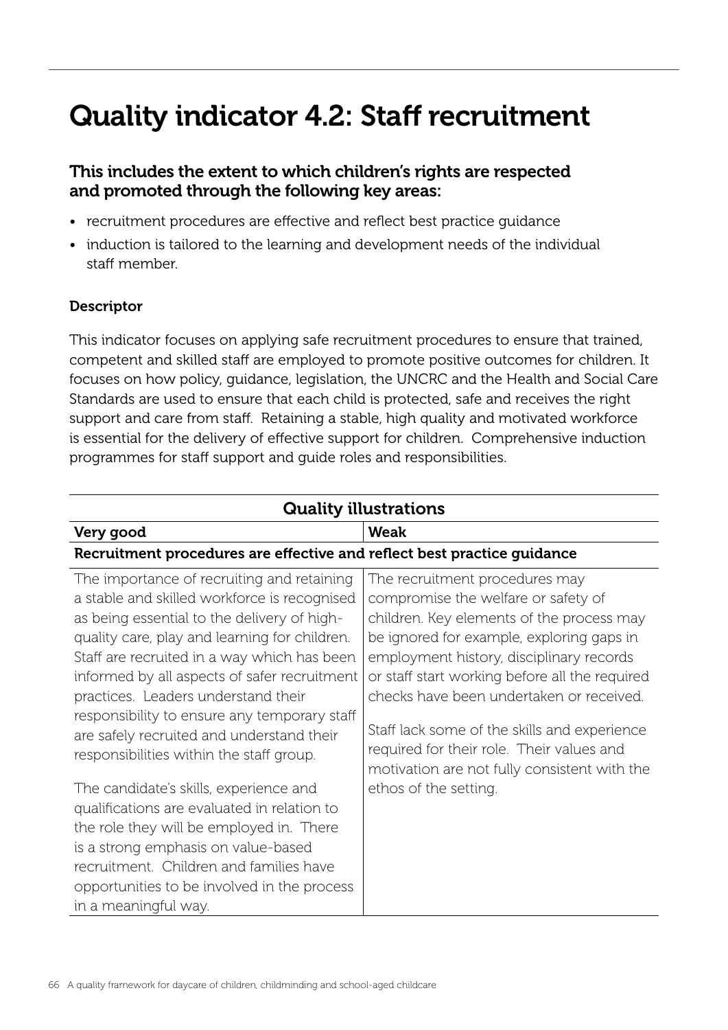# Quality indicator 4.2: Staff recruitment

### This includes the extent to which children's rights are respected and promoted through the following key areas:

- recruitment procedures are effective and reflect best practice guidance
- induction is tailored to the learning and development needs of the individual staff member.

#### Descriptor

This indicator focuses on applying safe recruitment procedures to ensure that trained, competent and skilled staff are employed to promote positive outcomes for children. It focuses on how policy, guidance, legislation, the UNCRC and the Health and Social Care Standards are used to ensure that each child is protected, safe and receives the right support and care from staff. Retaining a stable, high quality and motivated workforce is essential for the delivery of effective support for children. Comprehensive induction programmes for staff support and guide roles and responsibilities.

| Quality illustrations | |
|---|---|
| **Very good** | **Weak** |
| **Recruitment procedures are effective and reflect best practice guidance** | |
| The importance of recruiting and retaining a stable and skilled workforce is recognised as being essential to the delivery of high-quality care, play and learning for children. Staff are recruited in a way which has been informed by all aspects of safer recruitment practices. Leaders understand their responsibility to ensure any temporary staff are safely recruited and understand their responsibilities within the staff group.<br><br>The candidate's skills, experience and qualifications are evaluated in relation to the role they will be employed in. There is a strong emphasis on value-based recruitment. Children and families have opportunities to be involved in the process in a meaningful way. | The recruitment procedures may compromise the welfare or safety of children. Key elements of the process may be ignored for example, exploring gaps in employment history, disciplinary records or staff start working before all the required checks have been undertaken or received.<br><br>Staff lack some of the skills and experience required for their role. Their values and motivation are not fully consistent with the ethos of the setting. |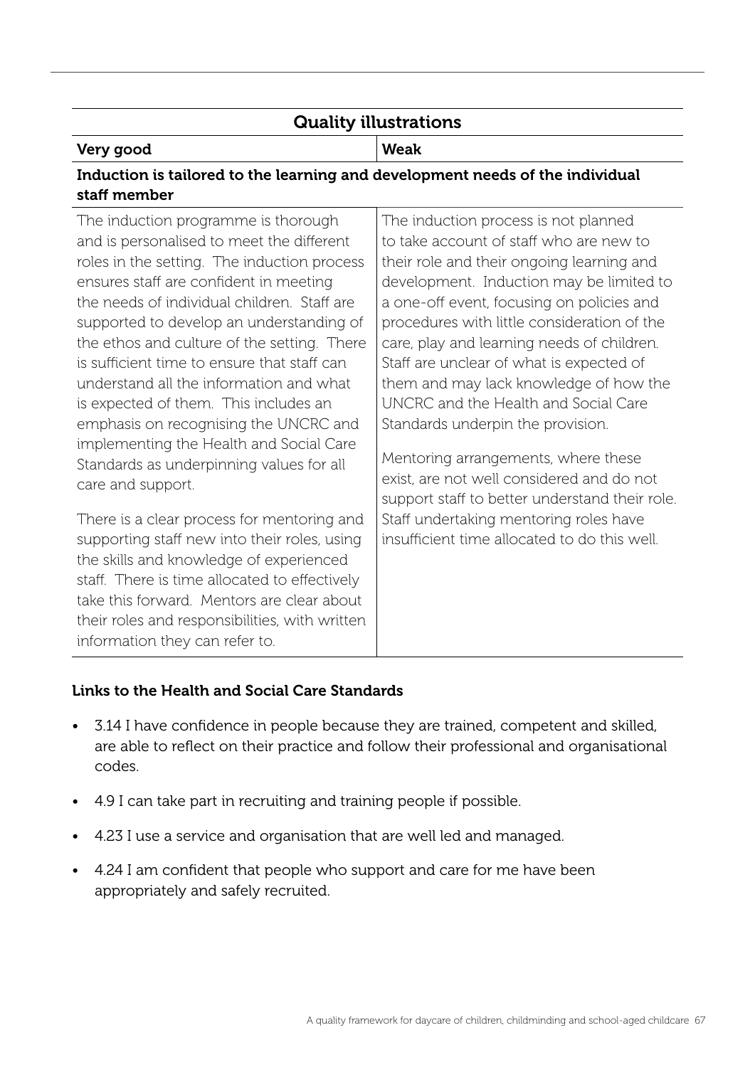| Quality illustrations | |
|---|---|
| **Very good** | **Weak** |
| **Induction is tailored to the learning and development needs of the individual staff member** | |
| The induction programme is thorough and is personalised to meet the different roles in the setting. The induction process ensures staff are confident in meeting the needs of individual children. Staff are supported to develop an understanding of the ethos and culture of the setting. There is sufficient time to ensure that staff can understand all the information and what is expected of them. This includes an emphasis on recognising the UNCRC and implementing the Health and Social Care Standards as underpinning values for all care and support.<br><br>There is a clear process for mentoring and supporting staff new into their roles, using the skills and knowledge of experienced staff. There is time allocated to effectively take this forward. Mentors are clear about their roles and responsibilities, with written information they can refer to. | The induction process is not planned to take account of staff who are new to their role and their ongoing learning and development. Induction may be limited to a one-off event, focusing on policies and procedures with little consideration of the care, play and learning needs of children. Staff are unclear of what is expected of them and may lack knowledge of how the UNCRC and the Health and Social Care Standards underpin the provision.<br><br>Mentoring arrangements, where these exist, are not well considered and do not support staff to better understand their role. Staff undertaking mentoring roles have insufficient time allocated to do this well. |

**Links to the Health and Social Care Standards**

- 3.14 I have confidence in people because they are trained, competent and skilled, are able to reflect on their practice and follow their professional and organisational codes.
- 4.9 I can take part in recruiting and training people if possible.
- 4.23 I use a service and organisation that are well led and managed.
- 4.24 I am confident that people who support and care for me have been appropriately and safely recruited.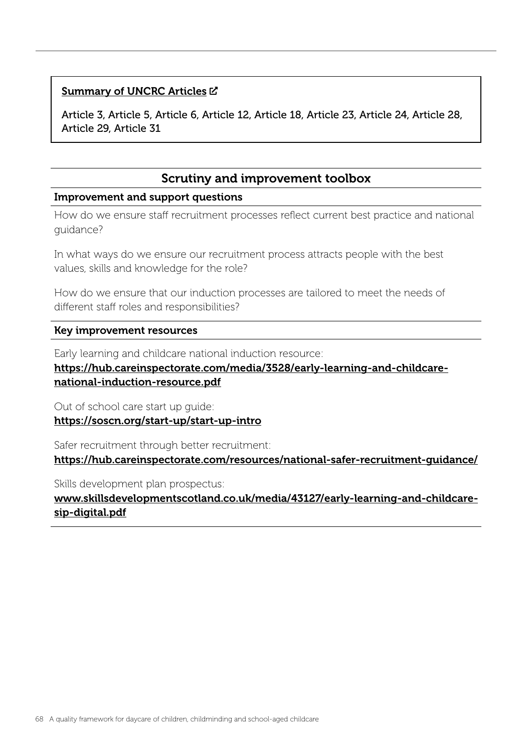**[Summary of UNCRC Articles](#)**

Article 3, Article 5, Article 6, Article 12, Article 18, Article 23, Article 24, Article 28, Article 29, Article 31

## Scrutiny and improvement toolbox

### Improvement and support questions

How do we ensure staff recruitment processes reflect current best practice and national guidance?

In what ways do we ensure our recruitment process attracts people with the best values, skills and knowledge for the role?

How do we ensure that our induction processes are tailored to meet the needs of different staff roles and responsibilities?

### Key improvement resources

Early learning and childcare national induction resource:
**https://hub.careinspectorate.com/media/3528/early-learning-and-childcare-national-induction-resource.pdf**

Out of school care start up guide:
**https://soscn.org/start-up/start-up-intro**

Safer recruitment through better recruitment:
**https://hub.careinspectorate.com/resources/national-safer-recruitment-guidance/**

Skills development plan prospectus:
**www.skillsdevelopmentscotland.co.uk/media/43127/early-learning-and-childcare-sip-digital.pdf**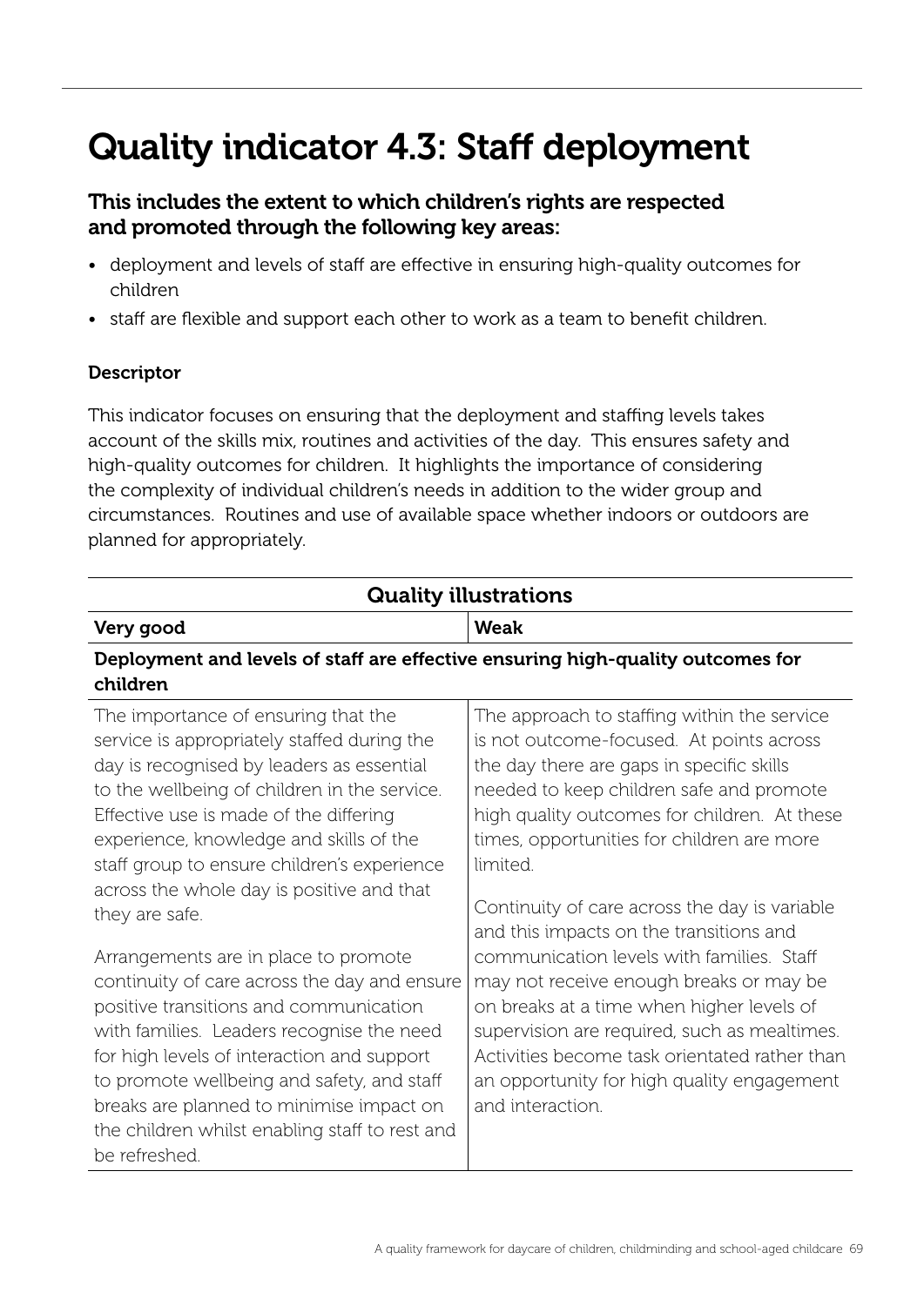# Quality indicator 4.3: Staff deployment

## This includes the extent to which children's rights are respected and promoted through the following key areas:

- deployment and levels of staff are effective in ensuring high-quality outcomes for children
- staff are flexible and support each other to work as a team to benefit children.

### Descriptor

This indicator focuses on ensuring that the deployment and staffing levels takes account of the skills mix, routines and activities of the day. This ensures safety and high-quality outcomes for children. It highlights the importance of considering the complexity of individual children's needs in addition to the wider group and circumstances. Routines and use of available space whether indoors or outdoors are planned for appropriately.

| Quality illustrations | |
|---|---|
| **Very good** | **Weak** |
| **Deployment and levels of staff are effective ensuring high-quality outcomes for children** | |
| The importance of ensuring that the service is appropriately staffed during the day is recognised by leaders as essential to the wellbeing of children in the service. Effective use is made of the differing experience, knowledge and skills of the staff group to ensure children's experience across the whole day is positive and that they are safe.<br><br>Arrangements are in place to promote continuity of care across the day and ensure positive transitions and communication with families. Leaders recognise the need for high levels of interaction and support to promote wellbeing and safety, and staff breaks are planned to minimise impact on the children whilst enabling staff to rest and be refreshed. | The approach to staffing within the service is not outcome-focused. At points across the day there are gaps in specific skills needed to keep children safe and promote high quality outcomes for children. At these times, opportunities for children are more limited.<br><br>Continuity of care across the day is variable and this impacts on the transitions and communication levels with families. Staff may not receive enough breaks or may be on breaks at a time when higher levels of supervision are required, such as mealtimes. Activities become task orientated rather than an opportunity for high quality engagement and interaction. |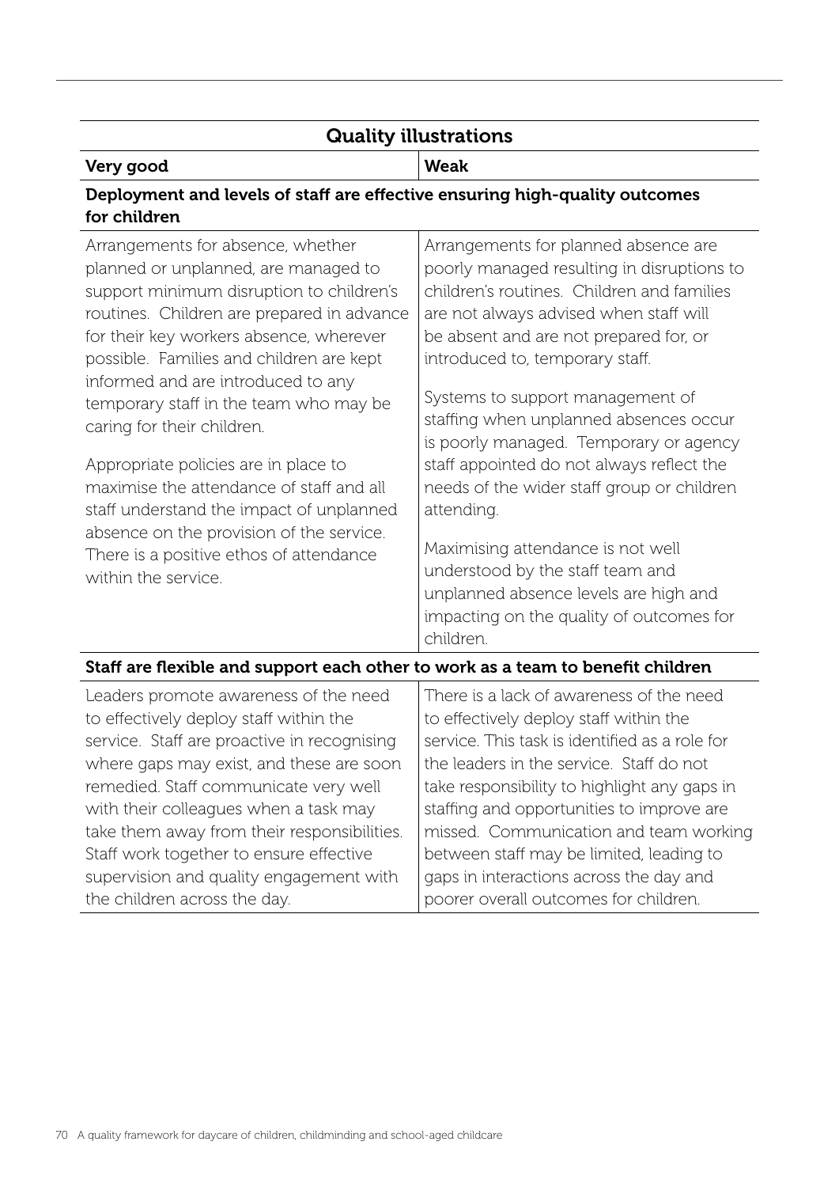| Quality illustrations | |
|---|---|
| **Very good** | **Weak** |
| **Deployment and levels of staff are effective ensuring high-quality outcomes for children** | |
| Arrangements for absence, whether planned or unplanned, are managed to support minimum disruption to children's routines. Children are prepared in advance for their key workers absence, wherever possible. Families and children are kept informed and are introduced to any temporary staff in the team who may be caring for their children.<br><br>Appropriate policies are in place to maximise the attendance of staff and all staff understand the impact of unplanned absence on the provision of the service. There is a positive ethos of attendance within the service. | Arrangements for planned absence are poorly managed resulting in disruptions to children's routines. Children and families are not always advised when staff will be absent and are not prepared for, or introduced to, temporary staff.<br><br>Systems to support management of staffing when unplanned absences occur is poorly managed. Temporary or agency staff appointed do not always reflect the needs of the wider staff group or children attending.<br><br>Maximising attendance is not well understood by the staff team and unplanned absence levels are high and impacting on the quality of outcomes for children. |
| **Staff are flexible and support each other to work as a team to benefit children** | |
| Leaders promote awareness of the need to effectively deploy staff within the service. Staff are proactive in recognising where gaps may exist, and these are soon remedied. Staff communicate very well with their colleagues when a task may take them away from their responsibilities. Staff work together to ensure effective supervision and quality engagement with the children across the day. | There is a lack of awareness of the need to effectively deploy staff within the service. This task is identified as a role for the leaders in the service. Staff do not take responsibility to highlight any gaps in staffing and opportunities to improve are missed. Communication and team working between staff may be limited, leading to gaps in interactions across the day and poorer overall outcomes for children. |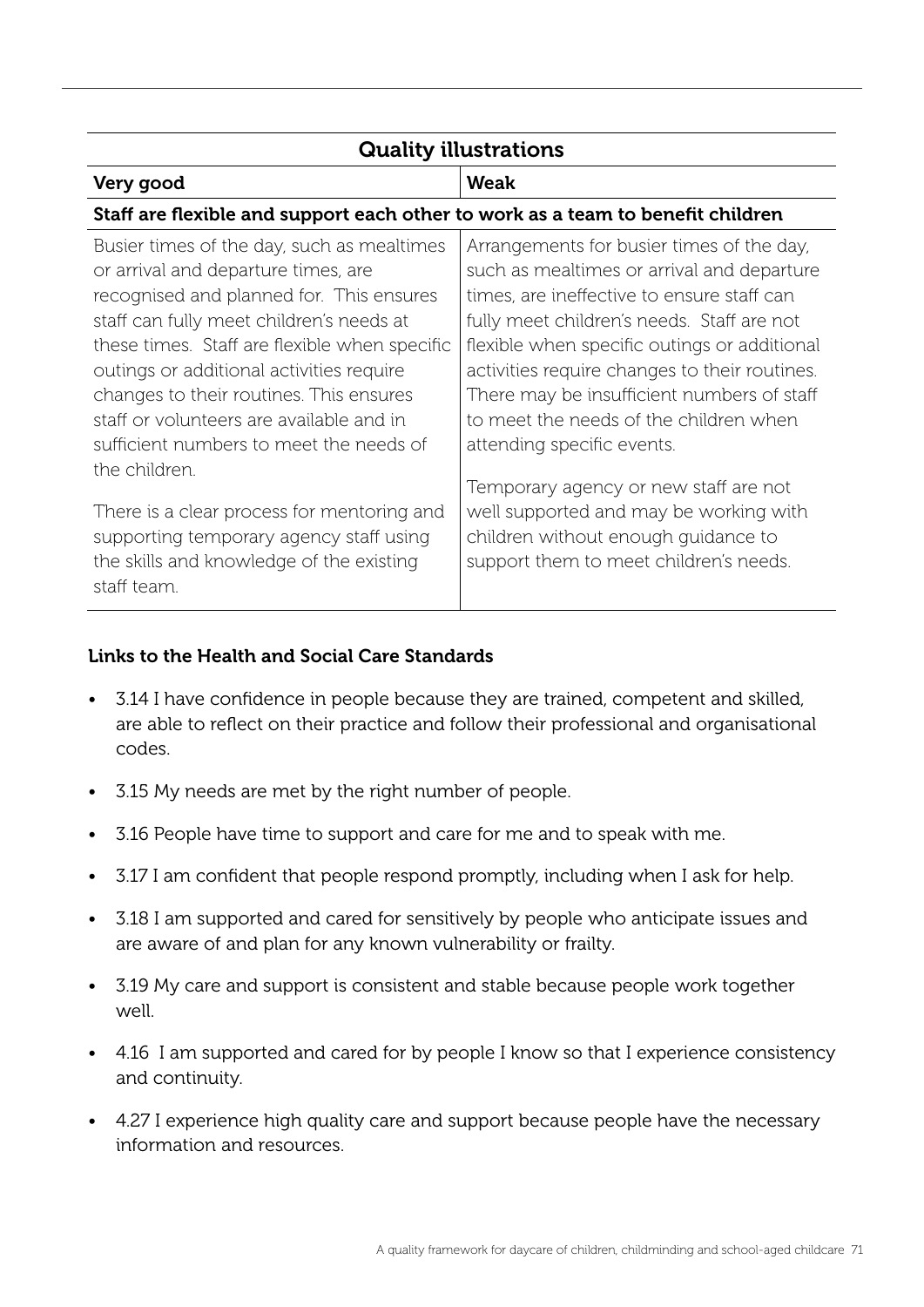| Quality illustrations | |
|---|---|
| **Very good** | **Weak** |
| **Staff are flexible and support each other to work as a team to benefit children** | |
| Busier times of the day, such as mealtimes or arrival and departure times, are recognised and planned for. This ensures staff can fully meet children's needs at these times. Staff are flexible when specific outings or additional activities require changes to their routines. This ensures staff or volunteers are available and in sufficient numbers to meet the needs of the children.<br><br>There is a clear process for mentoring and supporting temporary agency staff using the skills and knowledge of the existing staff team. | Arrangements for busier times of the day, such as mealtimes or arrival and departure times, are ineffective to ensure staff can fully meet children's needs. Staff are not flexible when specific outings or additional activities require changes to their routines. There may be insufficient numbers of staff to meet the needs of the children when attending specific events.<br><br>Temporary agency or new staff are not well supported and may be working with children without enough guidance to support them to meet children's needs. |

**Links to the Health and Social Care Standards**

- 3.14 I have confidence in people because they are trained, competent and skilled, are able to reflect on their practice and follow their professional and organisational codes.
- 3.15 My needs are met by the right number of people.
- 3.16 People have time to support and care for me and to speak with me.
- 3.17 I am confident that people respond promptly, including when I ask for help.
- 3.18 I am supported and cared for sensitively by people who anticipate issues and are aware of and plan for any known vulnerability or frailty.
- 3.19 My care and support is consistent and stable because people work together well.
- 4.16 I am supported and cared for by people I know so that I experience consistency and continuity.
- 4.27 I experience high quality care and support because people have the necessary information and resources.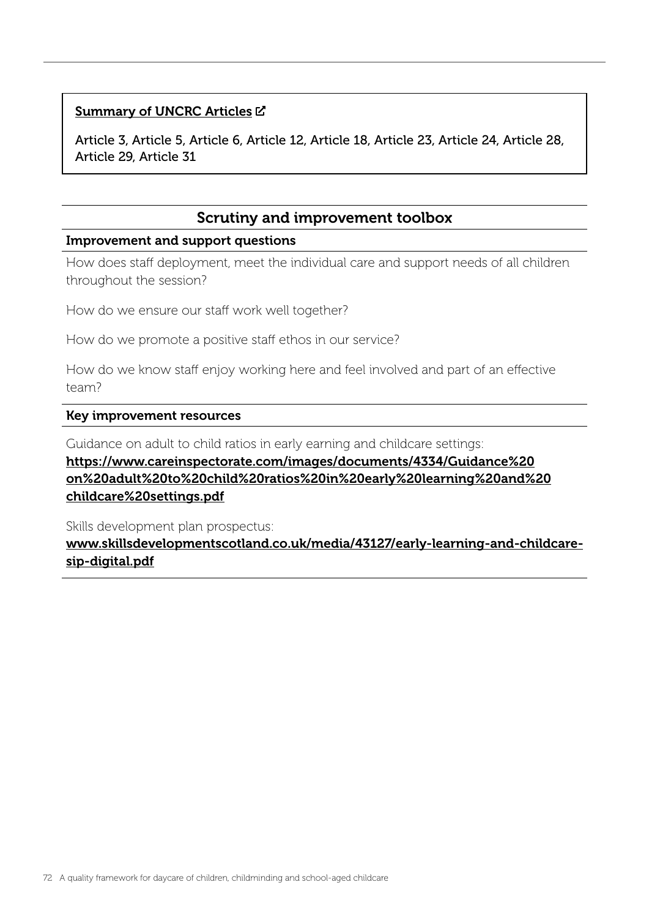**Summary of UNCRC Articles**

Article 3, Article 5, Article 6, Article 12, Article 18, Article 23, Article 24, Article 28, Article 29, Article 31

## Scrutiny and improvement toolbox

### Improvement and support questions

How does staff deployment, meet the individual care and support needs of all children throughout the session?

How do we ensure our staff work well together?

How do we promote a positive staff ethos in our service?

How do we know staff enjoy working here and feel involved and part of an effective team?

### Key improvement resources

Guidance on adult to child ratios in early earning and childcare settings:
**https://www.careinspectorate.com/images/documents/4334/Guidance%20on%20adult%20to%20child%20ratios%20in%20early%20learning%20and%20childcare%20settings.pdf**

Skills development plan prospectus:
**www.skillsdevelopmentscotland.co.uk/media/43127/early-learning-and-childcare-sip-digital.pdf**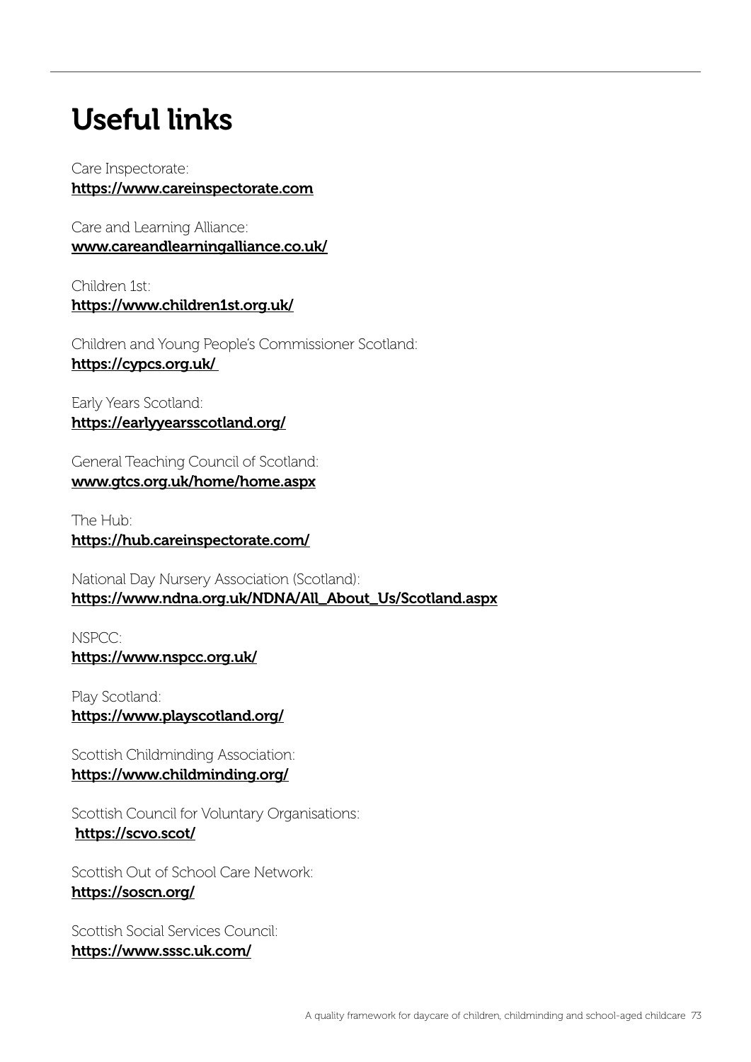# Useful links

Care Inspectorate:
**https://www.careinspectorate.com**

Care and Learning Alliance:
**www.careandlearningalliance.co.uk/**

Children 1st:
**https://www.children1st.org.uk/**

Children and Young People's Commissioner Scotland:
**https://cypcs.org.uk/**

Early Years Scotland:
**https://earlyyearsscotland.org/**

General Teaching Council of Scotland:
**www.gtcs.org.uk/home/home.aspx**

The Hub:
**https://hub.careinspectorate.com/**

National Day Nursery Association (Scotland):
**https://www.ndna.org.uk/NDNA/All_About_Us/Scotland.aspx**

NSPCC:
**https://www.nspcc.org.uk/**

Play Scotland:
**https://www.playscotland.org/**

Scottish Childminding Association:
**https://www.childminding.org/**

Scottish Council for Voluntary Organisations:
**https://scvo.scot/**

Scottish Out of School Care Network:
**https://soscn.org/**

Scottish Social Services Council:
**https://www.sssc.uk.com/**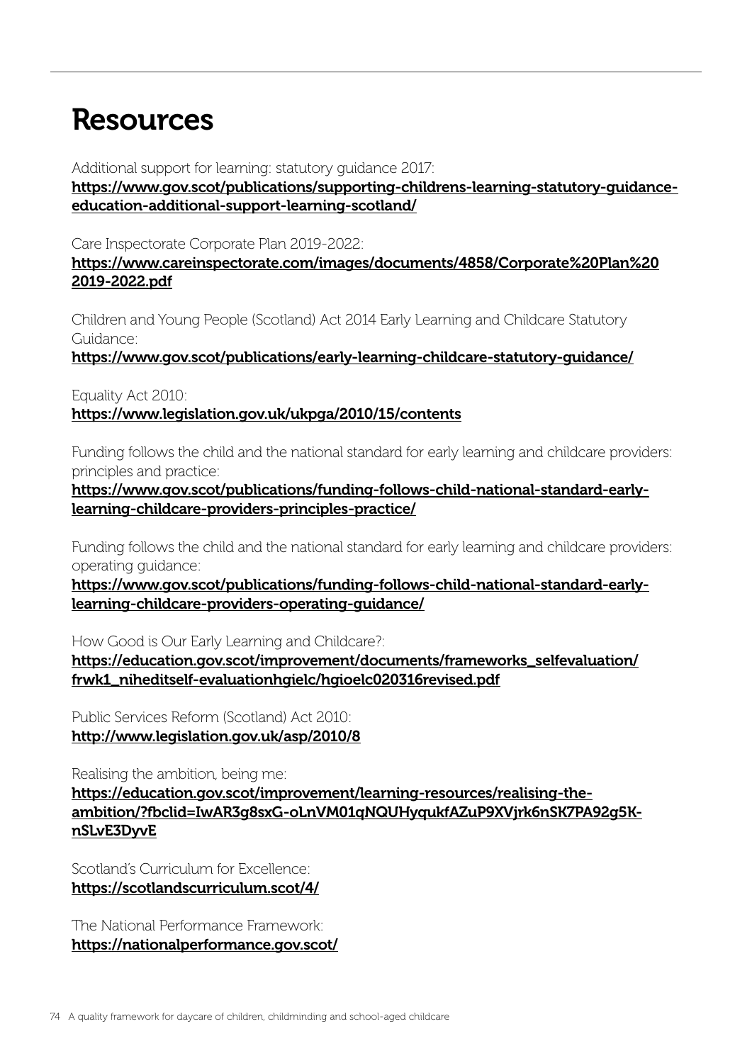# Resources

Additional support for learning: statutory guidance 2017:
https://www.gov.scot/publications/supporting-childrens-learning-statutory-guidance-education-additional-support-learning-scotland/

Care Inspectorate Corporate Plan 2019-2022:
https://www.careinspectorate.com/images/documents/4858/Corporate%20Plan%20 2019-2022.pdf

Children and Young People (Scotland) Act 2014 Early Learning and Childcare Statutory Guidance:
https://www.gov.scot/publications/early-learning-childcare-statutory-guidance/

Equality Act 2010:
https://www.legislation.gov.uk/ukpga/2010/15/contents

Funding follows the child and the national standard for early learning and childcare providers: principles and practice:
https://www.gov.scot/publications/funding-follows-child-national-standard-early-learning-childcare-providers-principles-practice/

Funding follows the child and the national standard for early learning and childcare providers: operating guidance:
https://www.gov.scot/publications/funding-follows-child-national-standard-early-learning-childcare-providers-operating-guidance/

How Good is Our Early Learning and Childcare?:
https://education.gov.scot/improvement/documents/frameworks_selfevaluation/frwk1_niheditself-evaluationhgielc/hgioelc020316revised.pdf

Public Services Reform (Scotland) Act 2010:
http://www.legislation.gov.uk/asp/2010/8

Realising the ambition, being me:
https://education.gov.scot/improvement/learning-resources/realising-the-ambition/?fbclid=IwAR3g8sxG-oLnVM01qNQUHyqukfAZuP9XVjrk6nSK7PA92g5K-nSLvE3DyvE

Scotland's Curriculum for Excellence:
https://scotlandscurriculum.scot/4/

The National Performance Framework:
https://nationalperformance.gov.scot/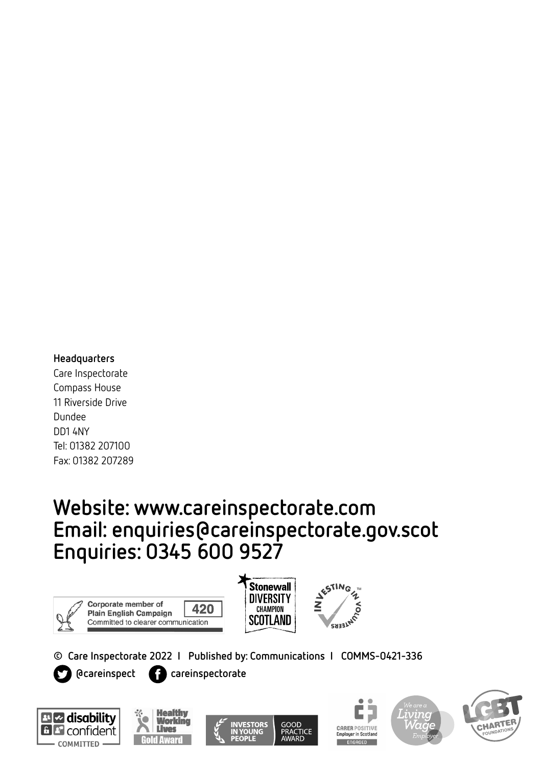**Headquarters**

Care Inspectorate
Compass House
11 Riverside Drive
Dundee
DD1 4NY
Tel: 01382 207100
Fax: 01382 207289

## Website: www.careinspectorate.com
## Email: enquiries@careinspectorate.gov.scot
## Enquiries: 0345 600 9527

Corporate member of Plain English Campaign 420
Committed to clearer communication

Stonewall DIVERSITY CHAMPION SCOTLAND

INVESTING IN VOLUNTEERS

© Care Inspectorate 2022 | Published by: Communications | COMMS-0421-336

@careinspect    careinspectorate

disability confident COMMITTED

Healthy Working Lives Gold Award

INVESTORS IN YOUNG PEOPLE GOOD PRACTICE AWARD

CARER POSITIVE Employer in Scotland ENGAGED

We are a Living Wage Employer

LGBT CHARTER FOUNDATIONS